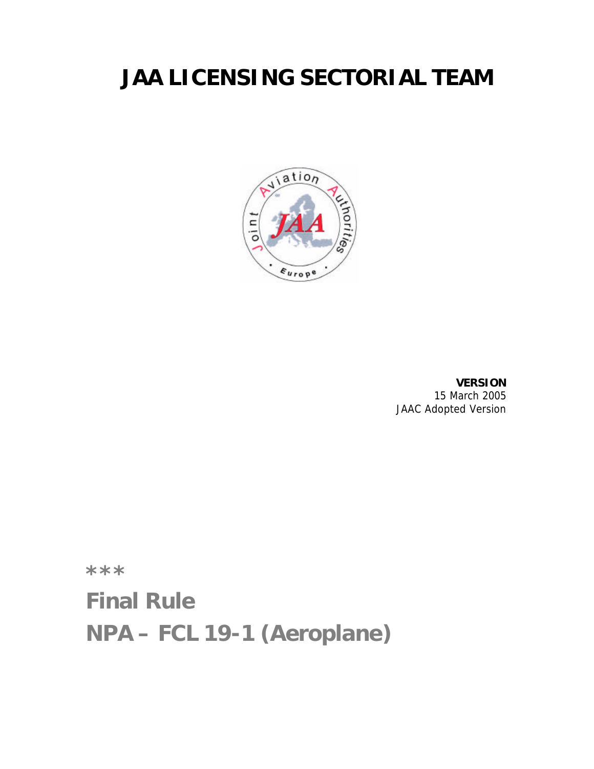# JAA LICENSING SECTORIAL TEAM

**VERSION**
15 March 2005
JAAC Adopted Version

***

## Final Rule
## NPA – FCL 19-1 (Aeroplane)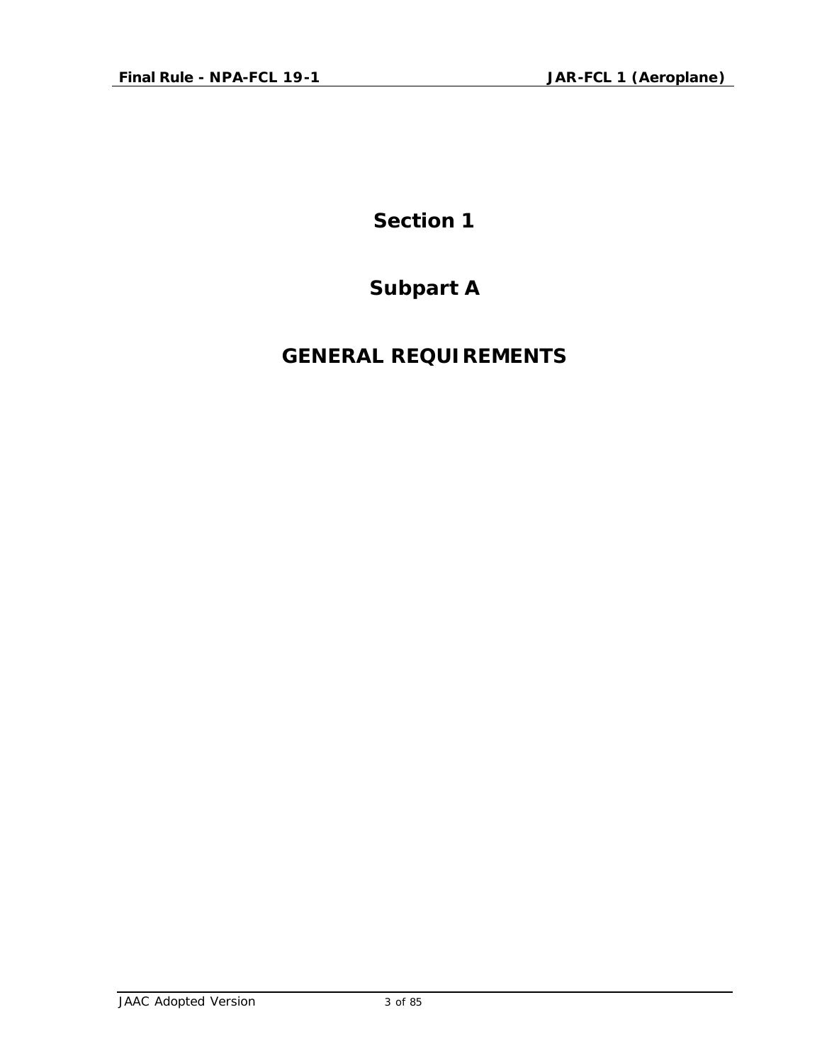# Section 1

## Subpart A

## GENERAL REQUIREMENTS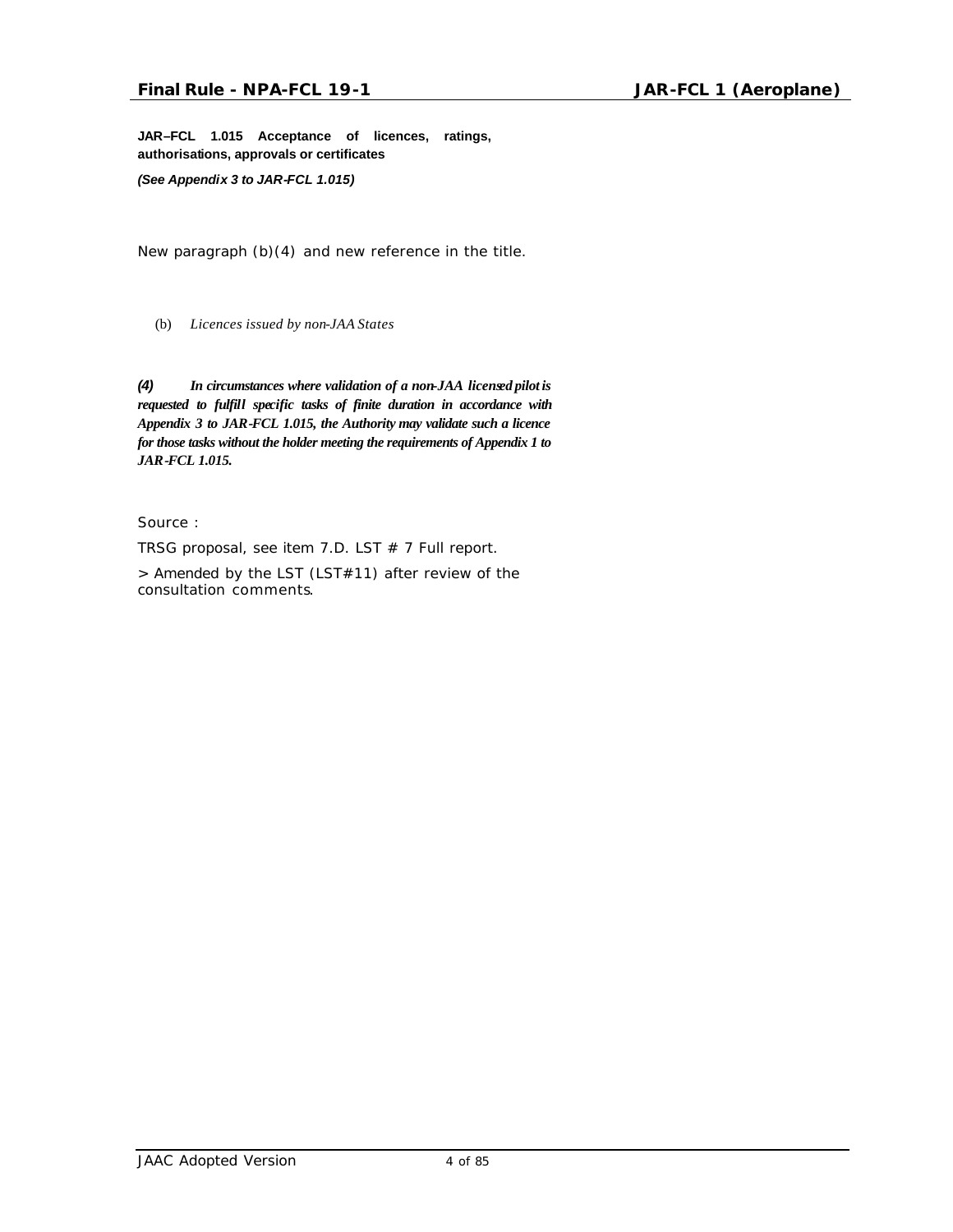**JAR–FCL 1.015 Acceptance of licences, ratings, authorisations, approvals or certificates**

***(See Appendix 3 to JAR-FCL 1.015)***

New paragraph (b)(4) and new reference in the title.

(b) *Licences issued by non-JAA States*

***(4) In circumstances where validation of a non-JAA licensed pilot is requested to fulfill specific tasks of finite duration in accordance with Appendix 3 to JAR-FCL 1.015, the Authority may validate such a licence for those tasks without the holder meeting the requirements of Appendix 1 to JAR-FCL 1.015.***

Source :

TRSG proposal, see item 7.D. LST # 7 Full report.

> Amended by the LST (LST#11) after review of the consultation comments.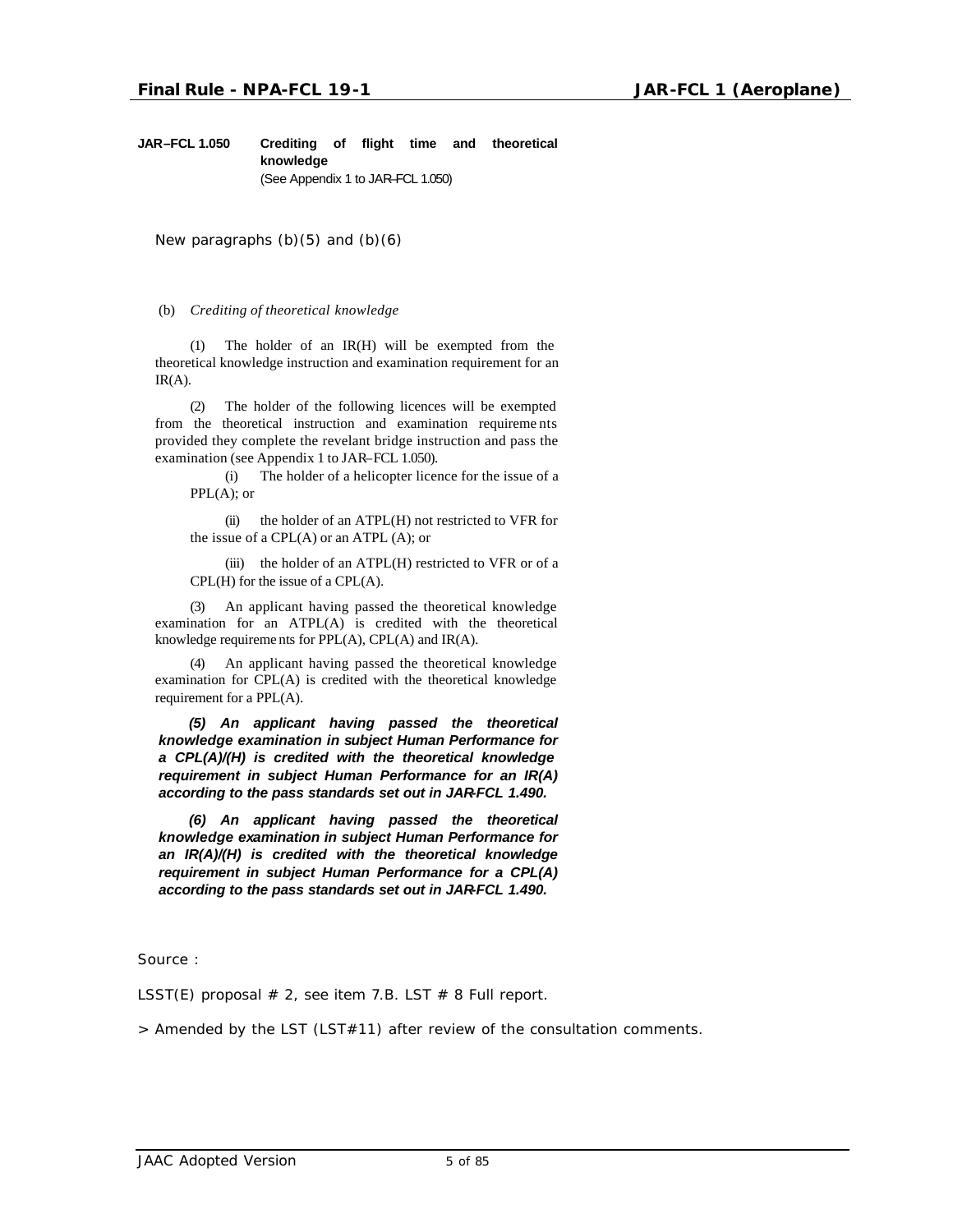**JAR–FCL 1.050 Crediting of flight time and theoretical knowledge**
(See Appendix 1 to JAR–FCL 1.050)

New paragraphs (b)(5) and (b)(6)

(b) *Crediting of theoretical knowledge*

(1) The holder of an IR(H) will be exempted from the theoretical knowledge instruction and examination requirement for an IR(A).

(2) The holder of the following licences will be exempted from the theoretical instruction and examination requirements provided they complete the revelant bridge instruction and pass the examination (see Appendix 1 to JAR–FCL 1.050).

(i) The holder of a helicopter licence for the issue of a PPL(A); or

(ii) the holder of an ATPL(H) not restricted to VFR for the issue of a CPL(A) or an ATPL (A); or

(iii) the holder of an ATPL(H) restricted to VFR or of a CPL(H) for the issue of a CPL(A).

(3) An applicant having passed the theoretical knowledge examination for an ATPL(A) is credited with the theoretical knowledge requirements for PPL(A), CPL(A) and IR(A).

(4) An applicant having passed the theoretical knowledge examination for CPL(A) is credited with the theoretical knowledge requirement for a PPL(A).

***(5) An applicant having passed the theoretical knowledge examination in subject Human Performance for a CPL(A)/(H) is credited with the theoretical knowledge requirement in subject Human Performance for an IR(A) according to the pass standards set out in JAR-FCL 1.490.***

***(6) An applicant having passed the theoretical knowledge examination in subject Human Performance for an IR(A)/(H) is credited with the theoretical knowledge requirement in subject Human Performance for a CPL(A) according to the pass standards set out in JAR-FCL 1.490.***

Source :

LSST(E) proposal # 2, see item 7.B. LST # 8 Full report.

> Amended by the LST (LST#11) after review of the consultation comments.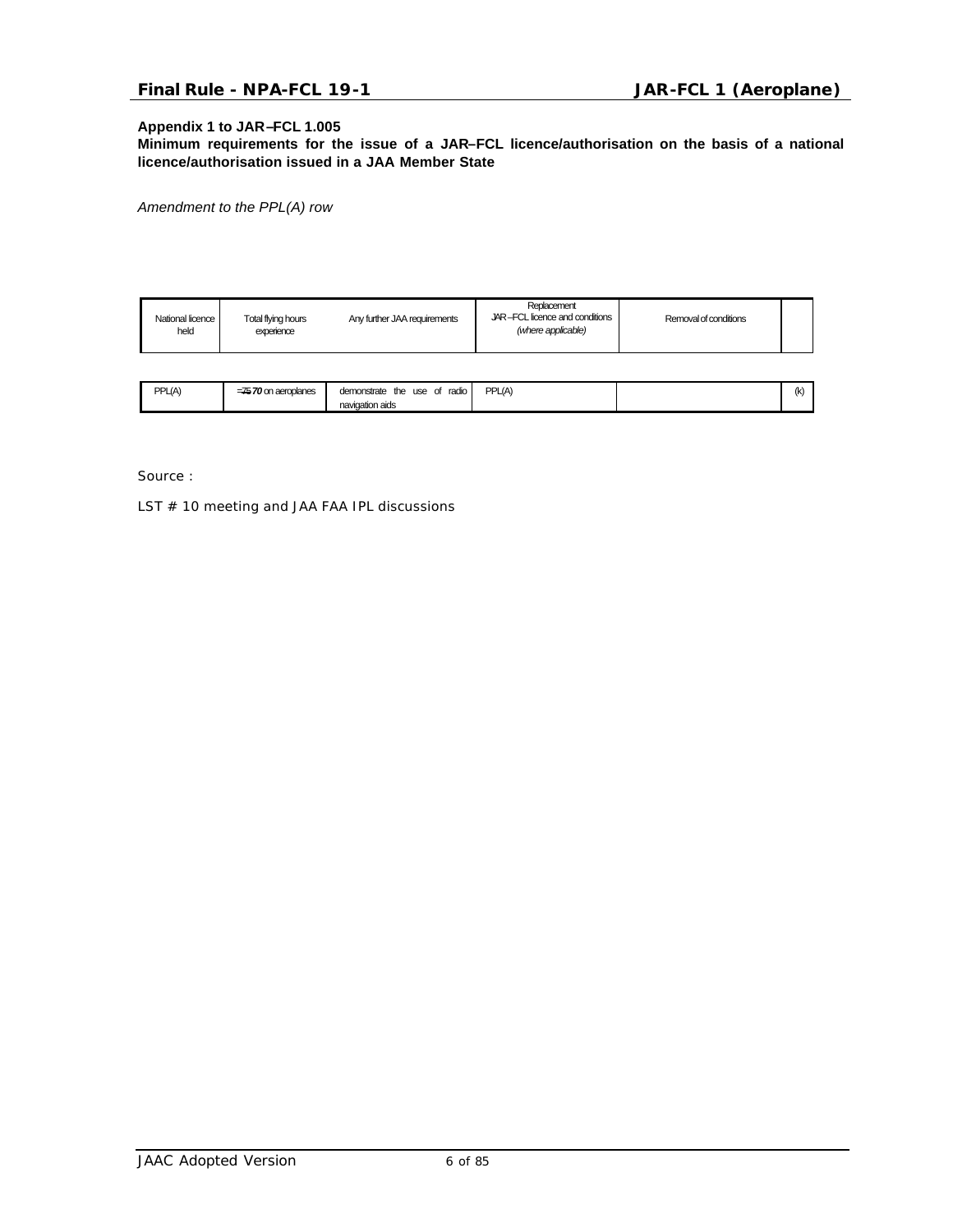**Appendix 1 to JAR–FCL 1.005**
**Minimum requirements for the issue of a JAR–FCL licence/authorisation on the basis of a national licence/authorisation issued in a JAA Member State**

*Amendment to the PPL(A) row*

| National licence held | Total flying hours experience | Any further JAA requirements | Replacement JAR–FCL licence and conditions *(where applicable)* | Removal of conditions | |
|---|---|---|---|---|---|
| PPL(A) | ≥ ~~75~~ ***70*** on aeroplanes | demonstrate the use of radio navigation aids | PPL(A) | | (k) |

Source :

LST # 10 meeting and JAA FAA IPL discussions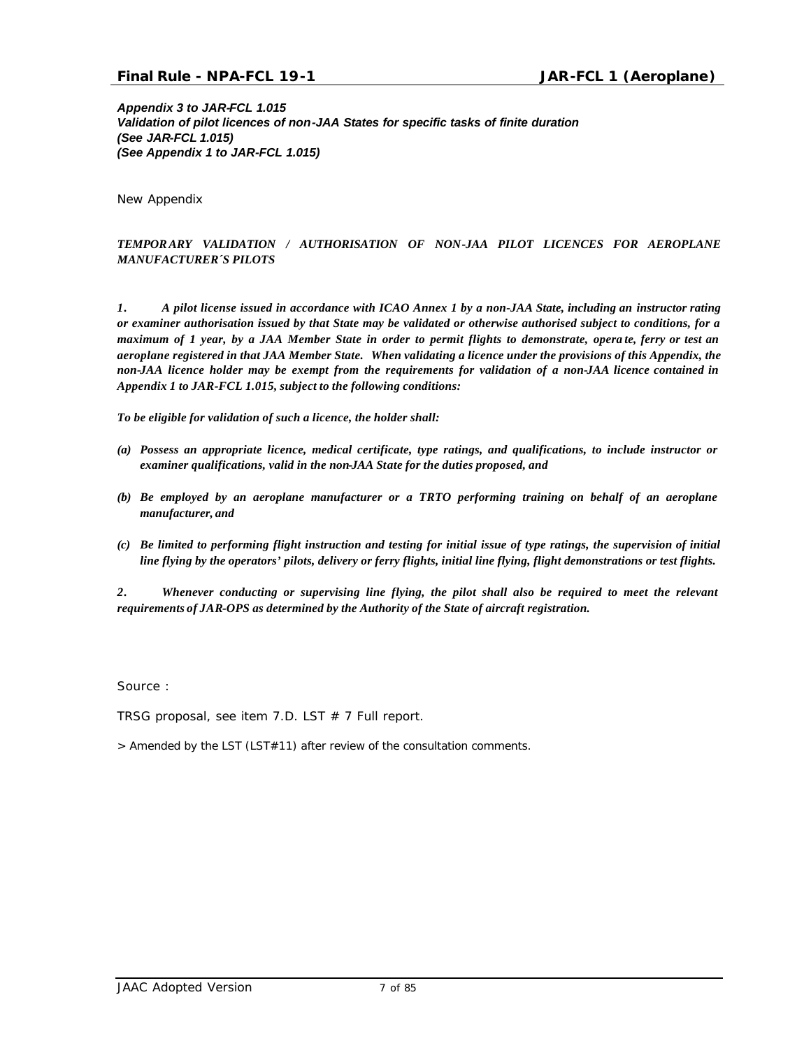***Appendix 3 to JAR-FCL 1.015***
***Validation of pilot licences of non-JAA States for specific tasks of finite duration***
***(See JAR-FCL 1.015)***
***(See Appendix 1 to JAR-FCL 1.015)***

New Appendix

***TEMPORARY VALIDATION / AUTHORISATION OF NON-JAA PILOT LICENCES FOR AEROPLANE MANUFACTURER´S PILOTS***

***1. A pilot license issued in accordance with ICAO Annex 1 by a non-JAA State, including an instructor rating or examiner authorisation issued by that State may be validated or otherwise authorised subject to conditions, for a maximum of 1 year, by a JAA Member State in order to permit flights to demonstrate, operate, ferry or test an aeroplane registered in that JAA Member State. When validating a licence under the provisions of this Appendix, the non-JAA licence holder may be exempt from the requirements for validation of a non-JAA licence contained in Appendix 1 to JAR-FCL 1.015, subject to the following conditions:***

***To be eligible for validation of such a licence, the holder shall:***

***(a) Possess an appropriate licence, medical certificate, type ratings, and qualifications, to include instructor or examiner qualifications, valid in the non-JAA State for the duties proposed, and***

***(b) Be employed by an aeroplane manufacturer or a TRTO performing training on behalf of an aeroplane manufacturer, and***

***(c) Be limited to performing flight instruction and testing for initial issue of type ratings, the supervision of initial line flying by the operators' pilots, delivery or ferry flights, initial line flying, flight demonstrations or test flights.***

***2. Whenever conducting or supervising line flying, the pilot shall also be required to meet the relevant requirements of JAR-OPS as determined by the Authority of the State of aircraft registration.***

Source :

TRSG proposal, see item 7.D. LST # 7 Full report.

> Amended by the LST (LST#11) after review of the consultation comments.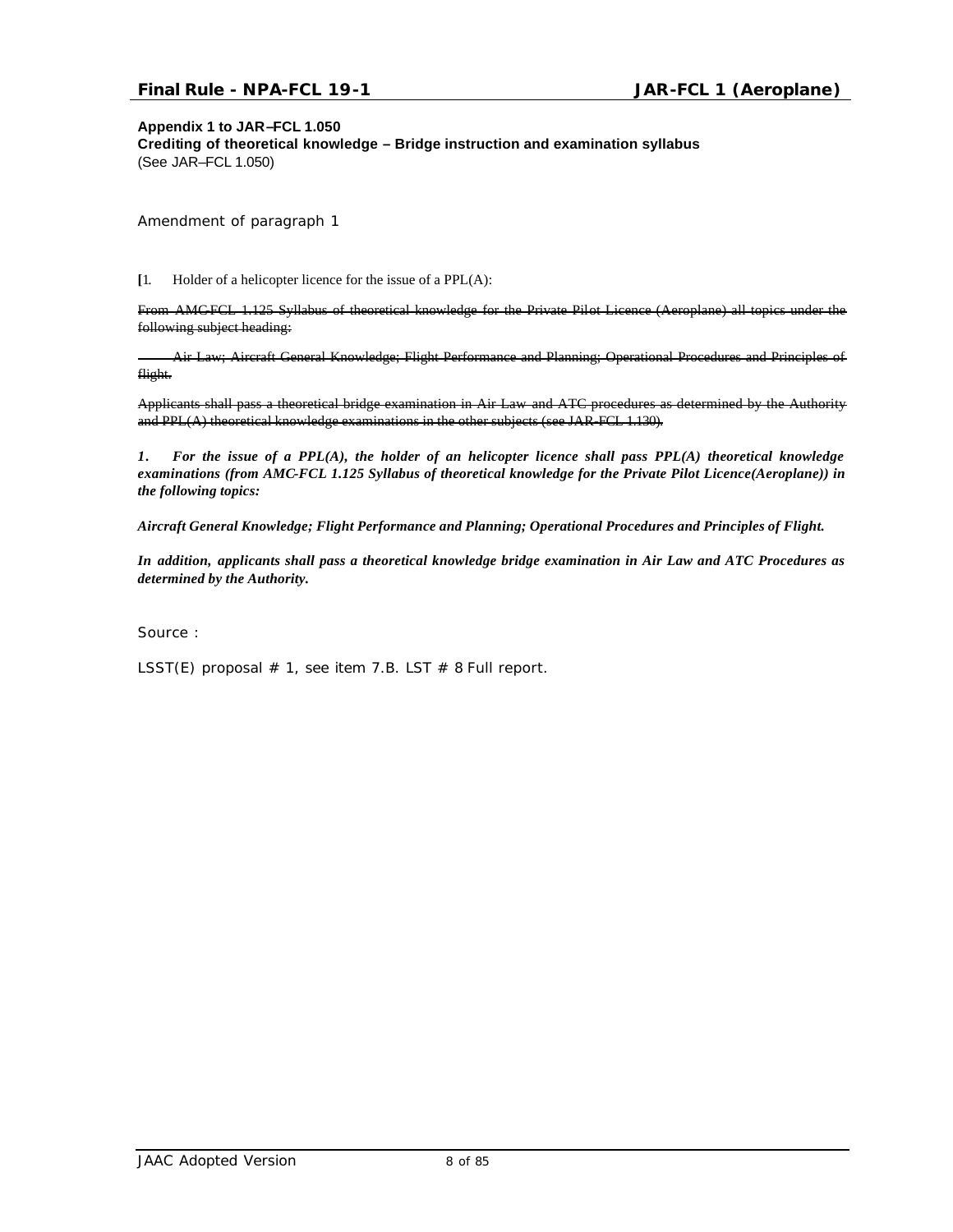**Appendix 1 to JAR–FCL 1.050**
**Crediting of theoretical knowledge – Bridge instruction and examination syllabus**
(See JAR–FCL 1.050)

Amendment of paragraph 1

[1. Holder of a helicopter licence for the issue of a PPL(A):

~~From AMC-FCL 1.125 Syllabus of theoretical knowledge for the Private Pilot Licence (Aeroplane) all topics under the following subject heading:~~

~~Air Law; Aircraft General Knowledge; Flight Performance and Planning; Operational Procedures and Principles of flight.~~

~~Applicants shall pass a theoretical bridge examination in Air Law and ATC procedures as determined by the Authority and PPL(A) theoretical knowledge examinations in the other subjects (see JAR-FCL 1.130).~~

***1. For the issue of a PPL(A), the holder of an helicopter licence shall pass PPL(A) theoretical knowledge examinations (from AMC-FCL 1.125 Syllabus of theoretical knowledge for the Private Pilot Licence(Aeroplane)) in the following topics:***

***Aircraft General Knowledge; Flight Performance and Planning; Operational Procedures and Principles of Flight.***

***In addition, applicants shall pass a theoretical knowledge bridge examination in Air Law and ATC Procedures as determined by the Authority.***

Source :

LSST(E) proposal # 1, see item 7.B. LST # 8 Full report.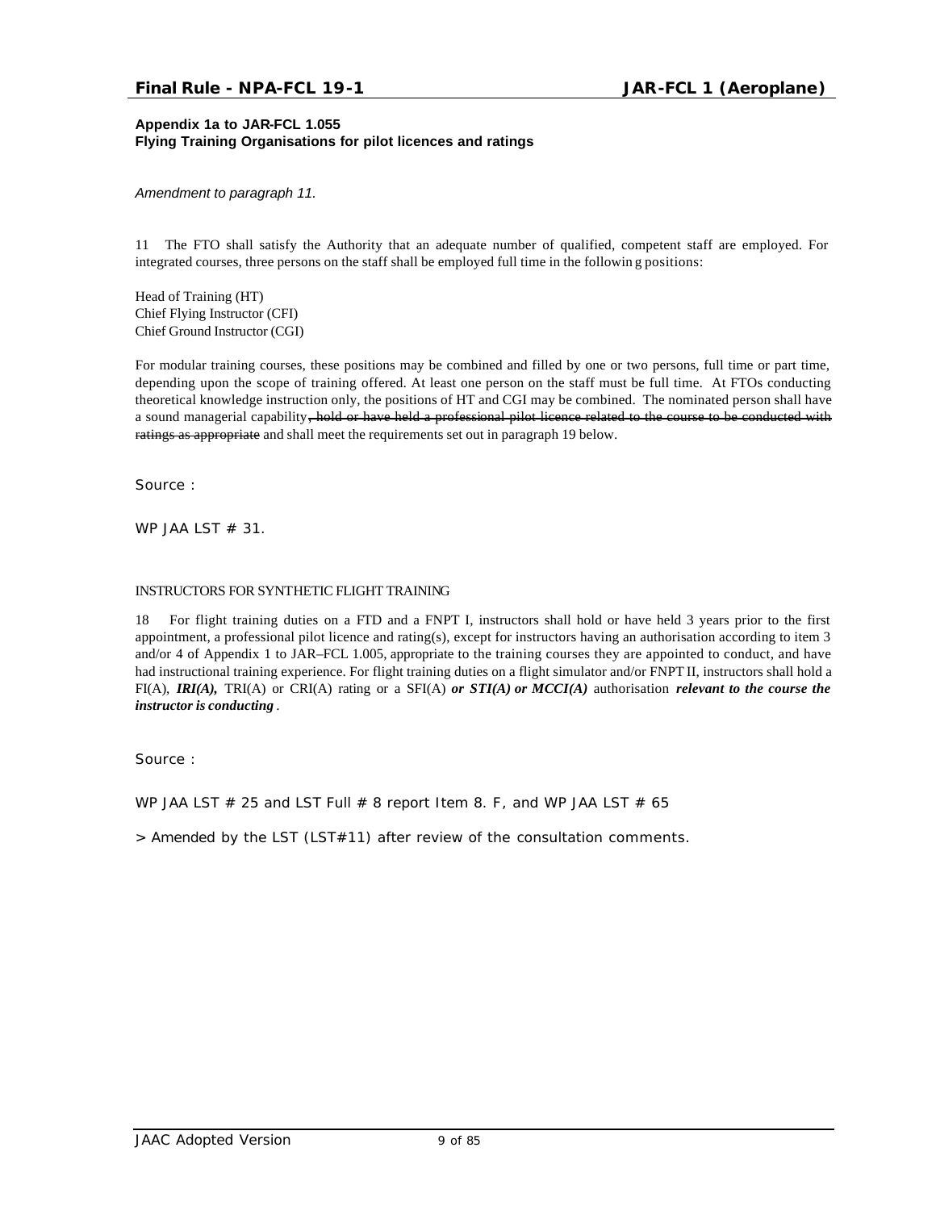**Appendix 1a to JAR-FCL 1.055**
**Flying Training Organisations for pilot licences and ratings**

*Amendment to paragraph 11.*

11 The FTO shall satisfy the Authority that an adequate number of qualified, competent staff are employed. For integrated courses, three persons on the staff shall be employed full time in the following positions:

Head of Training (HT)
Chief Flying Instructor (CFI)
Chief Ground Instructor (CGI)

For modular training courses, these positions may be combined and filled by one or two persons, full time or part time, depending upon the scope of training offered. At least one person on the staff must be full time. At FTOs conducting theoretical knowledge instruction only, the positions of HT and CGI may be combined. The nominated person shall have a sound managerial capability~~, hold or have held a professional pilot licence related to the course to be conducted with ratings as appropriate~~ and shall meet the requirements set out in paragraph 19 below.

Source :

WP JAA LST # 31.

INSTRUCTORS FOR SYNTHETIC FLIGHT TRAINING

18 For flight training duties on a FTD and a FNPT I, instructors shall hold or have held 3 years prior to the first appointment, a professional pilot licence and rating(s), except for instructors having an authorisation according to item 3 and/or 4 of Appendix 1 to JAR–FCL 1.005, appropriate to the training courses they are appointed to conduct, and have had instructional training experience. For flight training duties on a flight simulator and/or FNPT II, instructors shall hold a FI(A), ***IRI(A),*** TRI(A) or CRI(A) rating or a SFI(A) ***or STI(A) or MCCI(A)*** authorisation ***relevant to the course the instructor is conducting*** .

Source :

WP JAA LST # 25 and LST Full # 8 report Item 8. F, and WP JAA LST # 65

> Amended by the LST (LST#11) after review of the consultation comments.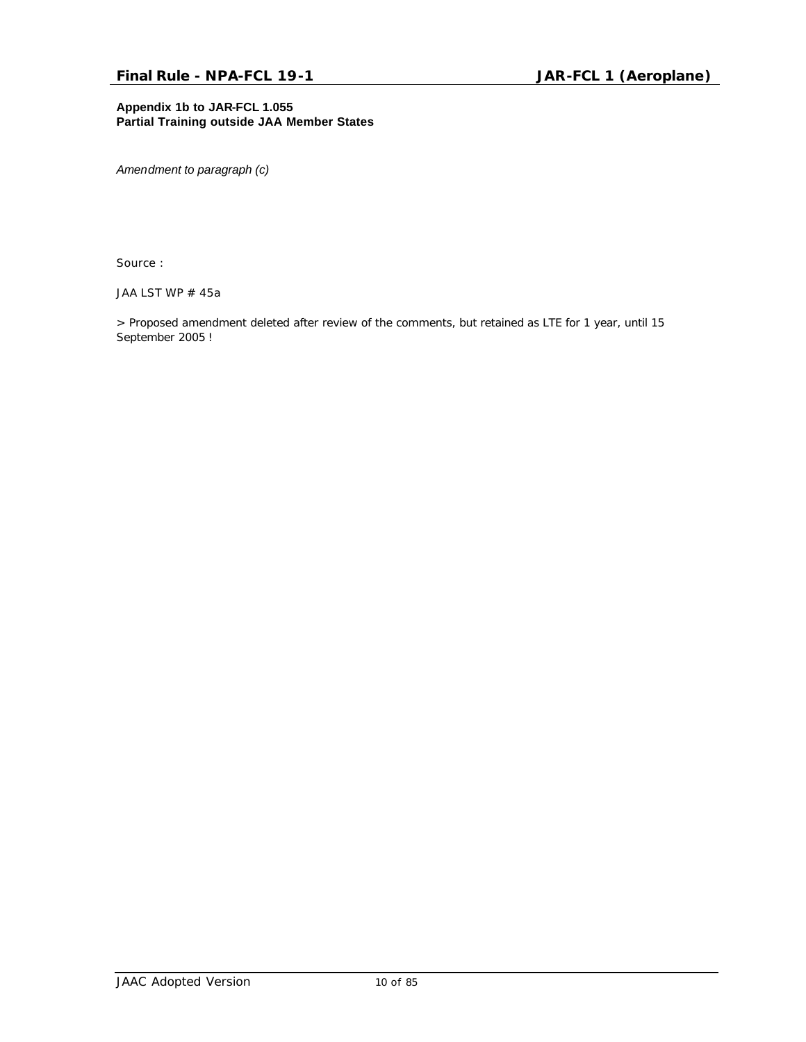**Appendix 1b to JAR-FCL 1.055**
**Partial Training outside JAA Member States**

*Amendment to paragraph (c)*

Source :

JAA LST WP # 45a

> Proposed amendment deleted after review of the comments, but retained as LTE for 1 year, until 15 September 2005 !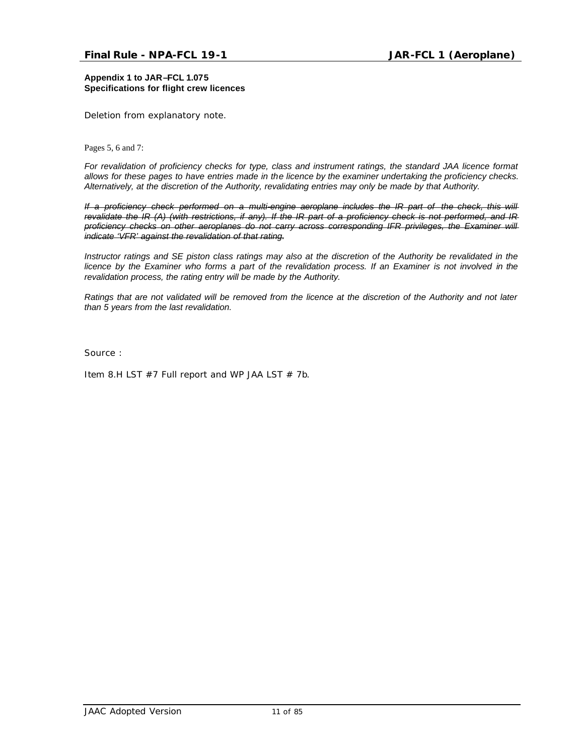**Appendix 1 to JAR–FCL 1.075**
**Specifications for flight crew licences**

Deletion from explanatory note.

Pages 5, 6 and 7:

*For revalidation of proficiency checks for type, class and instrument ratings, the standard JAA licence format allows for these pages to have entries made in the licence by the examiner undertaking the proficiency checks. Alternatively, at the discretion of the Authority, revalidating entries may only be made by that Authority.*

~~*If a proficiency check performed on a multi-engine aeroplane includes the IR part of the check, this will revalidate the IR (A) (with restrictions, if any). If the IR part of a proficiency check is not performed, and IR proficiency checks on other aeroplanes do not carry across corresponding IFR privileges, the Examiner will indicate 'VFR' against the revalidation of that rating.*~~

*Instructor ratings and SE piston class ratings may also at the discretion of the Authority be revalidated in the licence by the Examiner who forms a part of the revalidation process. If an Examiner is not involved in the revalidation process, the rating entry will be made by the Authority.*

*Ratings that are not validated will be removed from the licence at the discretion of the Authority and not later than 5 years from the last revalidation.*

Source :

Item 8.H LST #7 Full report and WP JAA LST # 7b.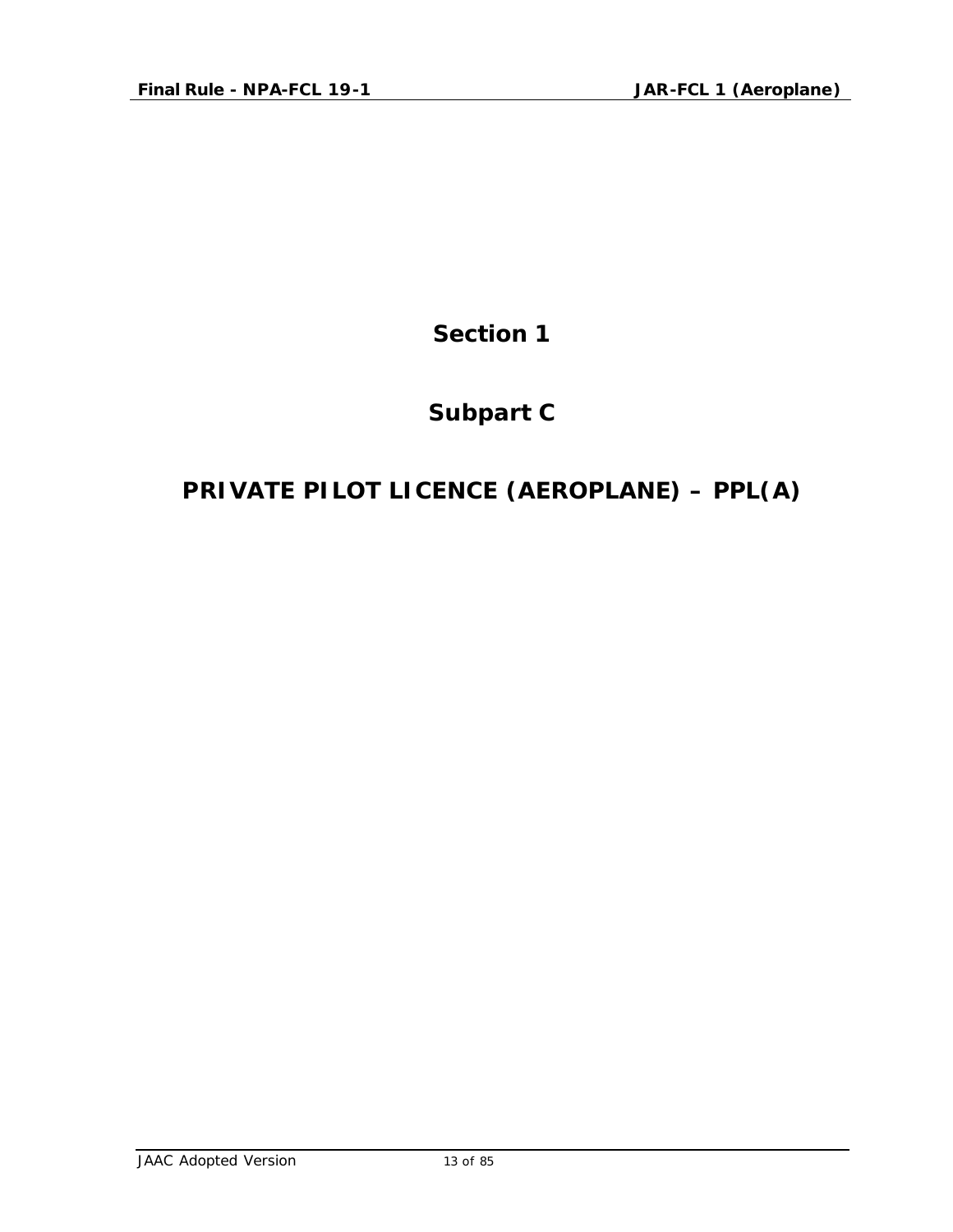# Section 1

# Subpart C

# PRIVATE PILOT LICENCE (AEROPLANE) – PPL(A)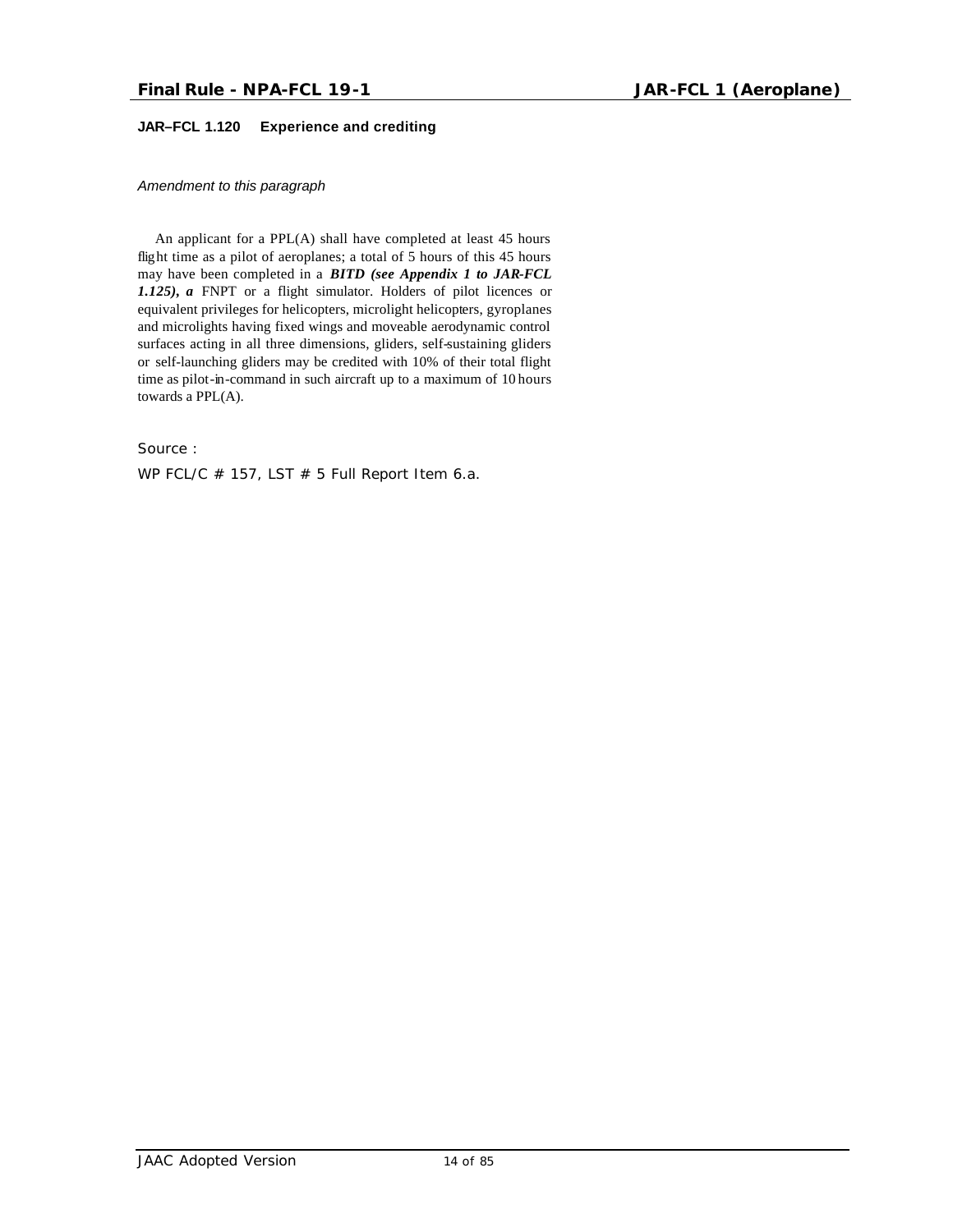**JAR–FCL 1.120 Experience and crediting**

*Amendment to this paragraph*

An applicant for a PPL(A) shall have completed at least 45 hours flight time as a pilot of aeroplanes; a total of 5 hours of this 45 hours may have been completed in a ***BITD (see Appendix 1 to JAR-FCL 1.125), a*** FNPT or a flight simulator. Holders of pilot licences or equivalent privileges for helicopters, microlight helicopters, gyroplanes and microlights having fixed wings and moveable aerodynamic control surfaces acting in all three dimensions, gliders, self-sustaining gliders or self-launching gliders may be credited with 10% of their total flight time as pilot-in-command in such aircraft up to a maximum of 10 hours towards a PPL(A).

Source :

WP FCL/C # 157, LST # 5 Full Report Item 6.a.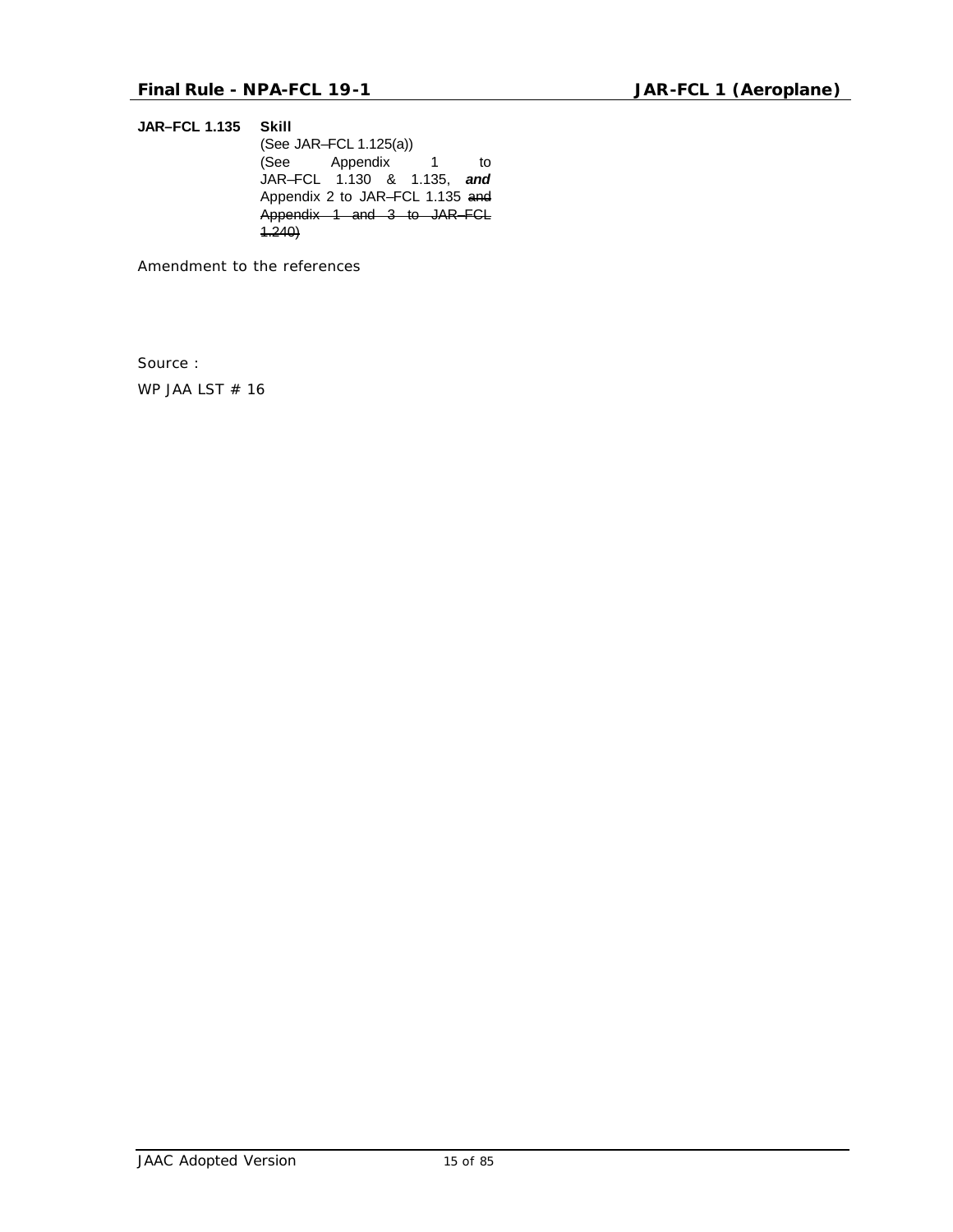**JAR–FCL 1.135 Skill**

(See JAR–FCL 1.125(a))
(See Appendix 1 to JAR–FCL 1.130 & 1.135, ***and*** Appendix 2 to JAR–FCL 1.135 ~~and Appendix 1 and 3 to JAR–FCL 1.240~~)

Amendment to the references

Source :

WP JAA LST # 16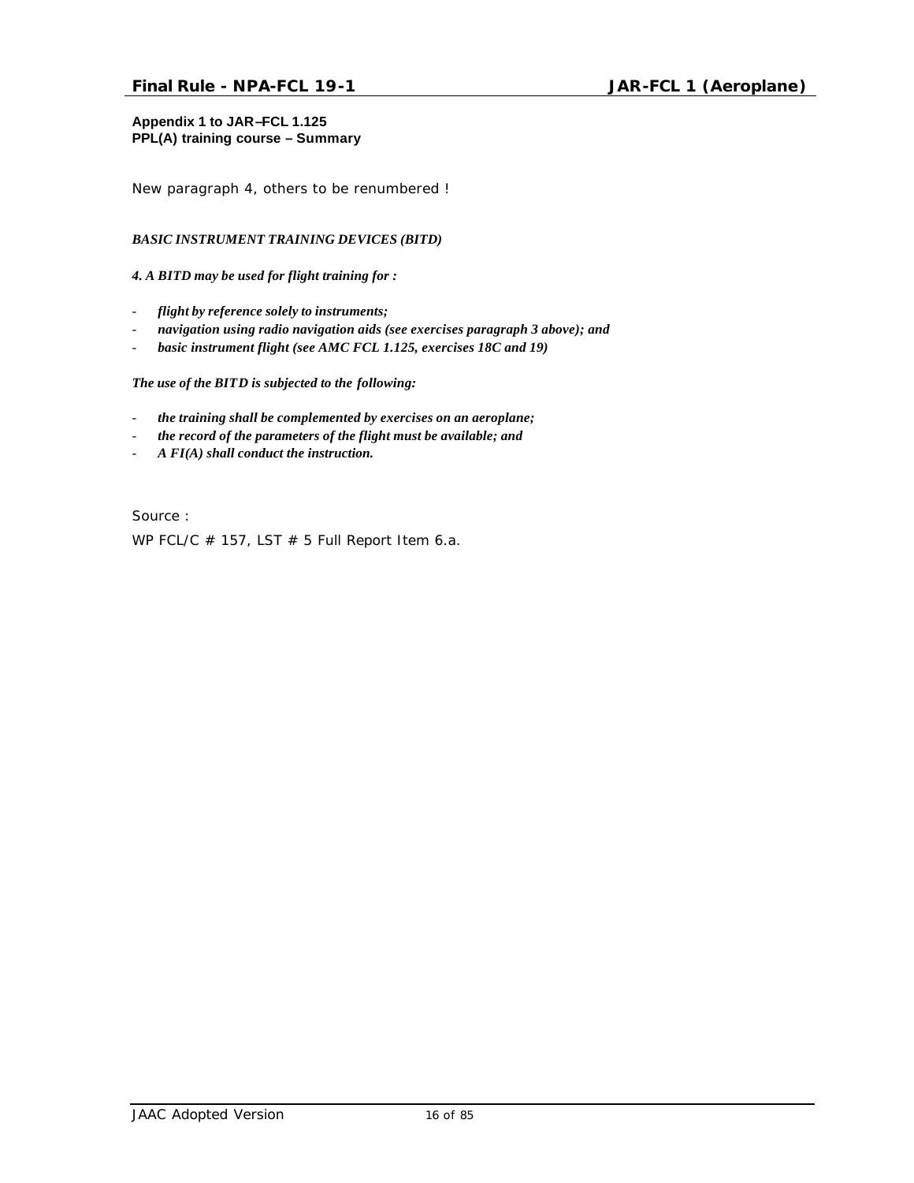**Appendix 1 to JAR–FCL 1.125**
**PPL(A) training course – Summary**

New paragraph 4, others to be renumbered !

***BASIC INSTRUMENT TRAINING DEVICES (BITD)***

***4. A BITD may be used for flight training for :***

- ***flight by reference solely to instruments;***
- ***navigation using radio navigation aids (see exercises paragraph 3 above); and***
- ***basic instrument flight (see AMC FCL 1.125, exercises 18C and 19)***

***The use of the BITD is subjected to the following:***

- ***the training shall be complemented by exercises on an aeroplane;***
- ***the record of the parameters of the flight must be available; and***
- ***A FI(A) shall conduct the instruction.***

Source :

WP FCL/C # 157, LST # 5 Full Report Item 6.a.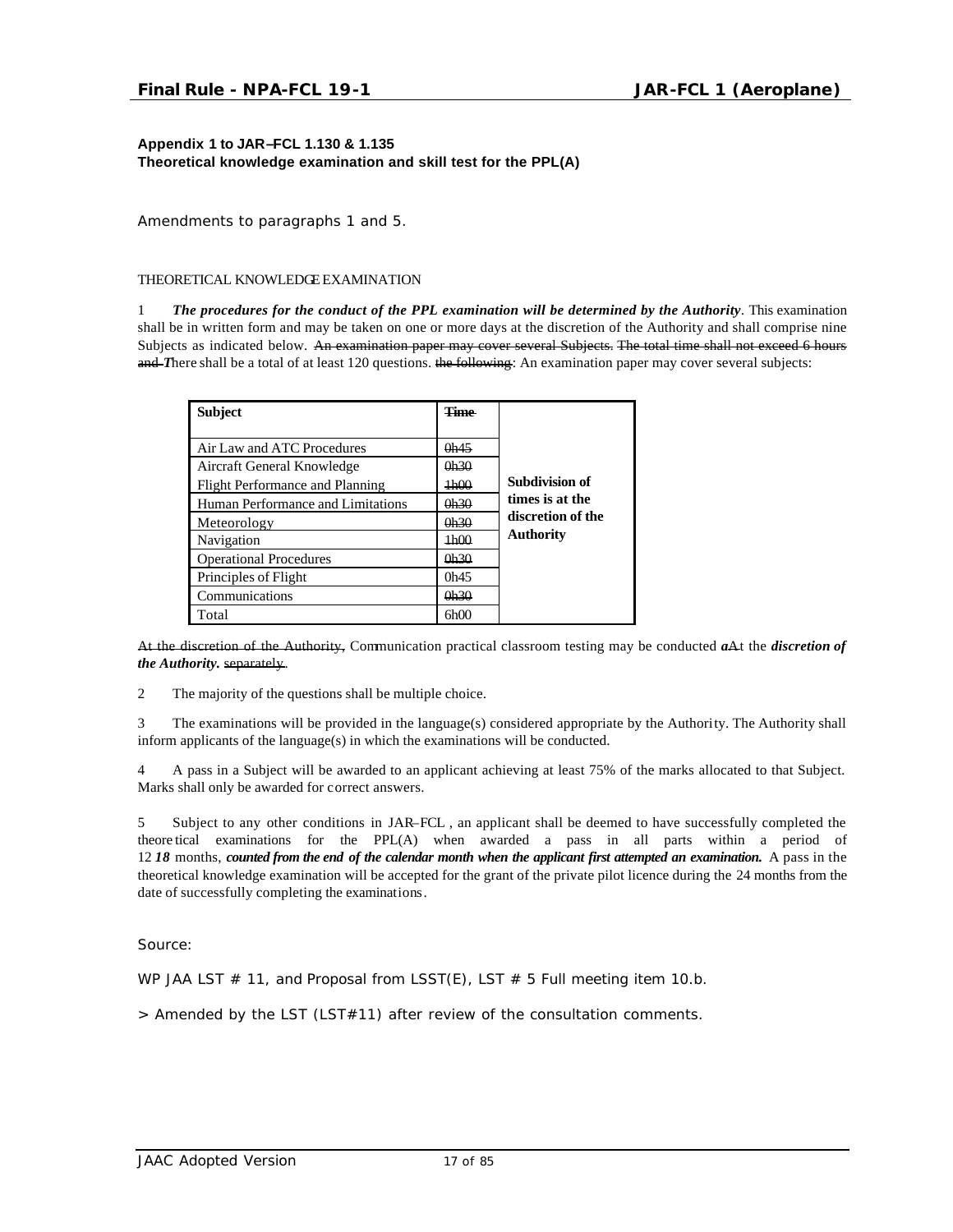**Appendix 1 to JAR–FCL 1.130 & 1.135**
**Theoretical knowledge examination and skill test for the PPL(A)**

Amendments to paragraphs 1 and 5.

THEORETICAL KNOWLEDGE EXAMINATION

1 ***The procedures for the conduct of the PPL examination will be determined by the Authority***. This examination shall be in written form and may be taken on one or more days at the discretion of the Authority and shall comprise nine Subjects as indicated below. ~~An examination paper may cover several Subjects.~~ ~~The total time shall not exceed 6 hours and t~~***T***here shall be a total of at least 120 questions. ~~the following~~: An examination paper may cover several subjects:

| **Subject** | ~~**Time**~~ | |
|---|---|---|
| Air Law and ATC Procedures | ~~0h45~~ | **Subdivision of times is at the discretion of the Authority** |
| Aircraft General Knowledge | ~~0h30~~ | |
| Flight Performance and Planning | ~~1h00~~ | |
| Human Performance and Limitations | ~~0h30~~ | |
| Meteorology | ~~0h30~~ | |
| Navigation | ~~1h00~~ | |
| Operational Procedures | ~~0h30~~ | |
| Principles of Flight | 0h45 | |
| Communications | ~~0h30~~ | |
| Total | 6h00 | |

~~At the discretion of the Authority,~~ Communication practical classroom testing may be conducted ***a***~~A~~t the ***discretion of the Authority.*** ~~separately.~~

2 The majority of the questions shall be multiple choice.

3 The examinations will be provided in the language(s) considered appropriate by the Authority. The Authority shall inform applicants of the language(s) in which the examinations will be conducted.

4 A pass in a Subject will be awarded to an applicant achieving at least 75% of the marks allocated to that Subject. Marks shall only be awarded for correct answers.

5 Subject to any other conditions in JAR–FCL, an applicant shall be deemed to have successfully completed the theoretical examinations for the PPL(A) when awarded a pass in all parts within a period of ~~12~~ ***18*** months, ***counted from the end of the calendar month when the applicant first attempted an examination.*** A pass in the theoretical knowledge examination will be accepted for the grant of the private pilot licence during the 24 months from the date of successfully completing the examinations.

Source:

WP JAA LST # 11, and Proposal from LSST(E), LST # 5 Full meeting item 10.b.

> Amended by the LST (LST#11) after review of the consultation comments.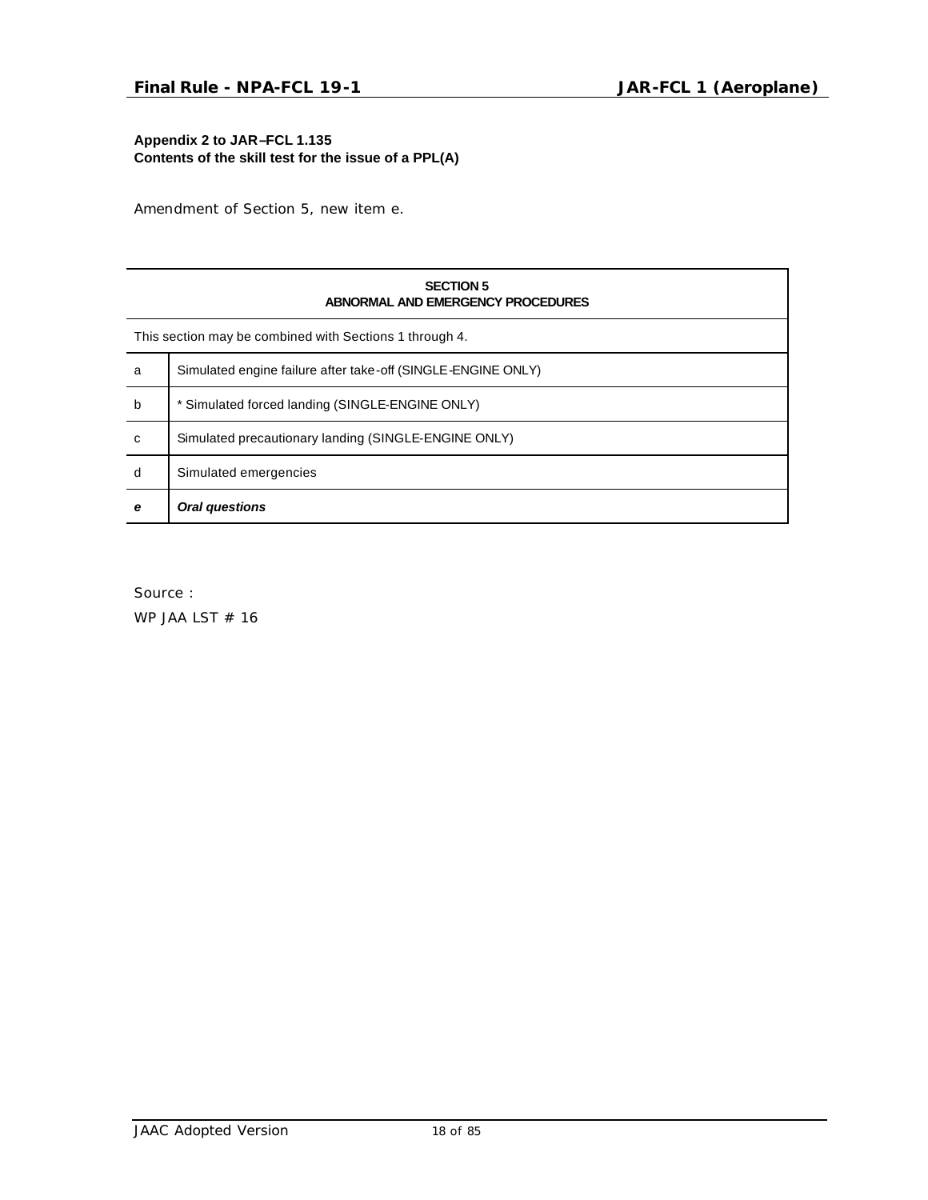**Appendix 2 to JAR–FCL 1.135**
**Contents of the skill test for the issue of a PPL(A)**

Amendment of Section 5, new item e.

| **SECTION 5**<br>**ABNORMAL AND EMERGENCY PROCEDURES** | |
|---|---|
| This section may be combined with Sections 1 through 4. | |
| a | Simulated engine failure after take-off (SINGLE-ENGINE ONLY) |
| b | * Simulated forced landing (SINGLE-ENGINE ONLY) |
| c | Simulated precautionary landing (SINGLE-ENGINE ONLY) |
| d | Simulated emergencies |
| ***e*** | ***Oral questions*** |

Source :

WP JAA LST # 16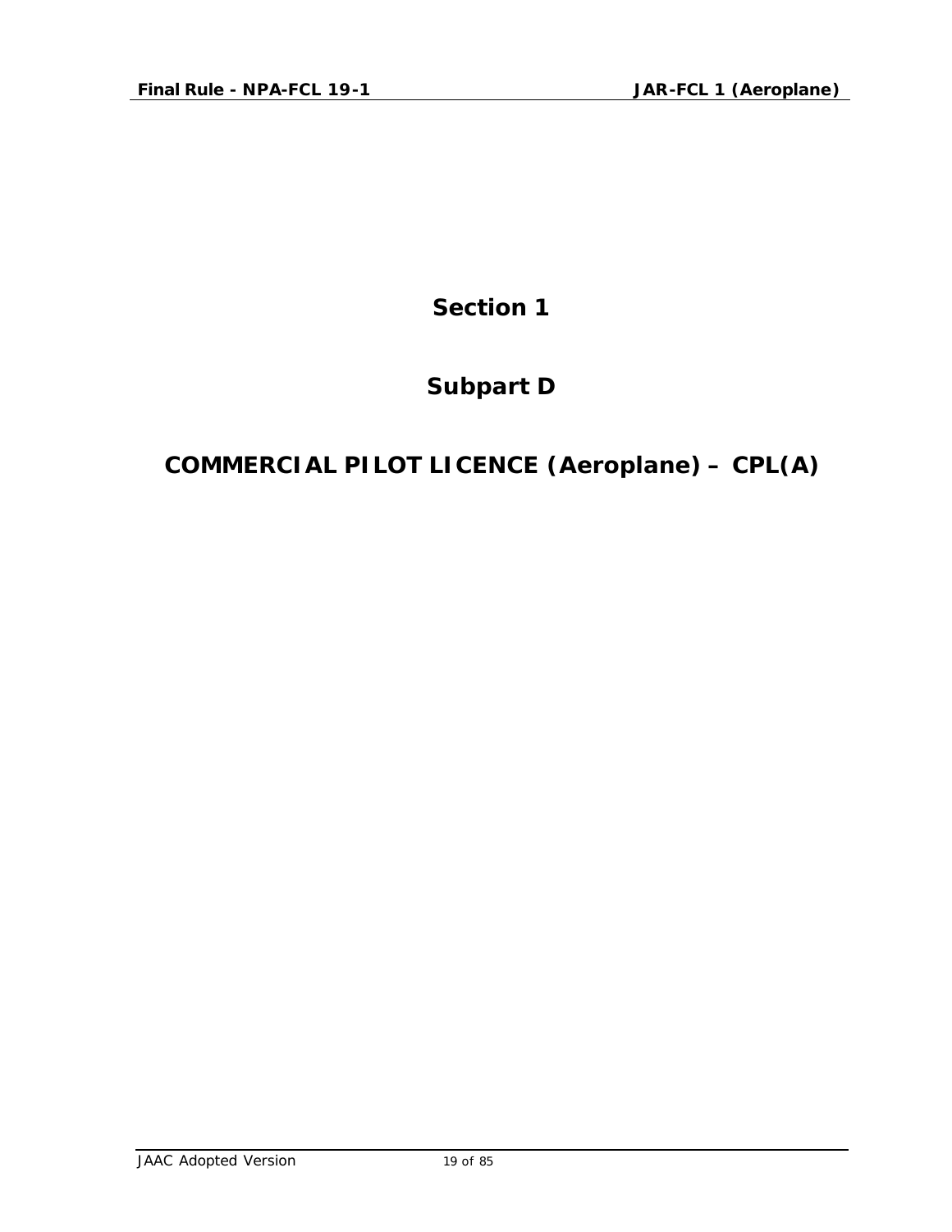# Section 1

# Subpart D

# COMMERCIAL PILOT LICENCE (Aeroplane) – CPL(A)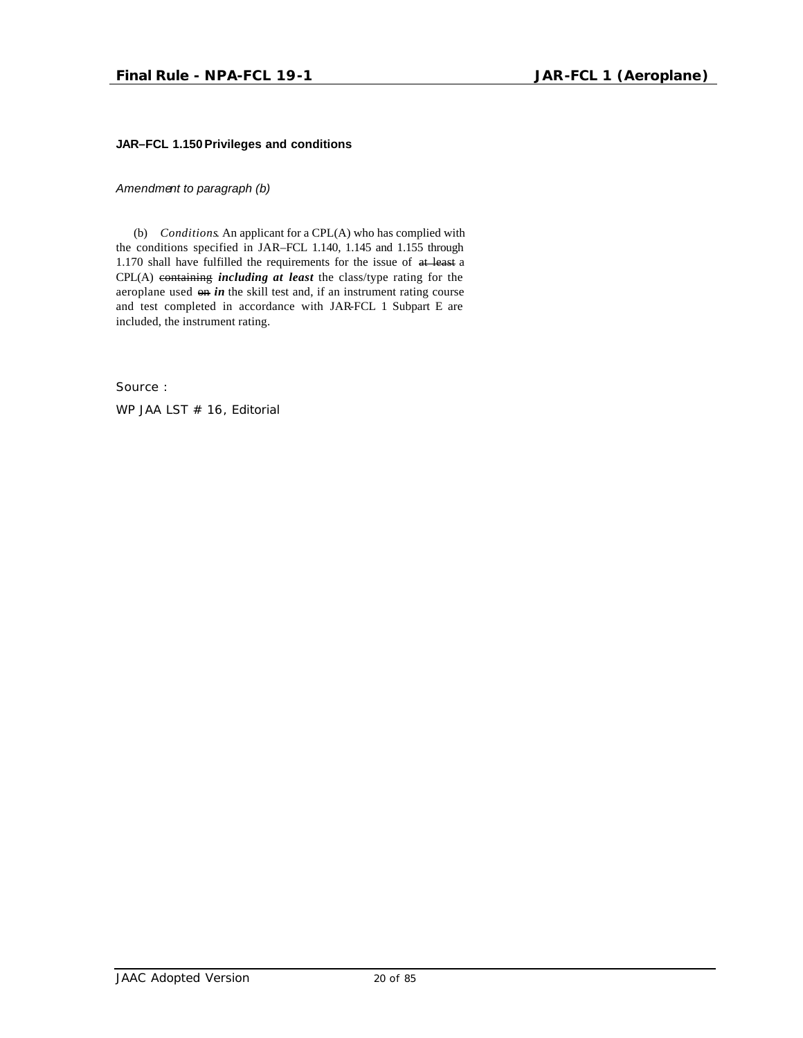**JAR–FCL 1.150 Privileges and conditions**

*Amendment to paragraph (b)*

(b) *Conditions*. An applicant for a CPL(A) who has complied with the conditions specified in JAR–FCL 1.140, 1.145 and 1.155 through 1.170 shall have fulfilled the requirements for the issue of ~~at least~~ a CPL(A) ~~containing~~ ***including at least*** the class/type rating for the aeroplane used ~~on~~ ***in*** the skill test and, if an instrument rating course and test completed in accordance with JAR-FCL 1 Subpart E are included, the instrument rating.

Source :

WP JAA LST # 16, Editorial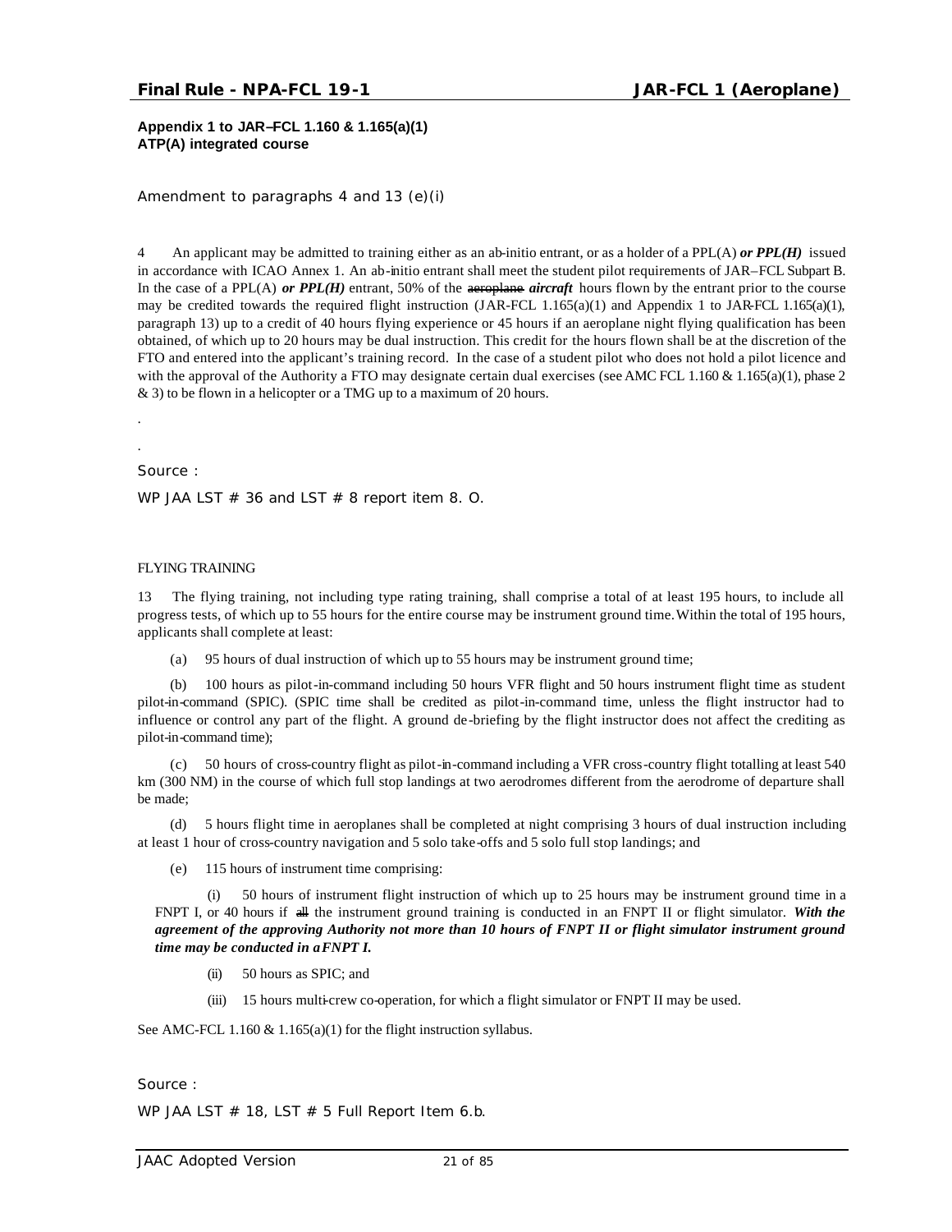**Appendix 1 to JAR–FCL 1.160 & 1.165(a)(1)**
**ATP(A) integrated course**

Amendment to paragraphs 4 and 13 (e)(i)

4 An applicant may be admitted to training either as an ab-initio entrant, or as a holder of a PPL(A) ***or PPL(H)*** issued in accordance with ICAO Annex 1. An ab-initio entrant shall meet the student pilot requirements of JAR–FCL Subpart B. In the case of a PPL(A) ***or PPL(H)*** entrant, 50% of the ~~aeroplane~~ ***aircraft*** hours flown by the entrant prior to the course may be credited towards the required flight instruction (JAR-FCL 1.165(a)(1) and Appendix 1 to JAR-FCL 1.165(a)(1), paragraph 13) up to a credit of 40 hours flying experience or 45 hours if an aeroplane night flying qualification has been obtained, of which up to 20 hours may be dual instruction. This credit for the hours flown shall be at the discretion of the FTO and entered into the applicant's training record. In the case of a student pilot who does not hold a pilot licence and with the approval of the Authority a FTO may designate certain dual exercises (see AMC FCL 1.160 & 1.165(a)(1), phase 2 & 3) to be flown in a helicopter or a TMG up to a maximum of 20 hours.

.

.

Source :

WP JAA LST # 36 and LST # 8 report item 8. O.

FLYING TRAINING

13 The flying training, not including type rating training, shall comprise a total of at least 195 hours, to include all progress tests, of which up to 55 hours for the entire course may be instrument ground time. Within the total of 195 hours, applicants shall complete at least:

(a) 95 hours of dual instruction of which up to 55 hours may be instrument ground time;

(b) 100 hours as pilot-in-command including 50 hours VFR flight and 50 hours instrument flight time as student pilot-in-command (SPIC). (SPIC time shall be credited as pilot-in-command time, unless the flight instructor had to influence or control any part of the flight. A ground de-briefing by the flight instructor does not affect the crediting as pilot-in-command time);

(c) 50 hours of cross-country flight as pilot-in-command including a VFR cross-country flight totalling at least 540 km (300 NM) in the course of which full stop landings at two aerodromes different from the aerodrome of departure shall be made;

(d) 5 hours flight time in aeroplanes shall be completed at night comprising 3 hours of dual instruction including at least 1 hour of cross-country navigation and 5 solo take-offs and 5 solo full stop landings; and

(e) 115 hours of instrument time comprising:

(i) 50 hours of instrument flight instruction of which up to 25 hours may be instrument ground time in a FNPT I, or 40 hours if ~~all~~ the instrument ground training is conducted in an FNPT II or flight simulator. ***With the agreement of the approving Authority not more than 10 hours of FNPT II or flight simulator instrument ground time may be conducted in a FNPT I.***

(ii) 50 hours as SPIC; and

(iii) 15 hours multi-crew co-operation, for which a flight simulator or FNPT II may be used.

See AMC-FCL 1.160 & 1.165(a)(1) for the flight instruction syllabus.

Source :

WP JAA LST # 18, LST # 5 Full Report Item 6.b.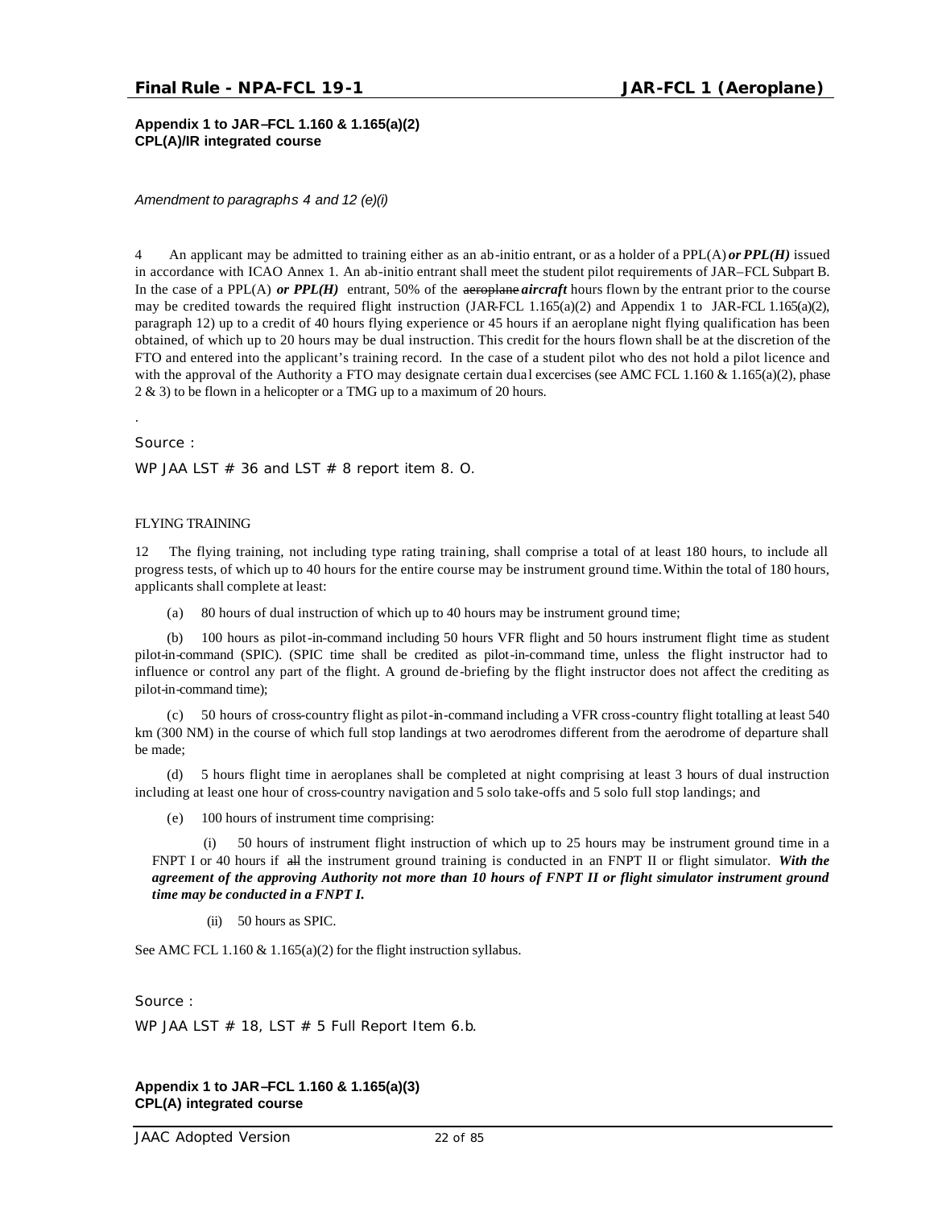**Appendix 1 to JAR–FCL 1.160 & 1.165(a)(2)**
**CPL(A)/IR integrated course**

*Amendment to paragraphs 4 and 12 (e)(i)*

4 An applicant may be admitted to training either as an ab-initio entrant, or as a holder of a PPL(A) ***or PPL(H)*** issued in accordance with ICAO Annex 1. An ab-initio entrant shall meet the student pilot requirements of JAR–FCL Subpart B. In the case of a PPL(A) ***or PPL(H)*** entrant, 50% of the ~~aeroplane~~ ***aircraft*** hours flown by the entrant prior to the course may be credited towards the required flight instruction (JAR-FCL 1.165(a)(2) and Appendix 1 to JAR-FCL 1.165(a)(2), paragraph 12) up to a credit of 40 hours flying experience or 45 hours if an aeroplane night flying qualification has been obtained, of which up to 20 hours may be dual instruction. This credit for the hours flown shall be at the discretion of the FTO and entered into the applicant's training record. In the case of a student pilot who des not hold a pilot licence and with the approval of the Authority a FTO may designate certain dual excercises (see AMC FCL 1.160 & 1.165(a)(2), phase 2 & 3) to be flown in a helicopter or a TMG up to a maximum of 20 hours.

.

Source :

WP JAA LST # 36 and LST # 8 report item 8. O.

FLYING TRAINING

12 The flying training, not including type rating training, shall comprise a total of at least 180 hours, to include all progress tests, of which up to 40 hours for the entire course may be instrument ground time. Within the total of 180 hours, applicants shall complete at least:

(a) 80 hours of dual instruction of which up to 40 hours may be instrument ground time;

(b) 100 hours as pilot-in-command including 50 hours VFR flight and 50 hours instrument flight time as student pilot-in-command (SPIC). (SPIC time shall be credited as pilot-in-command time, unless the flight instructor had to influence or control any part of the flight. A ground de-briefing by the flight instructor does not affect the crediting as pilot-in-command time);

(c) 50 hours of cross-country flight as pilot-in-command including a VFR cross-country flight totalling at least 540 km (300 NM) in the course of which full stop landings at two aerodromes different from the aerodrome of departure shall be made;

(d) 5 hours flight time in aeroplanes shall be completed at night comprising at least 3 hours of dual instruction including at least one hour of cross-country navigation and 5 solo take-offs and 5 solo full stop landings; and

(e) 100 hours of instrument time comprising:

(i) 50 hours of instrument flight instruction of which up to 25 hours may be instrument ground time in a FNPT I or 40 hours if ~~all~~ the instrument ground training is conducted in an FNPT II or flight simulator. ***With the agreement of the approving Authority not more than 10 hours of FNPT II or flight simulator instrument ground time may be conducted in a FNPT I.***

(ii) 50 hours as SPIC.

See AMC FCL 1.160 & 1.165(a)(2) for the flight instruction syllabus.

Source :

WP JAA LST # 18, LST # 5 Full Report Item 6.b.

**Appendix 1 to JAR–FCL 1.160 & 1.165(a)(3)**
**CPL(A) integrated course**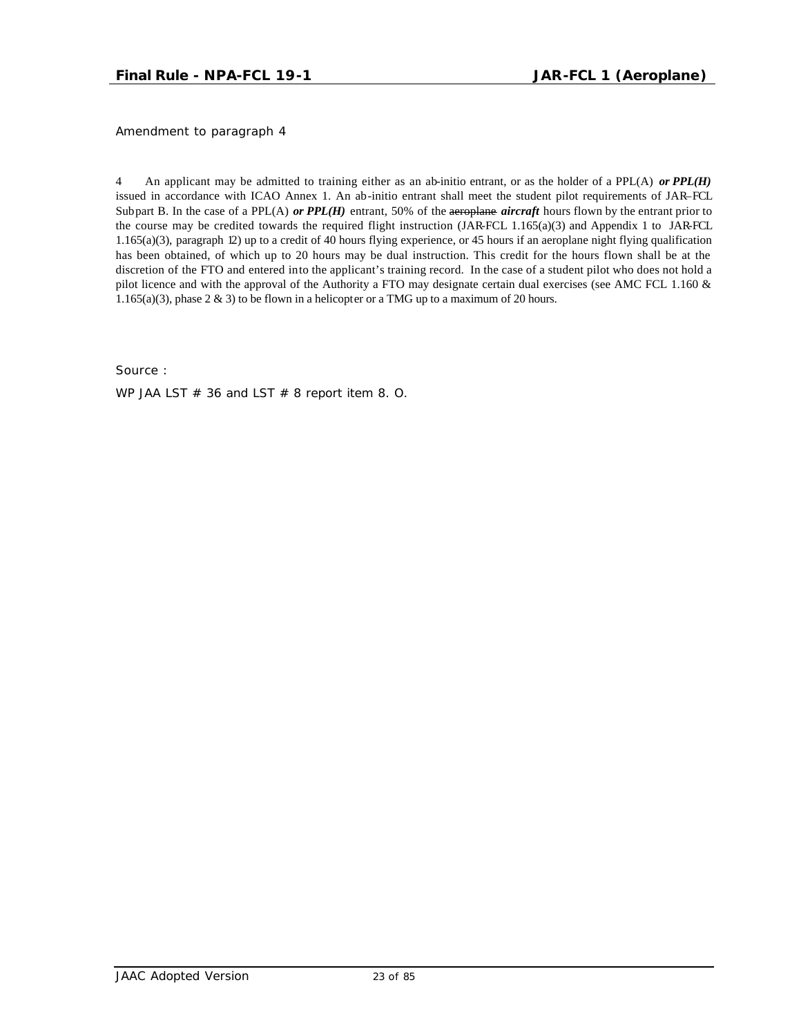Amendment to paragraph 4

4 An applicant may be admitted to training either as an ab-initio entrant, or as the holder of a PPL(A) ***or PPL(H)*** issued in accordance with ICAO Annex 1. An ab-initio entrant shall meet the student pilot requirements of JAR–FCL Subpart B. In the case of a PPL(A) ***or PPL(H)*** entrant, 50% of the ~~aeroplane~~ ***aircraft*** hours flown by the entrant prior to the course may be credited towards the required flight instruction (JAR-FCL 1.165(a)(3) and Appendix 1 to JAR-FCL 1.165(a)(3), paragraph 12) up to a credit of 40 hours flying experience, or 45 hours if an aeroplane night flying qualification has been obtained, of which up to 20 hours may be dual instruction. This credit for the hours flown shall be at the discretion of the FTO and entered into the applicant's training record. In the case of a student pilot who does not hold a pilot licence and with the approval of the Authority a FTO may designate certain dual exercises (see AMC FCL 1.160 & 1.165(a)(3), phase 2 & 3) to be flown in a helicopter or a TMG up to a maximum of 20 hours.

Source :

WP JAA LST # 36 and LST # 8 report item 8. O.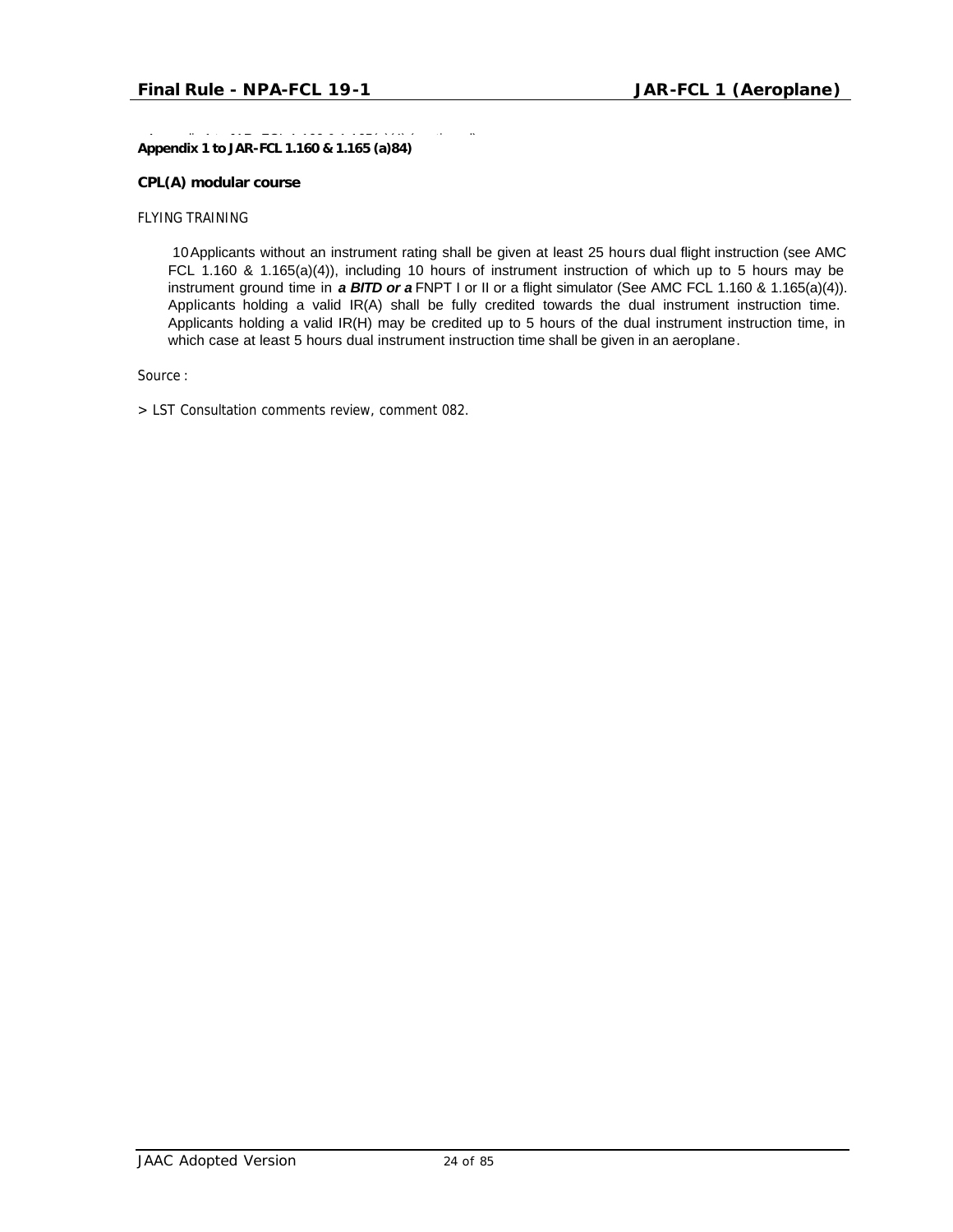**Appendix 1 to JAR-FCL 1.160 & 1.165 (a)84)**

**CPL(A) modular course**

FLYING TRAINING

10 Applicants without an instrument rating shall be given at least 25 hours dual flight instruction (see AMC FCL 1.160 & 1.165(a)(4)), including 10 hours of instrument instruction of which up to 5 hours may be instrument ground time in ***a BITD or a*** FNPT I or II or a flight simulator (See AMC FCL 1.160 & 1.165(a)(4)). Applicants holding a valid IR(A) shall be fully credited towards the dual instrument instruction time. Applicants holding a valid IR(H) may be credited up to 5 hours of the dual instrument instruction time, in which case at least 5 hours dual instrument instruction time shall be given in an aeroplane.

Source :

> LST Consultation comments review, comment 082.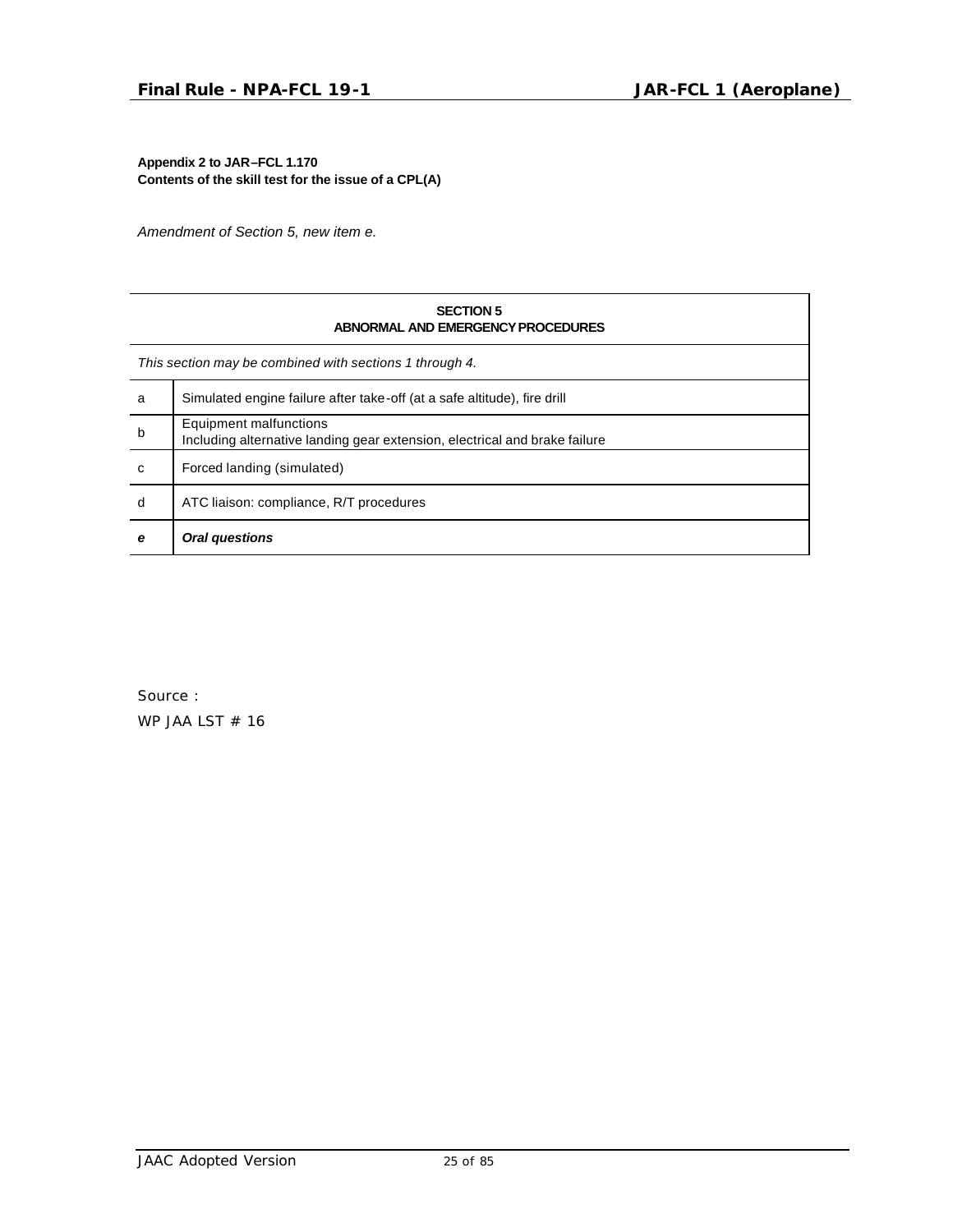**Appendix 2 to JAR–FCL 1.170**
**Contents of the skill test for the issue of a CPL(A)**

*Amendment of Section 5, new item e.*

| SECTION 5<br>ABNORMAL AND EMERGENCY PROCEDURES | |
|---|---|
| *This section may be combined with sections 1 through 4.* | |
| a | Simulated engine failure after take-off (at a safe altitude), fire drill |
| b | Equipment malfunctions<br>Including alternative landing gear extension, electrical and brake failure |
| c | Forced landing (simulated) |
| d | ATC liaison: compliance, R/T procedures |
| ***e*** | ***Oral questions*** |

Source :
WP JAA LST # 16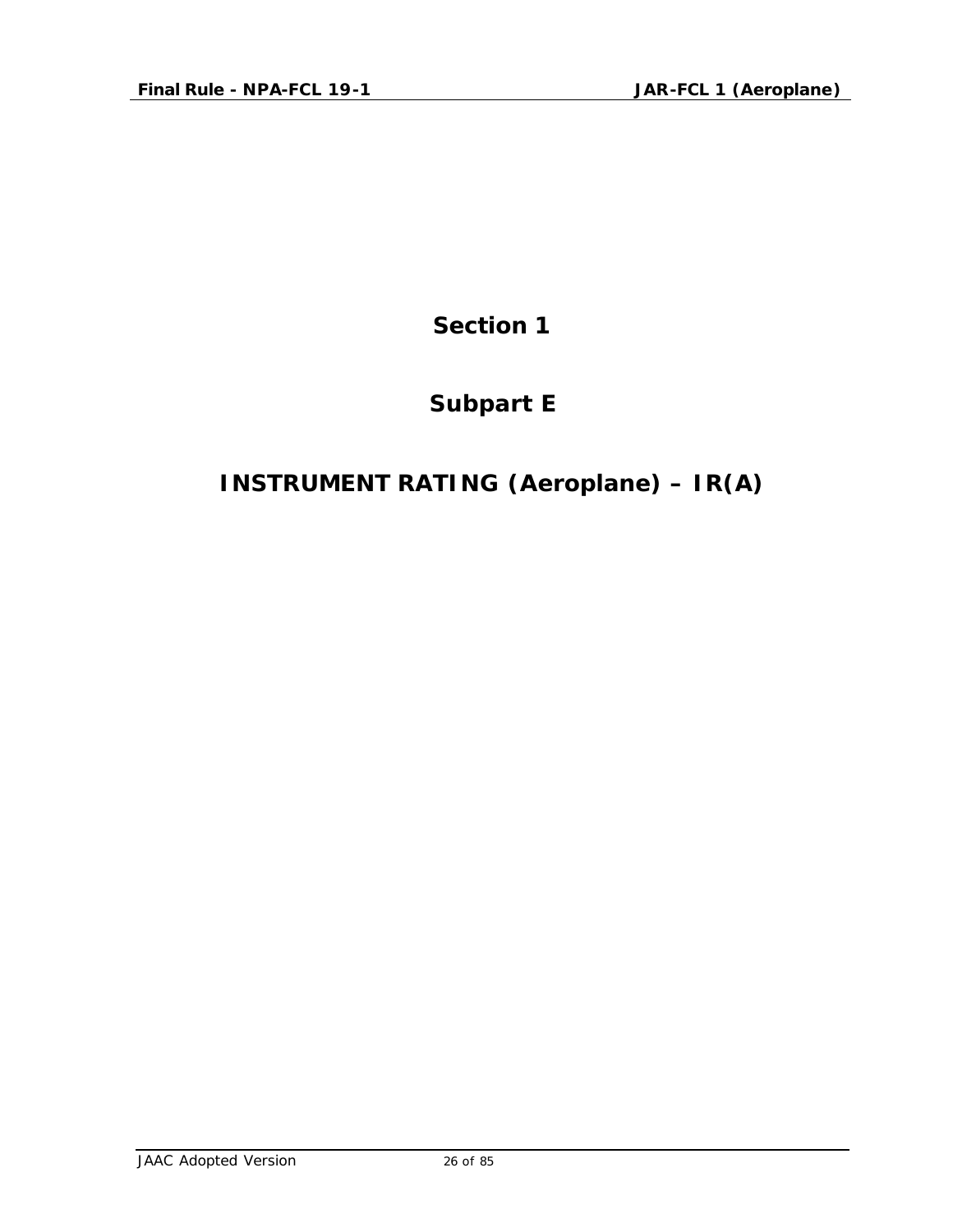# Section 1

# Subpart E

# INSTRUMENT RATING (Aeroplane) – IR(A)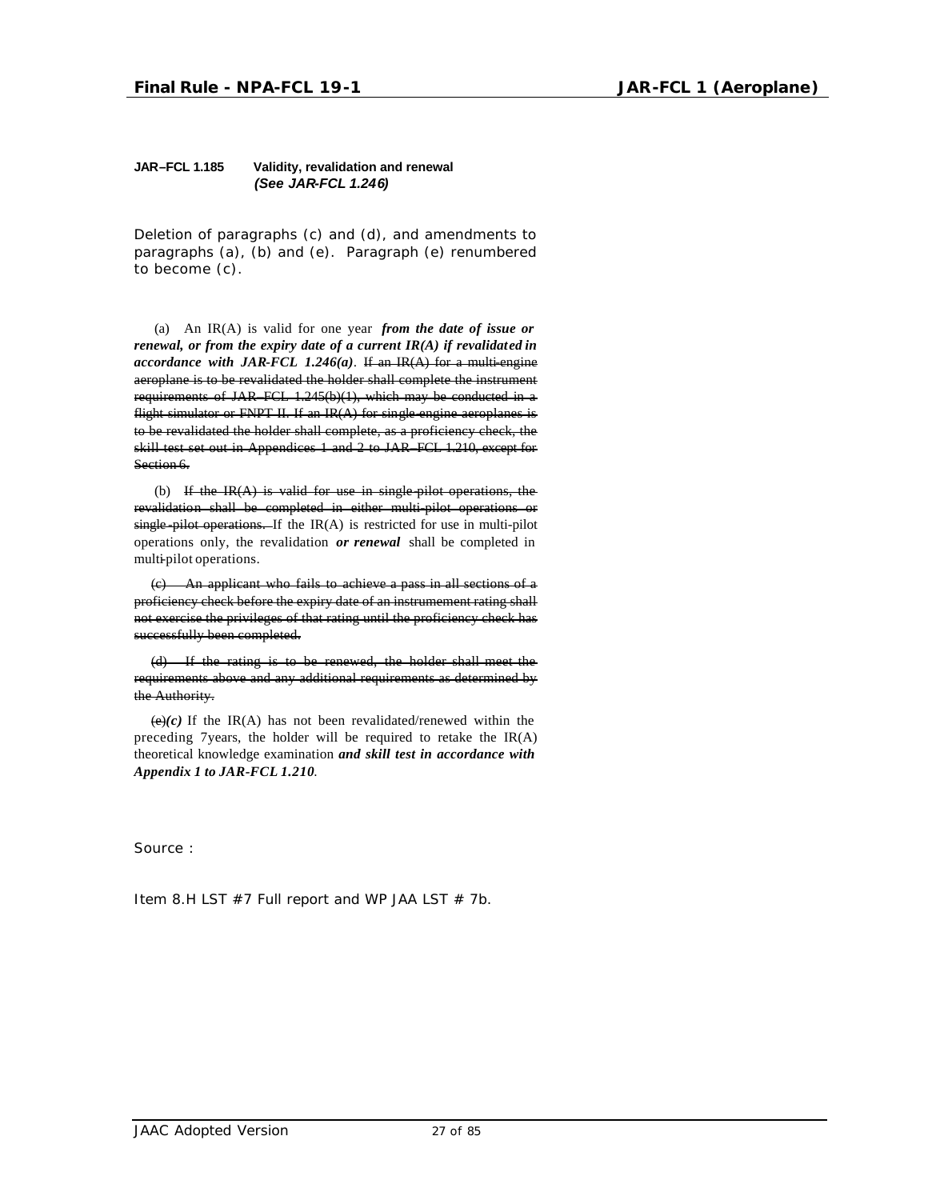**JAR–FCL 1.185 Validity, revalidation and renewal**
***(See JAR-FCL 1.246)***

Deletion of paragraphs (c) and (d), and amendments to paragraphs (a), (b) and (e). Paragraph (e) renumbered to become (c).

(a) An IR(A) is valid for one year ***from the date of issue or renewal, or from the expiry date of a current IR(A) if revalidated in accordance with JAR-FCL 1.246(a)***. ~~If an IR(A) for a multi-engine aeroplane is to be revalidated the holder shall complete the instrument requirements of JAR–FCL 1.245(b)(1), which may be conducted in a flight simulator or FNPT II. If an IR(A) for single-engine aeroplanes is to be revalidated the holder shall complete, as a proficiency check, the skill test set out in Appendices 1 and 2 to JAR–FCL 1.210, except for Section 6.~~

(b) ~~If the IR(A) is valid for use in single-pilot operations, the revalidation shall be completed in either multi-pilot operations or single-pilot operations.~~ If the IR(A) is restricted for use in multi-pilot operations only, the revalidation ***or renewal*** shall be completed in multi-pilot operations.

~~(c) An applicant who fails to achieve a pass in all sections of a proficiency check before the expiry date of an instrumement rating shall not exercise the privileges of that rating until the proficiency check has successfully been completed.~~

~~(d) If the rating is to be renewed, the holder shall meet the requirements above and any additional requirements as determined by the Authority.~~

~~(e)~~***(c)*** If the IR(A) has not been revalidated/renewed within the preceding 7years, the holder will be required to retake the IR(A) theoretical knowledge examination ***and skill test in accordance with Appendix 1 to JAR-FCL 1.210***.

Source :

Item 8.H LST #7 Full report and WP JAA LST # 7b.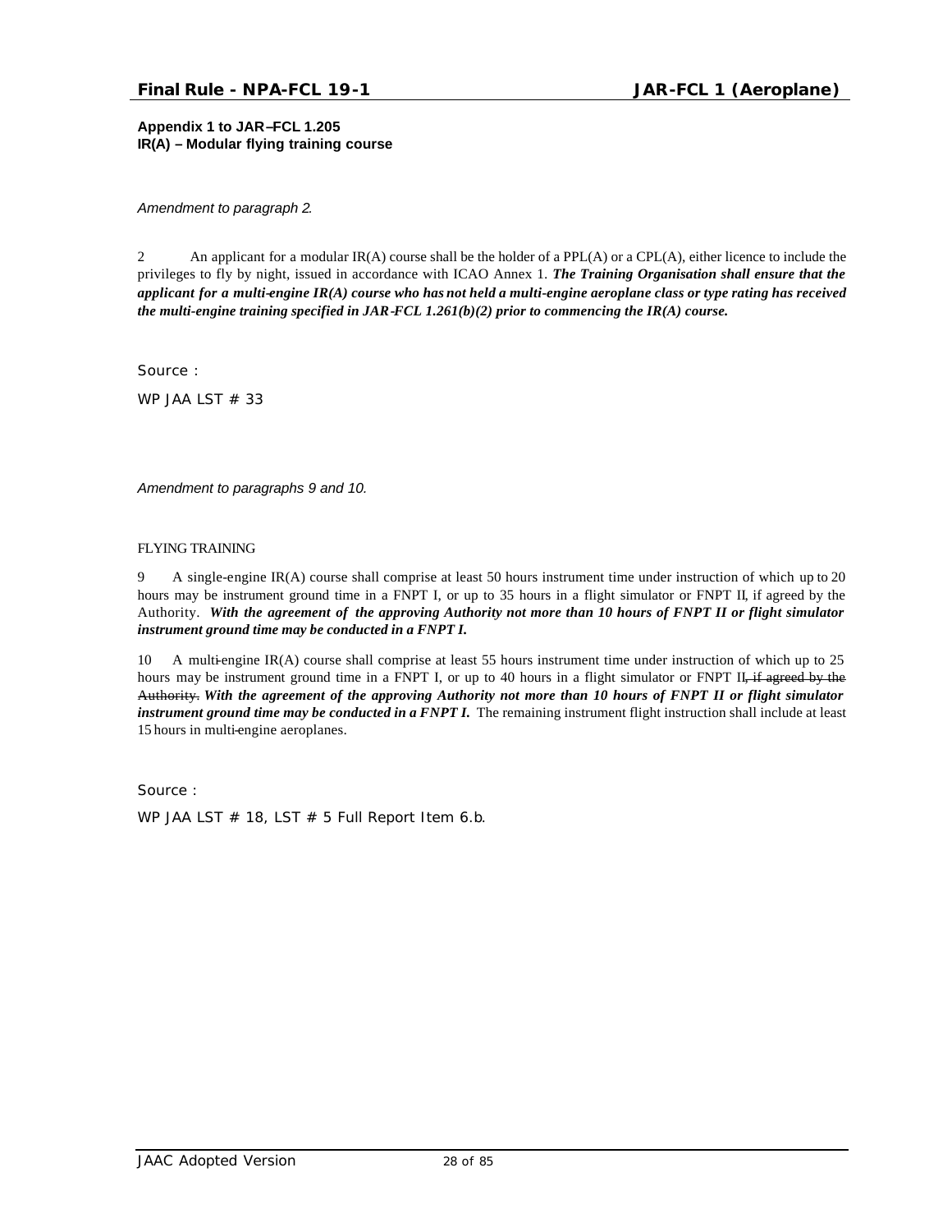**Appendix 1 to JAR–FCL 1.205**
**IR(A) – Modular flying training course**

*Amendment to paragraph 2.*

2 An applicant for a modular IR(A) course shall be the holder of a PPL(A) or a CPL(A), either licence to include the privileges to fly by night, issued in accordance with ICAO Annex 1. ***The Training Organisation shall ensure that the applicant for a multi-engine IR(A) course who has not held a multi-engine aeroplane class or type rating has received the multi-engine training specified in JAR-FCL 1.261(b)(2) prior to commencing the IR(A) course.***

Source :

WP JAA LST # 33

*Amendment to paragraphs 9 and 10.*

FLYING TRAINING

9 A single-engine IR(A) course shall comprise at least 50 hours instrument time under instruction of which up to 20 hours may be instrument ground time in a FNPT I, or up to 35 hours in a flight simulator or FNPT II, if agreed by the Authority. ***With the agreement of the approving Authority not more than 10 hours of FNPT II or flight simulator instrument ground time may be conducted in a FNPT I.***

10 A multi-engine IR(A) course shall comprise at least 55 hours instrument time under instruction of which up to 25 hours may be instrument ground time in a FNPT I, or up to 40 hours in a flight simulator or FNPT II~~, if agreed by the Authority.~~ ***With the agreement of the approving Authority not more than 10 hours of FNPT II or flight simulator instrument ground time may be conducted in a FNPT I.*** The remaining instrument flight instruction shall include at least 15 hours in multi-engine aeroplanes.

Source :

WP JAA LST # 18, LST # 5 Full Report Item 6.b.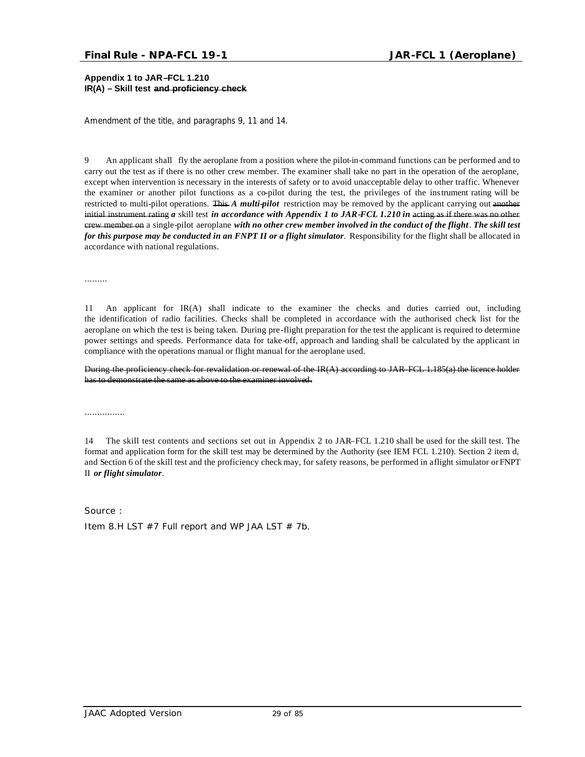**Appendix 1 to JAR–FCL 1.210**
**IR(A) – Skill test ~~and proficiency check~~**

*Amendment of the title, and paragraphs 9, 11 and 14.*

9 An applicant shall fly the aeroplane from a position where the pilot-in-command functions can be performed and to carry out the test as if there is no other crew member. The examiner shall take no part in the operation of the aeroplane, except when intervention is necessary in the interests of safety or to avoid unacceptable delay to other traffic. Whenever the examiner or another pilot functions as a co-pilot during the test, the privileges of the instrument rating will be restricted to multi-pilot operations. ~~This~~ ***A multi-pilot*** restriction may be removed by the applicant carrying out ~~another initial instrument rating~~ ***a*** skill test ***in accordance with Appendix 1 to JAR-FCL 1.210 in*** ~~acting as if there was no other crew member on~~ a single-pilot aeroplane ***with no other crew member involved in the conduct of the flight***. ***The skill test for this purpose may be conducted in an FNPT II or a flight simulator***. Responsibility for the flight shall be allocated in accordance with national regulations.

.........

11 An applicant for IR(A) shall indicate to the examiner the checks and duties carried out, including the identification of radio facilities. Checks shall be completed in accordance with the authorised check list for the aeroplane on which the test is being taken. During pre-flight preparation for the test the applicant is required to determine power settings and speeds. Performance data for take-off, approach and landing shall be calculated by the applicant in compliance with the operations manual or flight manual for the aeroplane used.

~~During the proficiency check for revalidation or renewal of the IR(A) according to JAR-FCL 1.185(a) the licence holder has to demonstrate the same as above to the examiner involved.~~

................

14 The skill test contents and sections set out in Appendix 2 to JAR–FCL 1.210 shall be used for the skill test. The format and application form for the skill test may be determined by the Authority (see IEM FCL 1.210). Section 2 item d, and Section 6 of the skill test and the proficiency check may, for safety reasons, be performed in a ~~flight simulator or~~ FNPT II ***or flight simulator***.

Source :

Item 8.H LST #7 Full report and WP JAA LST # 7b.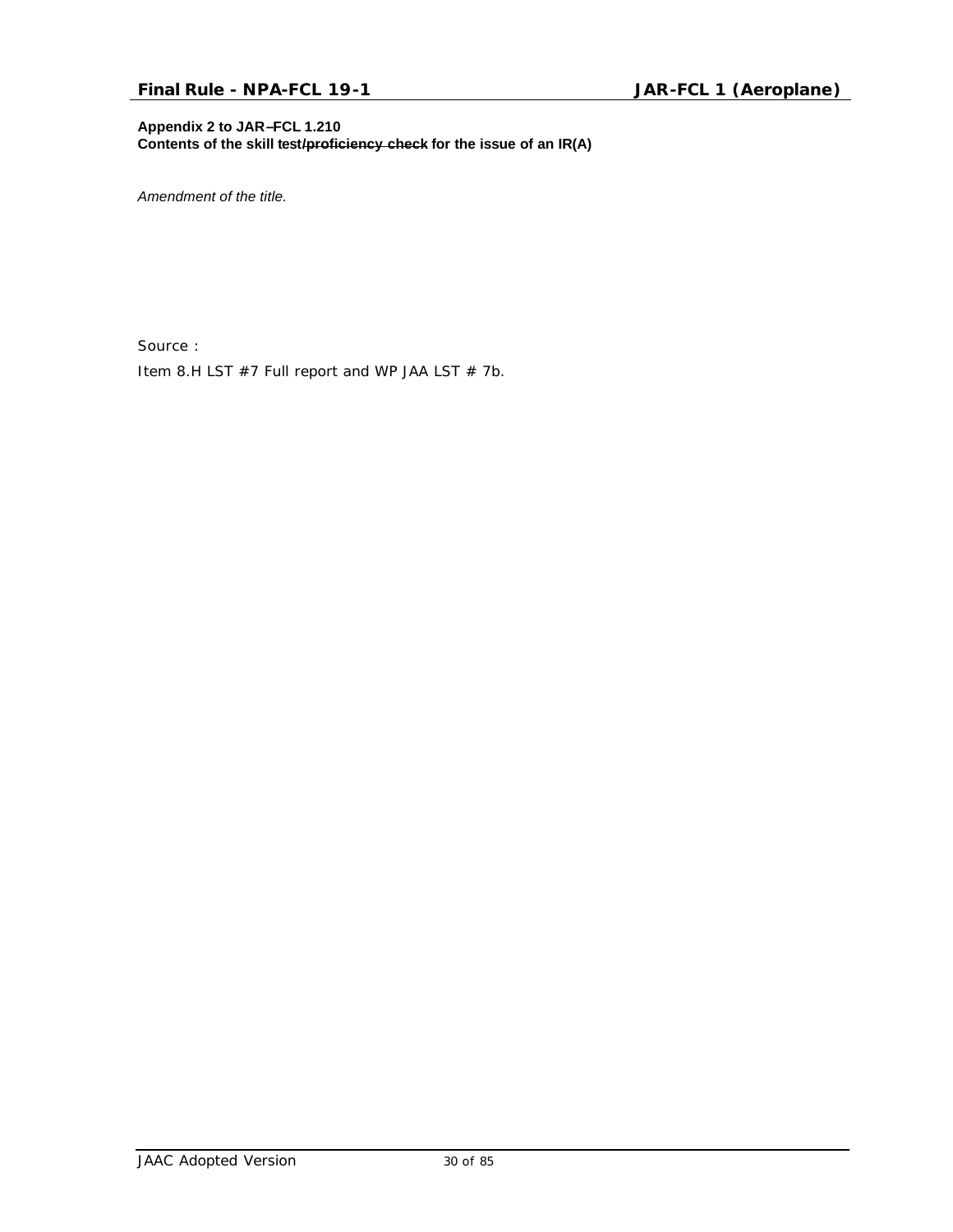**Appendix 2 to JAR–FCL 1.210**
**Contents of the skill test/~~proficiency check~~ for the issue of an IR(A)**

*Amendment of the title.*

Source :

Item 8.H LST #7 Full report and WP JAA LST # 7b.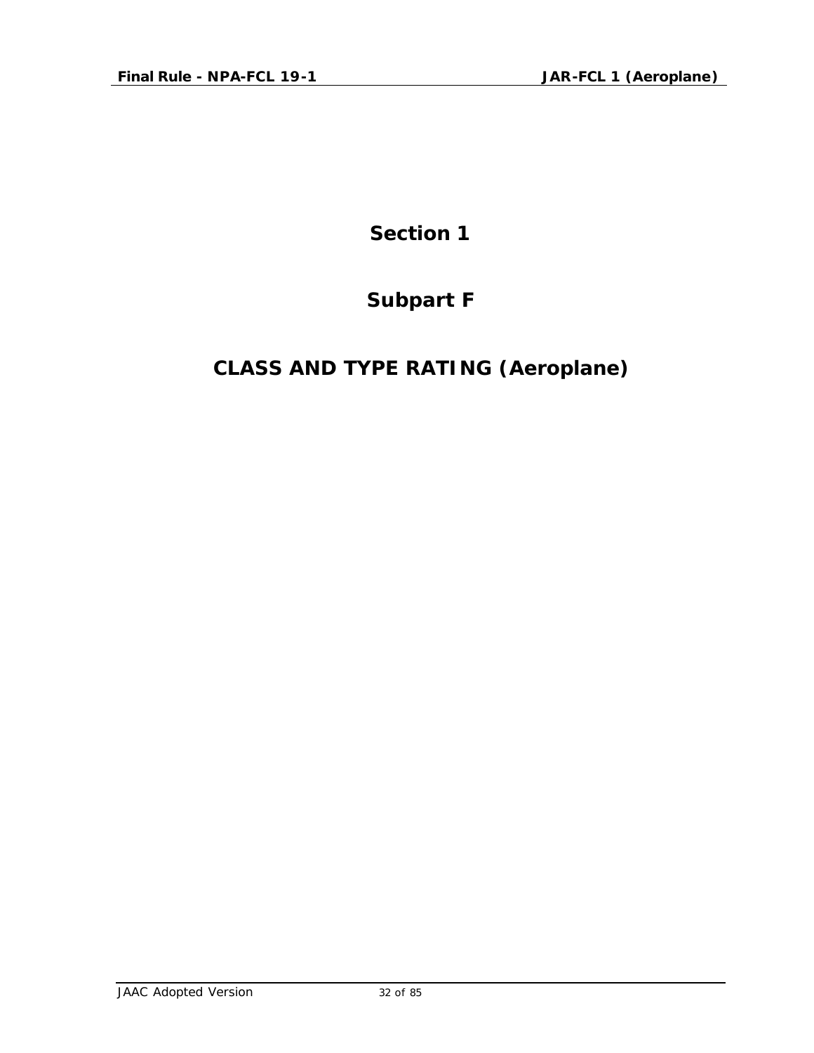# Section 1

## Subpart F

## CLASS AND TYPE RATING (Aeroplane)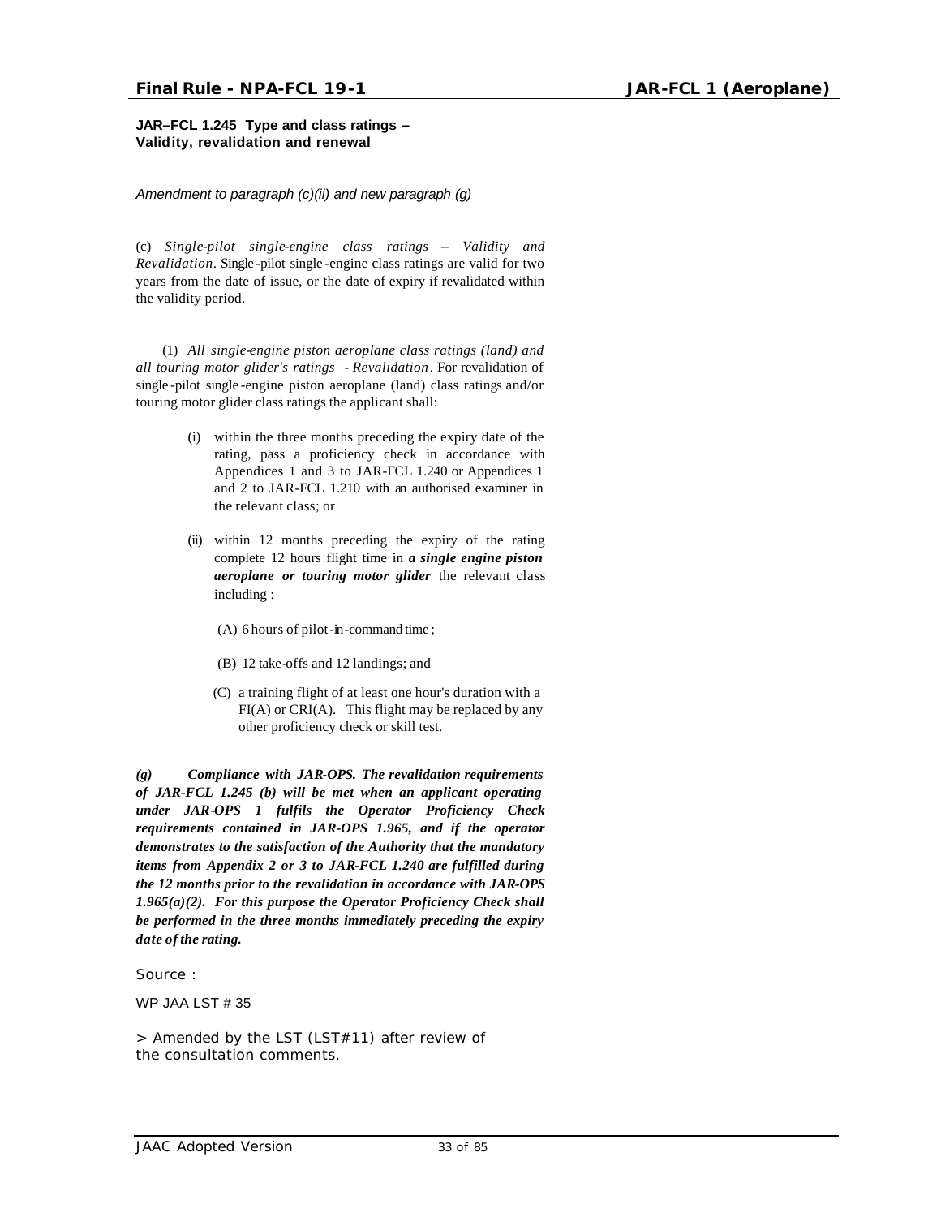**JAR–FCL 1.245 Type and class ratings – Validity, revalidation and renewal**

*Amendment to paragraph (c)(ii) and new paragraph (g)*

(c) *Single-pilot single-engine class ratings – Validity and Revalidation*. Single-pilot single-engine class ratings are valid for two years from the date of issue, or the date of expiry if revalidated within the validity period.

(1) *All single-engine piston aeroplane class ratings (land) and all touring motor glider's ratings - Revalidation*. For revalidation of single-pilot single-engine piston aeroplane (land) class ratings and/or touring motor glider class ratings the applicant shall:

(i) within the three months preceding the expiry date of the rating, pass a proficiency check in accordance with Appendices 1 and 3 to JAR-FCL 1.240 or Appendices 1 and 2 to JAR-FCL 1.210 with an authorised examiner in the relevant class; or

(ii) within 12 months preceding the expiry of the rating complete 12 hours flight time in ***a single engine piston aeroplane or touring motor glider*** ~~the relevant class~~ including :

(A) 6 hours of pilot-in-command time;

(B) 12 take-offs and 12 landings; and

(C) a training flight of at least one hour's duration with a FI(A) or CRI(A). This flight may be replaced by any other proficiency check or skill test.

***(g) Compliance with JAR-OPS. The revalidation requirements of JAR-FCL 1.245 (b) will be met when an applicant operating under JAR-OPS 1 fulfils the Operator Proficiency Check requirements contained in JAR-OPS 1.965, and if the operator demonstrates to the satisfaction of the Authority that the mandatory items from Appendix 2 or 3 to JAR-FCL 1.240 are fulfilled during the 12 months prior to the revalidation in accordance with JAR-OPS 1.965(a)(2). For this purpose the Operator Proficiency Check shall be performed in the three months immediately preceding the expiry date of the rating.***

Source :

WP JAA LST # 35

> Amended by the LST (LST#11) after review of the consultation comments.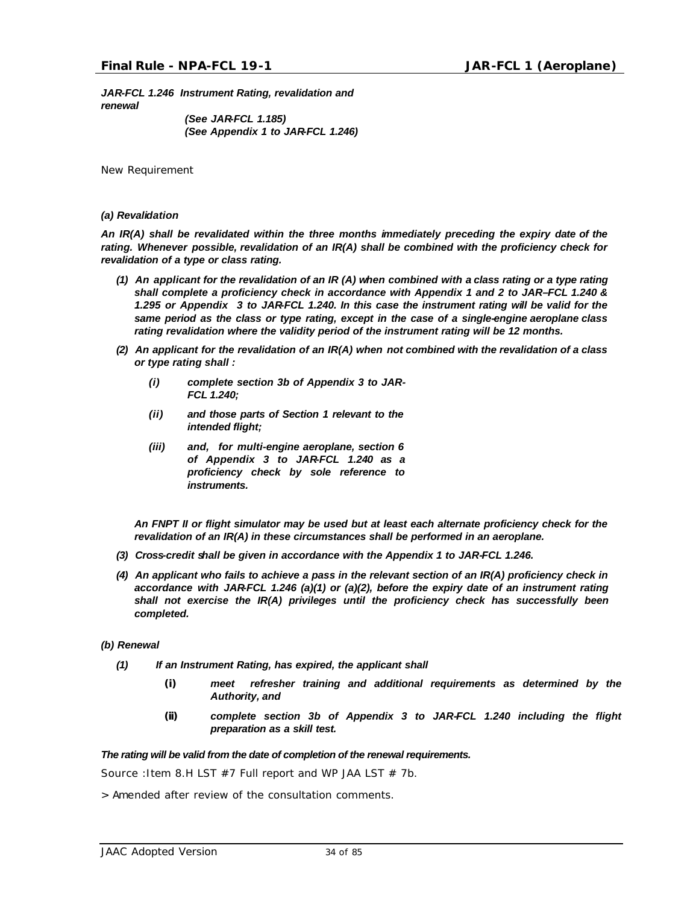***JAR-FCL 1.246 Instrument Rating, revalidation and renewal***

***(See JAR-FCL 1.185)***
***(See Appendix 1 to JAR-FCL 1.246)***

New Requirement

***(a) Revalidation***

***An IR(A) shall be revalidated within the three months immediately preceding the expiry date of the rating. Whenever possible, revalidation of an IR(A) shall be combined with the proficiency check for revalidation of a type or class rating.***

***(1) An applicant for the revalidation of an IR (A) when combined with a class rating or a type rating shall complete a proficiency check in accordance with Appendix 1 and 2 to JAR–FCL 1.240 & 1.295 or Appendix 3 to JAR-FCL 1.240. In this case the instrument rating will be valid for the same period as the class or type rating, except in the case of a single-engine aeroplane class rating revalidation where the validity period of the instrument rating will be 12 months.***

***(2) An applicant for the revalidation of an IR(A) when not combined with the revalidation of a class or type rating shall :***

***(i) complete section 3b of Appendix 3 to JAR-FCL 1.240;***

***(ii) and those parts of Section 1 relevant to the intended flight;***

***(iii) and, for multi-engine aeroplane, section 6 of Appendix 3 to JAR-FCL 1.240 as a proficiency check by sole reference to instruments.***

***An FNPT II or flight simulator may be used but at least each alternate proficiency check for the revalidation of an IR(A) in these circumstances shall be performed in an aeroplane.***

***(3) Cross-credit shall be given in accordance with the Appendix 1 to JAR-FCL 1.246.***

***(4) An applicant who fails to achieve a pass in the relevant section of an IR(A) proficiency check in accordance with JAR-FCL 1.246 (a)(1) or (a)(2), before the expiry date of an instrument rating shall not exercise the IR(A) privileges until the proficiency check has successfully been completed.***

***(b) Renewal***

***(1) If an Instrument Rating, has expired, the applicant shall***

***(i) meet refresher training and additional requirements as determined by the Authority, and***

***(ii) complete section 3b of Appendix 3 to JAR-FCL 1.240 including the flight preparation as a skill test.***

***The rating will be valid from the date of completion of the renewal requirements.***

Source :Item 8.H LST #7 Full report and WP JAA LST # 7b.

> Amended after review of the consultation comments.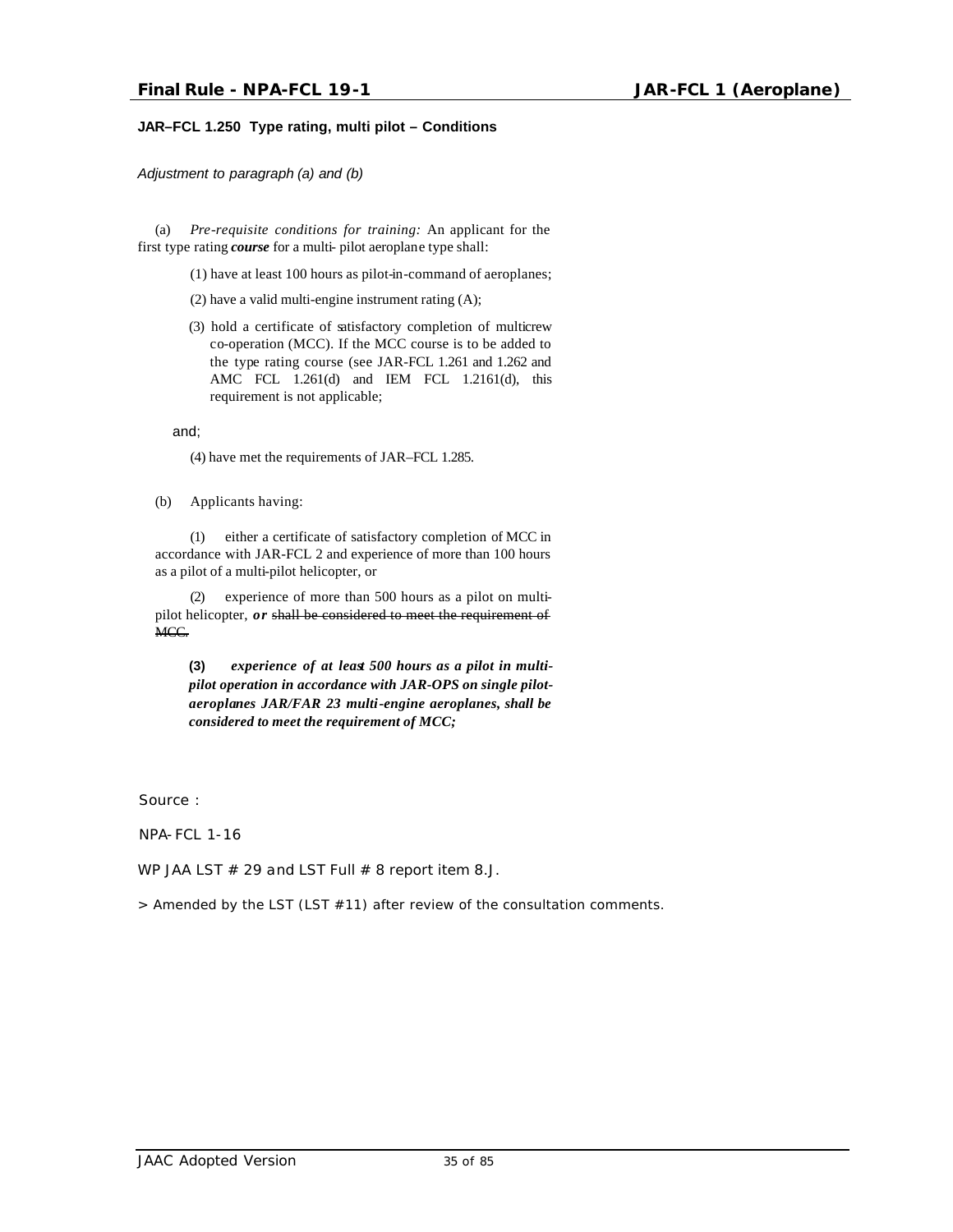**JAR–FCL 1.250 Type rating, multi pilot – Conditions**

*Adjustment to paragraph (a) and (b)*

(a) *Pre-requisite conditions for training:* An applicant for the first type rating ***course*** for a multi- pilot aeroplane type shall:

(1) have at least 100 hours as pilot-in-command of aeroplanes;

(2) have a valid multi-engine instrument rating (A);

(3) hold a certificate of satisfactory completion of multicrew co-operation (MCC). If the MCC course is to be added to the type rating course (see JAR-FCL 1.261 and 1.262 and AMC FCL 1.261(d) and IEM FCL 1.2161(d), this requirement is not applicable;

and;

(4) have met the requirements of JAR–FCL 1.285.

(b) Applicants having:

(1) either a certificate of satisfactory completion of MCC in accordance with JAR-FCL 2 and experience of more than 100 hours as a pilot of a multi-pilot helicopter, or

(2) experience of more than 500 hours as a pilot on multi-pilot helicopter, ***or*** ~~shall be considered to meet the requirement of MCC.~~

**(3)** ***experience of at least 500 hours as a pilot in multi-pilot operation in accordance with JAR-OPS on single pilot-aeroplanes JAR/FAR 23 multi-engine aeroplanes, shall be considered to meet the requirement of MCC;***

Source :

NPA-FCL 1-16

WP JAA LST # 29 and LST Full # 8 report item 8.J.

> Amended by the LST (LST #11) after review of the consultation comments.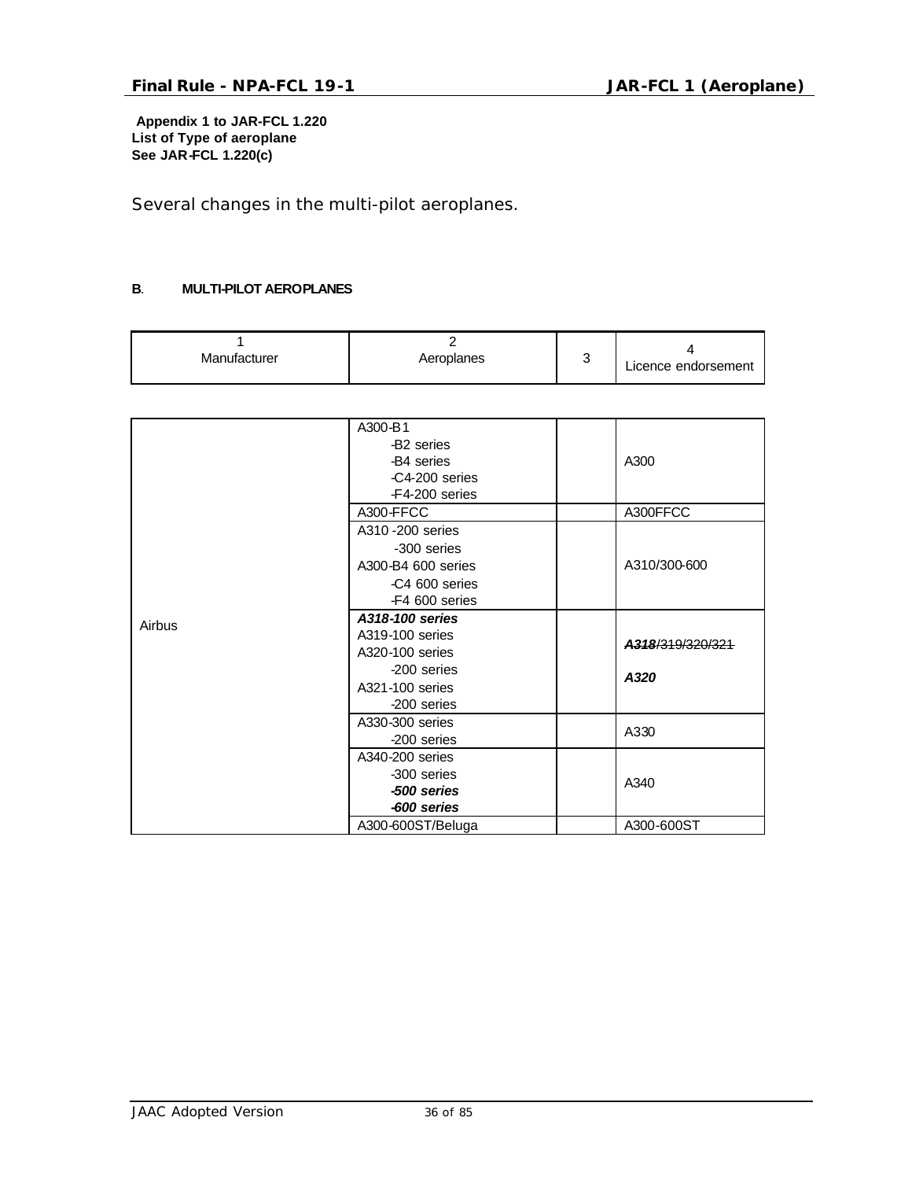**Appendix 1 to JAR-FCL 1.220**
**List of Type of aeroplane**
**See JAR-FCL 1.220(c)**

Several changes in the multi-pilot aeroplanes.

**B**. **MULTI-PILOT AEROPLANES**

| 1<br>Manufacturer | 2<br>Aeroplanes | 3 | 4<br>Licence endorsement |
|---|---|---|---|
| Airbus | A300-B1<br>-B2 series<br>-B4 series<br>-C4-200 series<br>-F4-200 series | | A300 |
| | A300-FFCC | | A300FFCC |
| | A310 -200 series<br>-300 series<br>A300-B4 600 series<br>-C4 600 series<br>-F4 600 series | | A310/300-600 |
| | ***A318-100 series***<br>A319-100 series<br>A320-100 series<br>-200 series<br>A321-100 series<br>-200 series | | ~~***A318***/319/320/321~~<br>***A320*** |
| | A330-300 series<br>-200 series | | A330 |
| | A340-200 series<br>-300 series<br>***-500 series***<br>***-600 series*** | | A340 |
| | A300-600ST/Beluga | | A300-600ST |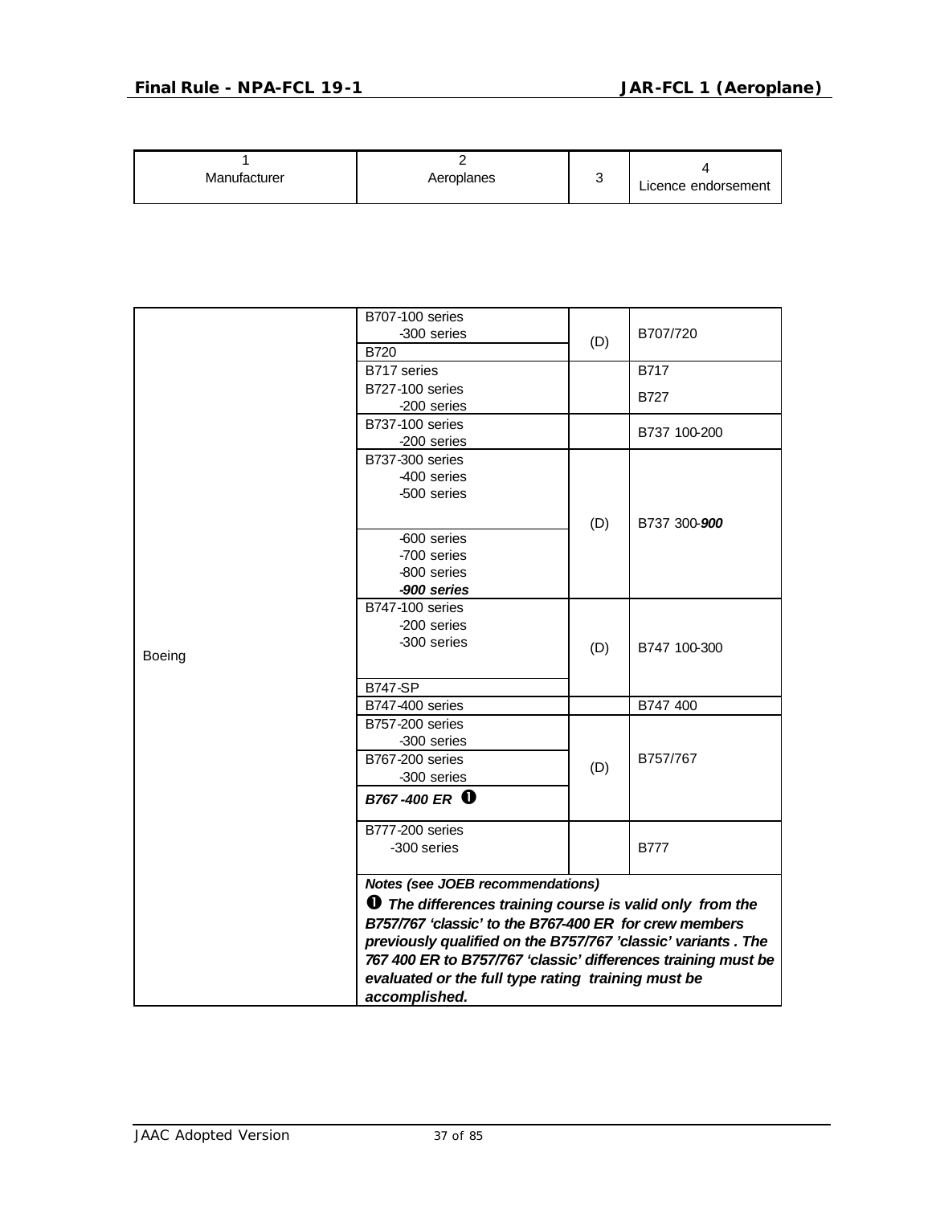| 1<br>Manufacturer | 2<br>Aeroplanes | 3 | 4<br>Licence endorsement |
|---|---|---|---|
| Boeing | B707-100 series<br>-300 series<br>B720 | (D) | B707/720 |
| | B717 series | | B717 |
| | B727-100 series<br>-200 series | | B727 |
| | B737-100 series<br>-200 series | | B737 100-200 |
| | B737-300 series<br>-400 series<br>-500 series<br>-600 series<br>-700 series<br>-800 series<br>***-900 series*** | (D) | B737 300-***900*** |
| | B747-100 series<br>-200 series<br>-300 series<br>B747-SP | (D) | B747 100-300 |
| | B747-400 series | | B747 400 |
| | B757-200 series<br>-300 series<br>B767-200 series<br>-300 series<br>***B767 -400 ER ➊*** | (D) | B757/767 |
| | B777-200 series<br>-300 series | | B777 |
| | ***Notes (see JOEB recommendations)***<br>***➊ The differences training course is valid only from the B757/767 'classic' to the B767-400 ER for crew members previously qualified on the B757/767 'classic' variants . The 767 400 ER to B757/767 'classic' differences training must be evaluated or the full type rating training must be accomplished.*** | | |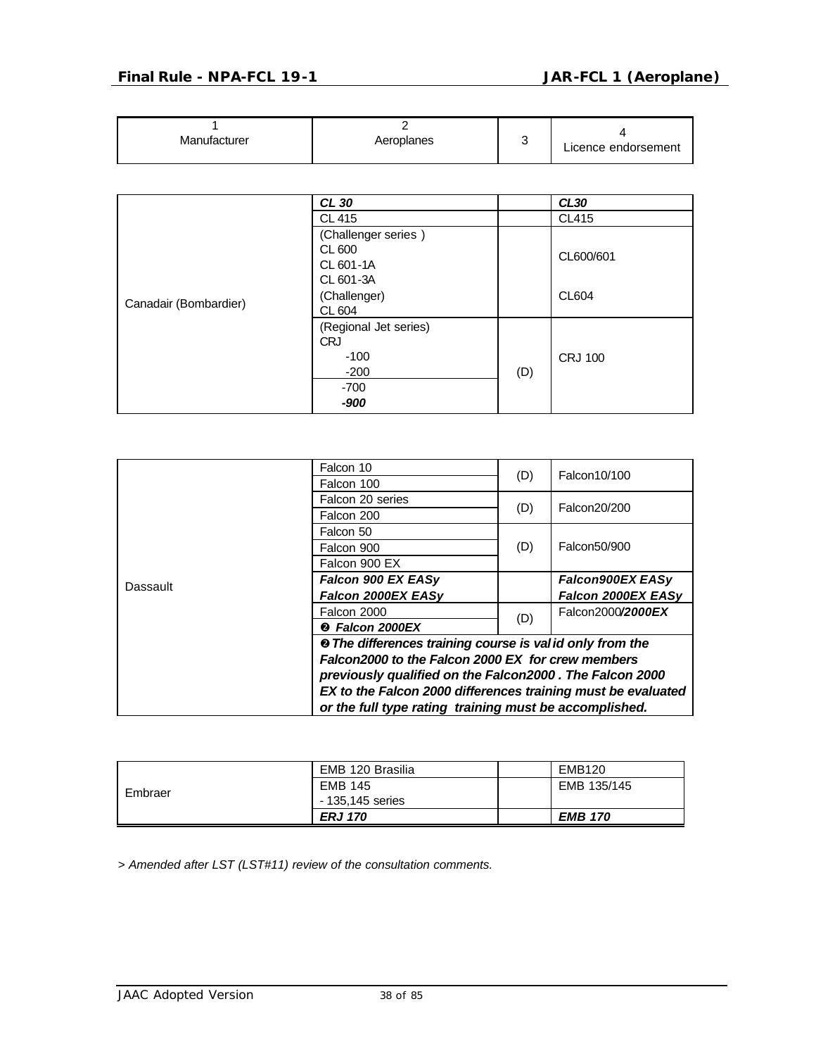| 1<br>Manufacturer | 2<br>Aeroplanes | 3 | 4<br>Licence endorsement |
|---|---|---|---|
| Canadair (Bombardier) | ***CL 30*** | | ***CL30*** |
| | CL 415 | | CL415 |
| | (Challenger series )<br>CL 600<br>CL 601-1A<br>CL 601-3A | | CL600/601 |
| | (Challenger)<br>CL 604 | | CL604 |
| | (Regional Jet series)<br>CRJ<br>-100<br>-200 | (D) | CRJ 100 |
| | -700<br>***-900*** | | |
| Dassault | Falcon 10 | (D) | Falcon10/100 |
| | Falcon 100 | | |
| | Falcon 20 series | (D) | Falcon20/200 |
| | Falcon 200 | | |
| | Falcon 50 | (D) | Falcon50/900 |
| | Falcon 900 | | |
| | Falcon 900 EX | | |
| | ***Falcon 900 EX EASy*** | | ***Falcon900EX EASy*** |
| | ***Falcon 2000EX EASy*** | | ***Falcon 2000EX EASy*** |
| | Falcon 2000 | (D) | Falcon2000***/2000EX*** |
| | ***❷ Falcon 2000EX*** | | |
| | ***❷ The differences training course is valid only from the Falcon2000 to the Falcon 2000 EX for crew members previously qualified on the Falcon2000 . The Falcon 2000 EX to the Falcon 2000 differences training must be evaluated or the full type rating training must be accomplished.*** | | |
| Embraer | EMB 120 Brasilia | | EMB120 |
| | EMB 145<br>- 135,145 series | | EMB 135/145 |
| | ***ERJ 170*** | | ***EMB 170*** |

*> Amended after LST (LST#11) review of the consultation comments.*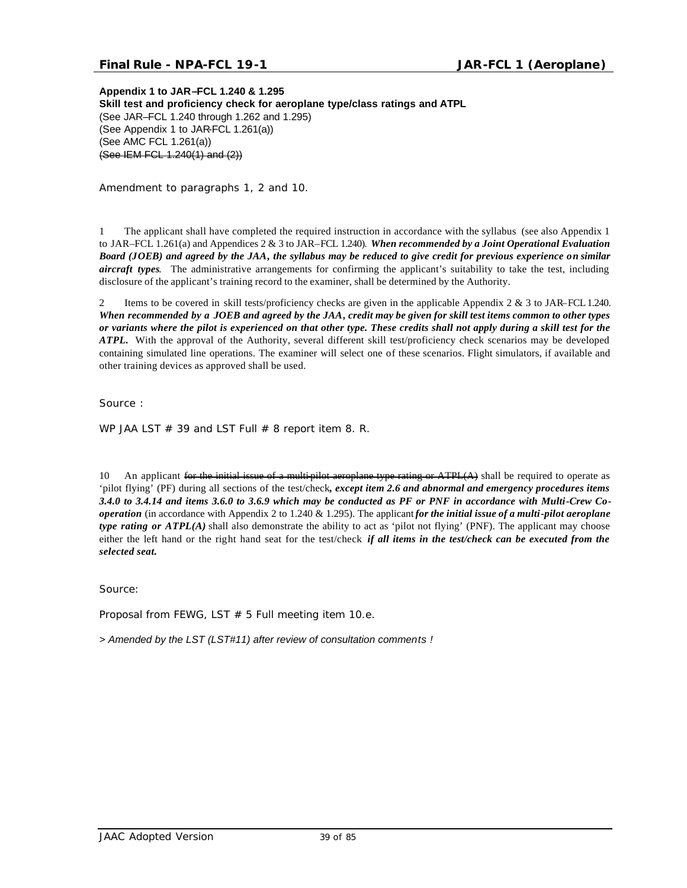**Appendix 1 to JAR–FCL 1.240 & 1.295**
**Skill test and proficiency check for aeroplane type/class ratings and ATPL**
(See JAR–FCL 1.240 through 1.262 and 1.295)
(See Appendix 1 to JAR-FCL 1.261(a))
(See AMC FCL 1.261(a))
~~(See IEM FCL 1.240(1) and (2))~~

Amendment to paragraphs 1, 2 and 10.

1 The applicant shall have completed the required instruction in accordance with the syllabus (see also Appendix 1 to JAR–FCL 1.261(a) and Appendices 2 & 3 to JAR–FCL 1.240). ***When recommended by a Joint Operational Evaluation Board (JOEB) and agreed by the JAA, the syllabus may be reduced to give credit for previous experience on similar aircraft types.*** The administrative arrangements for confirming the applicant's suitability to take the test, including disclosure of the applicant's training record to the examiner, shall be determined by the Authority.

2 Items to be covered in skill tests/proficiency checks are given in the applicable Appendix 2 & 3 to JAR–FCL 1.240. ***When recommended by a JOEB and agreed by the JAA, credit may be given for skill test items common to other types or variants where the pilot is experienced on that other type. These credits shall not apply during a skill test for the ATPL.*** With the approval of the Authority, several different skill test/proficiency check scenarios may be developed containing simulated line operations. The examiner will select one of these scenarios. Flight simulators, if available and other training devices as approved shall be used.

Source :

WP JAA LST # 39 and LST Full # 8 report item 8. R.

10 An applicant ~~for the initial issue of a multi-pilot aeroplane type rating or ATPL(A)~~ shall be required to operate as 'pilot flying' (PF) during all sections of the test/check***, except item 2.6 and abnormal and emergency procedures items 3.4.0 to 3.4.14 and items 3.6.0 to 3.6.9 which may be conducted as PF or PNF in accordance with Multi-Crew Co-operation*** (in accordance with Appendix 2 to 1.240 & 1.295). The applicant ***for the initial issue of a multi-pilot aeroplane type rating or ATPL(A)*** shall also demonstrate the ability to act as 'pilot not flying' (PNF). The applicant may choose either the left hand or the right hand seat for the test/check ***if all items in the test/check can be executed from the selected seat.***

Source:

Proposal from FEWG, LST # 5 Full meeting item 10.e.

> *Amended by the LST (LST#11) after review of consultation comments !*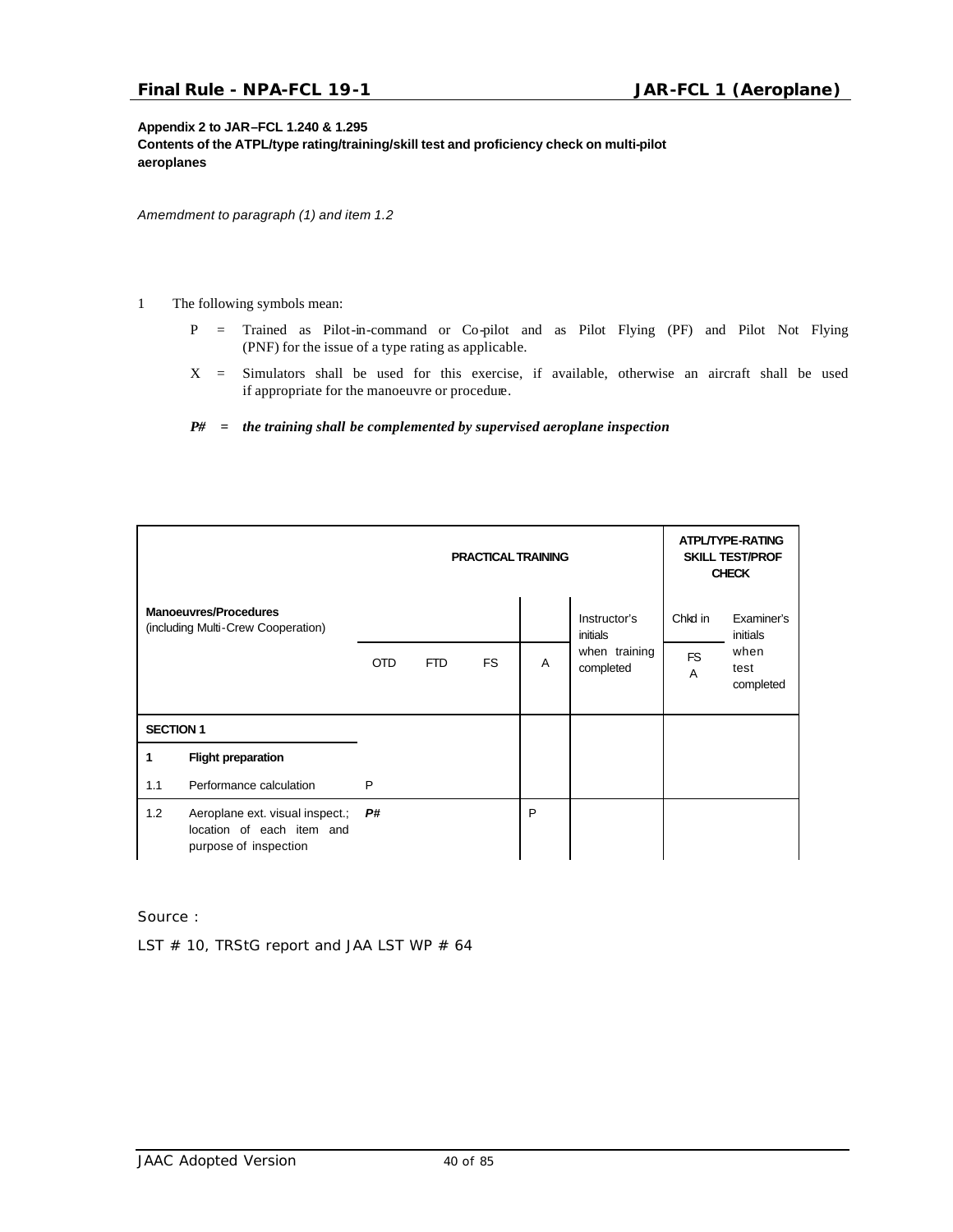**Appendix 2 to JAR–FCL 1.240 & 1.295**
**Contents of the ATPL/type rating/training/skill test and proficiency check on multi-pilot aeroplanes**

*Amemdment to paragraph (1) and item 1.2*

1 The following symbols mean:

P = Trained as Pilot-in-command or Co-pilot and as Pilot Flying (PF) and Pilot Not Flying (PNF) for the issue of a type rating as applicable.

X = Simulators shall be used for this exercise, if available, otherwise an aircraft shall be used if appropriate for the manoeuvre or procedure.

***P# = the training shall be complemented by supervised aeroplane inspection***

| | | PRACTICAL TRAINING | | | | | ATPL/TYPE-RATING SKILL TEST/PROF CHECK | |
|---|---|---|---|---|---|---|---|---|
| **Manoeuvres/Procedures** (including Multi-Crew Cooperation) | | OTD | FTD | FS | A | Instructor's initials when training completed | Chkd in FS A | Examiner's initials when test completed |
| **SECTION 1** | | | | | | | | |
| **1** | **Flight preparation** | | | | | | | |
| 1.1 | Performance calculation | P | | | | | | |
| 1.2 | Aeroplane ext. visual inspect.; location of each item and purpose of inspection | ***P#*** | | | P | | | |

Source :

LST # 10, TRStG report and JAA LST WP # 64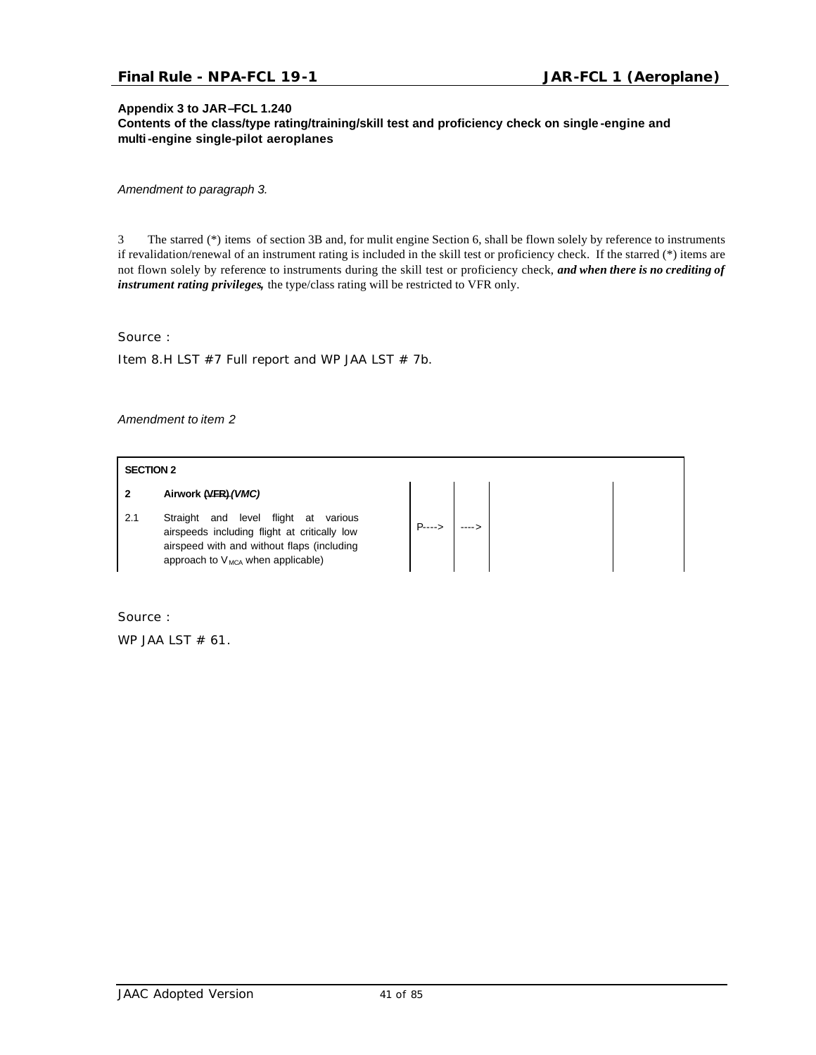**Appendix 3 to JAR–FCL 1.240**
**Contents of the class/type rating/training/skill test and proficiency check on single-engine and multi-engine single-pilot aeroplanes**

*Amendment to paragraph 3.*

3 The starred (*) items of section 3B and, for mulit engine Section 6, shall be flown solely by reference to instruments if revalidation/renewal of an instrument rating is included in the skill test or proficiency check. If the starred (*) items are not flown solely by reference to instruments during the skill test or proficiency check, ***and when there is no crediting of instrument rating privileges,*** the type/class rating will be restricted to VFR only.

Source :

Item 8.H LST #7 Full report and WP JAA LST # 7b.

*Amendment to item 2*

| SECTION 2 | | | | | |
|---|---|---|---|---|---|
| **2** | **Airwork** ~~**(VFR)**~~ ***(VMC)*** | | | | |
| 2.1 | Straight and level flight at various airspeeds including flight at critically low airspeed with and without flaps (including approach to $V_{MCA}$ when applicable) | P----> | ----> | | |

Source :

WP JAA LST # 61.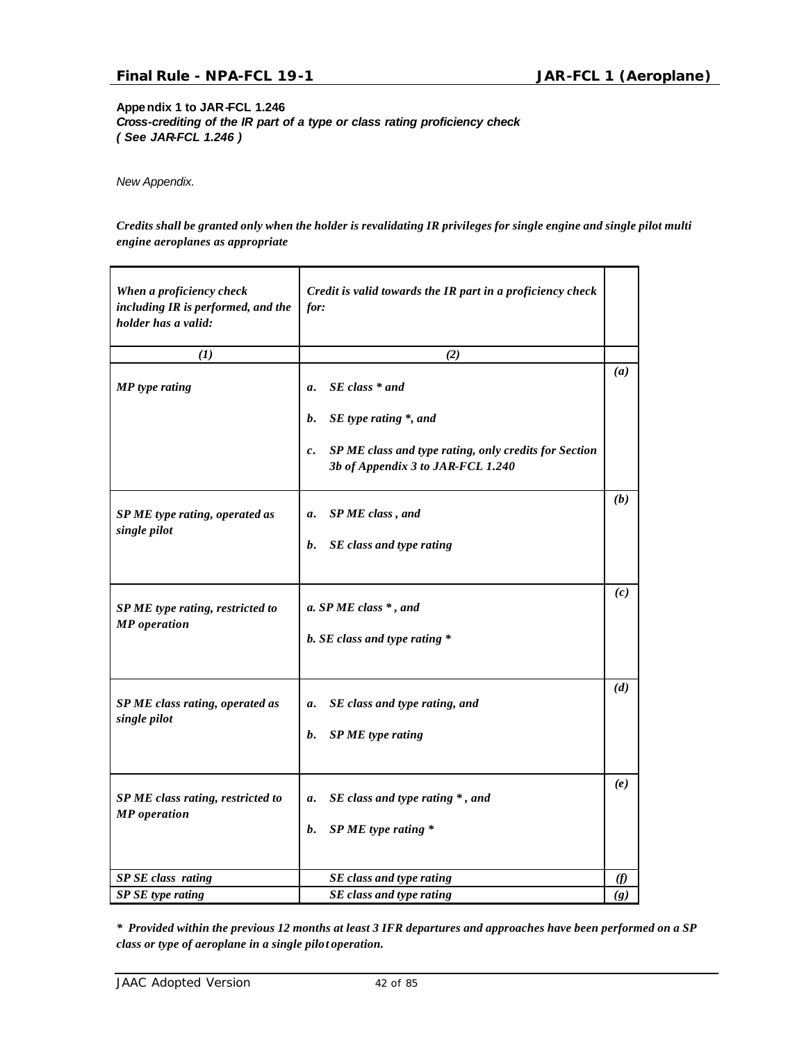**Appendix 1 to JAR-FCL 1.246**
***Cross-crediting of the IR part of a type or class rating proficiency check***
***( See JAR-FCL 1.246 )***

*New Appendix.*

***Credits shall be granted only when the holder is revalidating IR privileges for single engine and single pilot multi engine aeroplanes as appropriate***

| *When a proficiency check including IR is performed, and the holder has a valid:* | *Credit is valid towards the IR part in a proficiency check for:* | |
|---|---|---|
| ***(1)*** | ***(2)*** | |
| ***MP type rating*** | ***a. SE class * and***<br>***b. SE type rating *, and***<br>***c. SP ME class and type rating, only credits for Section 3b of Appendix 3 to JAR-FCL 1.240*** | ***(a)*** |
| ***SP ME type rating, operated as single pilot*** | ***a. SP ME class , and***<br>***b. SE class and type rating*** | ***(b)*** |
| ***SP ME type rating, restricted to MP operation*** | ***a. SP ME class * , and***<br>***b. SE class and type rating **** | ***(c)*** |
| ***SP ME class rating, operated as single pilot*** | ***a. SE class and type rating, and***<br>***b. SP ME type rating*** | ***(d)*** |
| ***SP ME class rating, restricted to MP operation*** | ***a. SE class and type rating * , and***<br>***b. SP ME type rating **** | ***(e)*** |
| ***SP SE class rating*** | ***SE class and type rating*** | ***(f)*** |
| ***SP SE type rating*** | ***SE class and type rating*** | ***(g)*** |

****** Provided within the previous 12 months at least 3 IFR departures and approaches have been performed on a SP class or type of aeroplane in a single pilot operation.***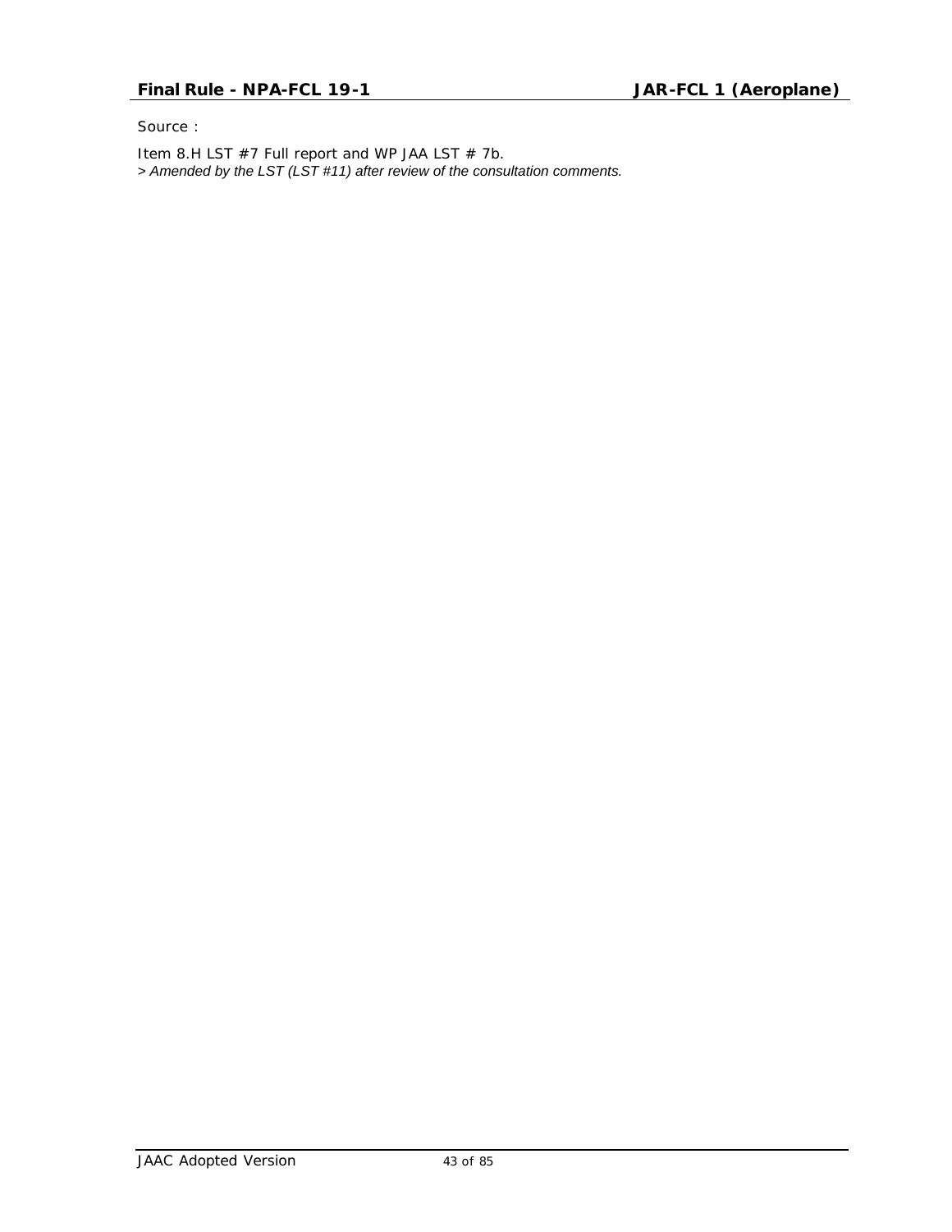Source :

Item 8.H LST #7 Full report and WP JAA LST # 7b.

> *Amended by the LST (LST #11) after review of the consultation comments.*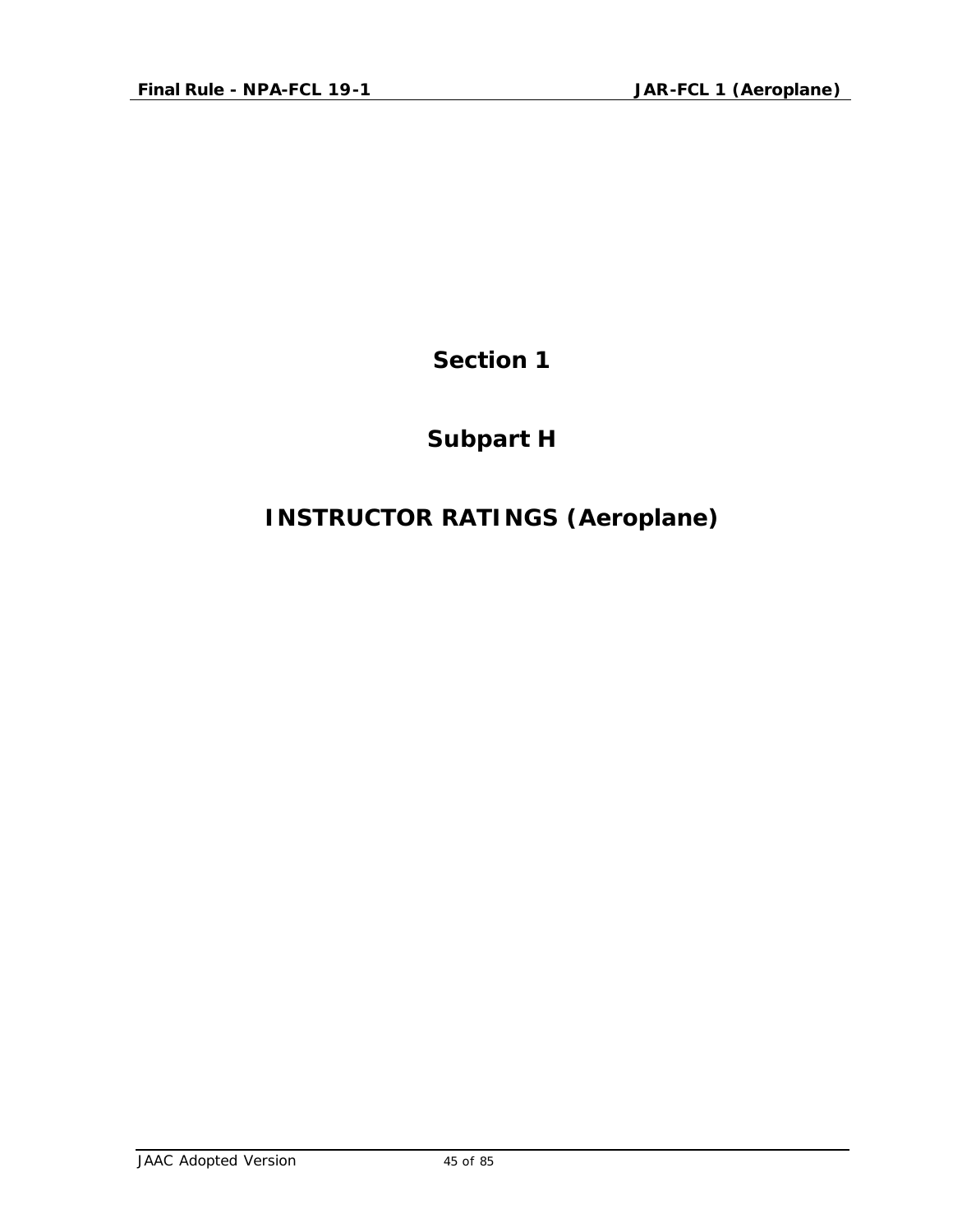# Section 1

# Subpart H

# INSTRUCTOR RATINGS (Aeroplane)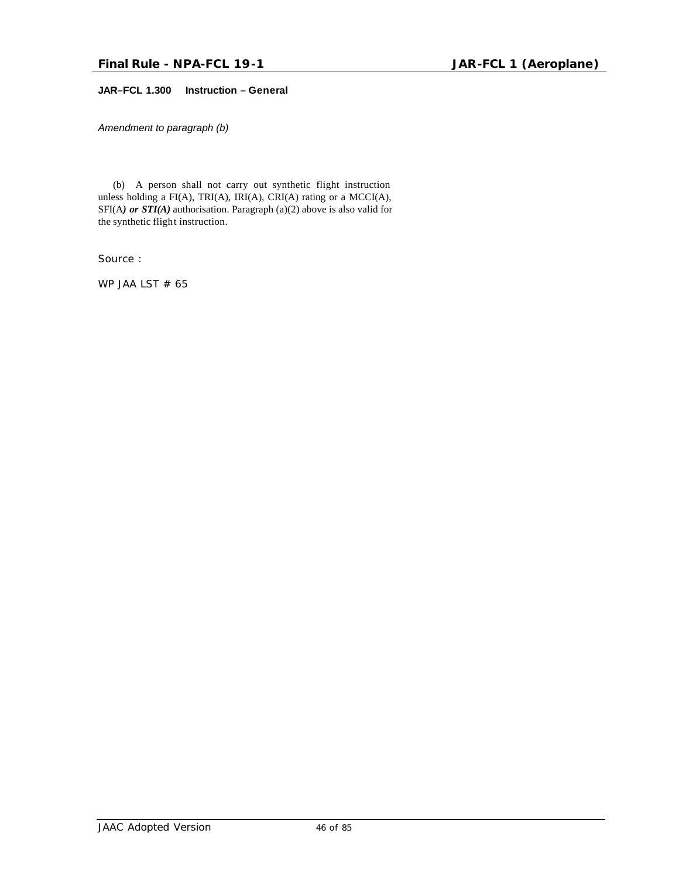**JAR–FCL 1.300 Instruction – General**

*Amendment to paragraph (b)*

(b) A person shall not carry out synthetic flight instruction unless holding a FI(A), TRI(A), IRI(A), CRI(A) rating or a MCCI(A), SFI(A***) or STI(A)*** authorisation. Paragraph (a)(2) above is also valid for the synthetic flight instruction.

Source :

WP JAA LST # 65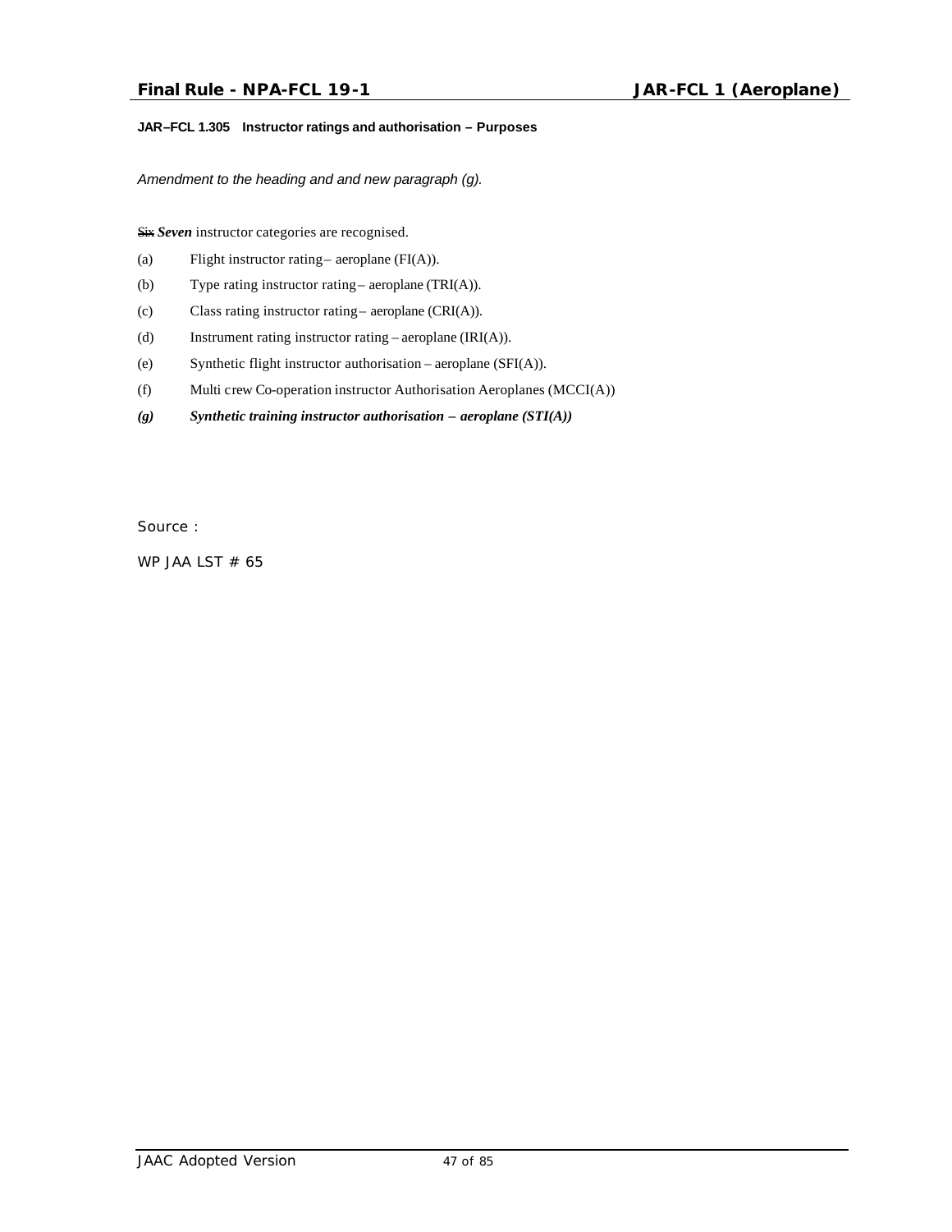**JAR–FCL 1.305 Instructor ratings and authorisation – Purposes**

*Amendment to the heading and and new paragraph (g).*

~~Six~~ ***Seven*** instructor categories are recognised.

(a) Flight instructor rating – aeroplane (FI(A)).

(b) Type rating instructor rating – aeroplane (TRI(A)).

(c) Class rating instructor rating – aeroplane (CRI(A)).

(d) Instrument rating instructor rating – aeroplane (IRI(A)).

(e) Synthetic flight instructor authorisation – aeroplane (SFI(A)).

(f) Multi crew Co-operation instructor Authorisation Aeroplanes (MCCI(A))

***(g) Synthetic training instructor authorisation – aeroplane (STI(A))***

Source :

WP JAA LST # 65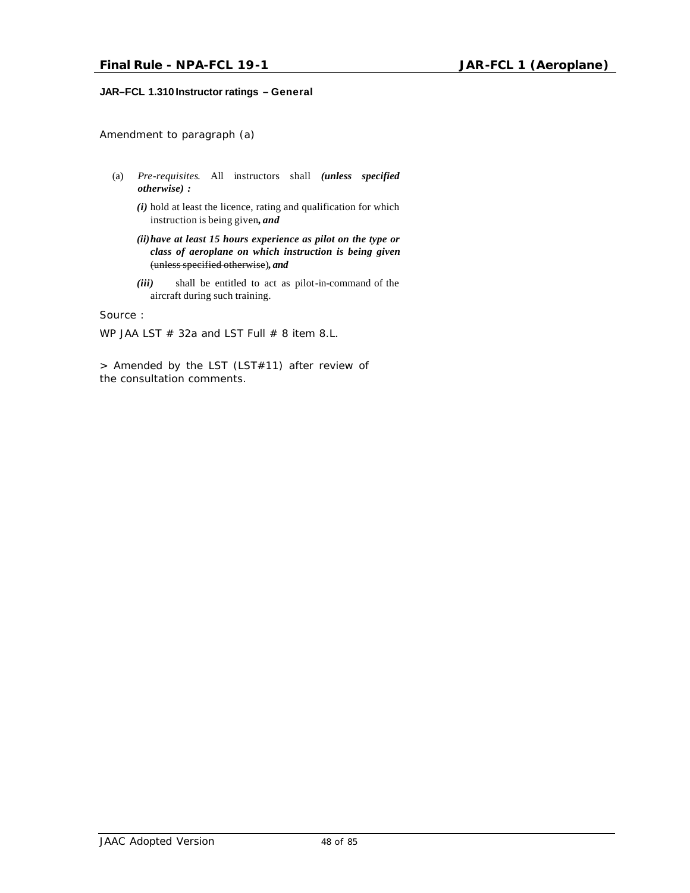**JAR–FCL 1.310 Instructor ratings – General**

Amendment to paragraph (a)

(a) *Pre-requisites*. All instructors shall ***(unless specified otherwise) :***

***(i)*** hold at least the licence, rating and qualification for which instruction is being given***, and***

***(ii) have at least 15 hours experience as pilot on the type or class of aeroplane on which instruction is being given*** ~~(unless specified otherwise)~~***, and***

***(iii)*** shall be entitled to act as pilot-in-command of the aircraft during such training.

Source :

WP JAA LST # 32a and LST Full # 8 item 8.L.

> Amended by the LST (LST#11) after review of the consultation comments.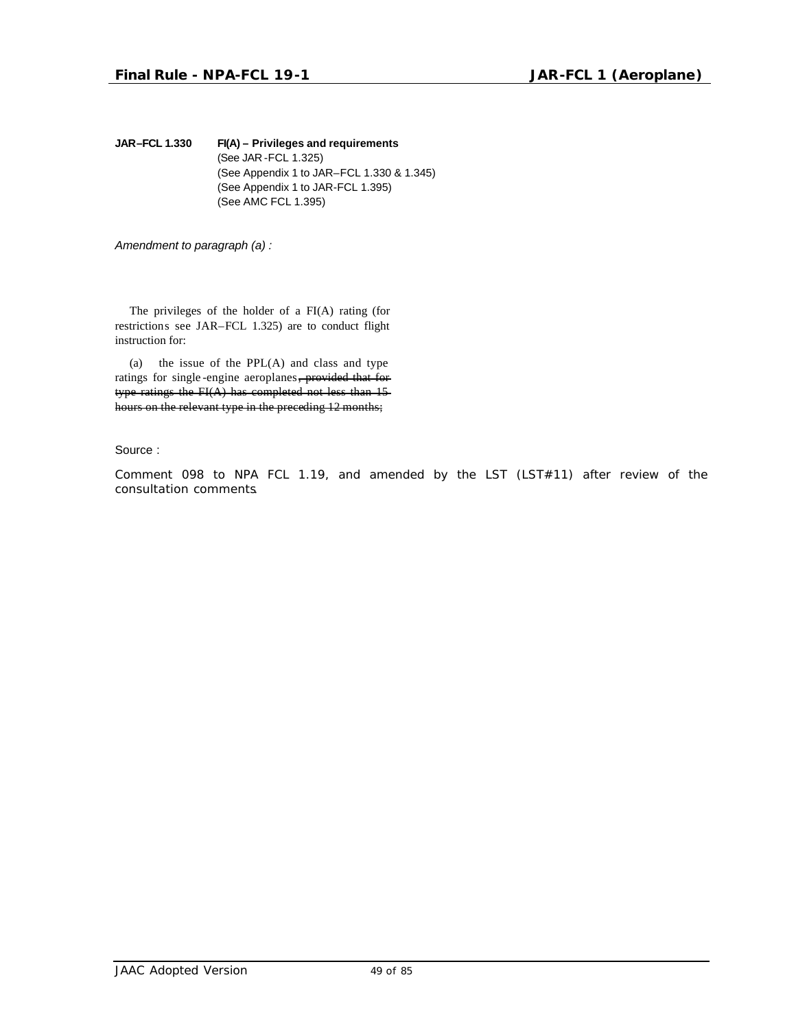**JAR–FCL 1.330 FI(A) – Privileges and requirements**
(See JAR-FCL 1.325)
(See Appendix 1 to JAR–FCL 1.330 & 1.345)
(See Appendix 1 to JAR-FCL 1.395)
(See AMC FCL 1.395)

*Amendment to paragraph (a) :*

The privileges of the holder of a FI(A) rating (for restrictions see JAR–FCL 1.325) are to conduct flight instruction for:

(a) the issue of the PPL(A) and class and type ratings for single-engine aeroplanes~~, provided that for type ratings the FI(A) has completed not less than 15 hours on the relevant type in the preceding 12 months;~~

Source :

Comment 098 to NPA FCL 1.19, and amended by the LST (LST#11) after review of the consultation comments.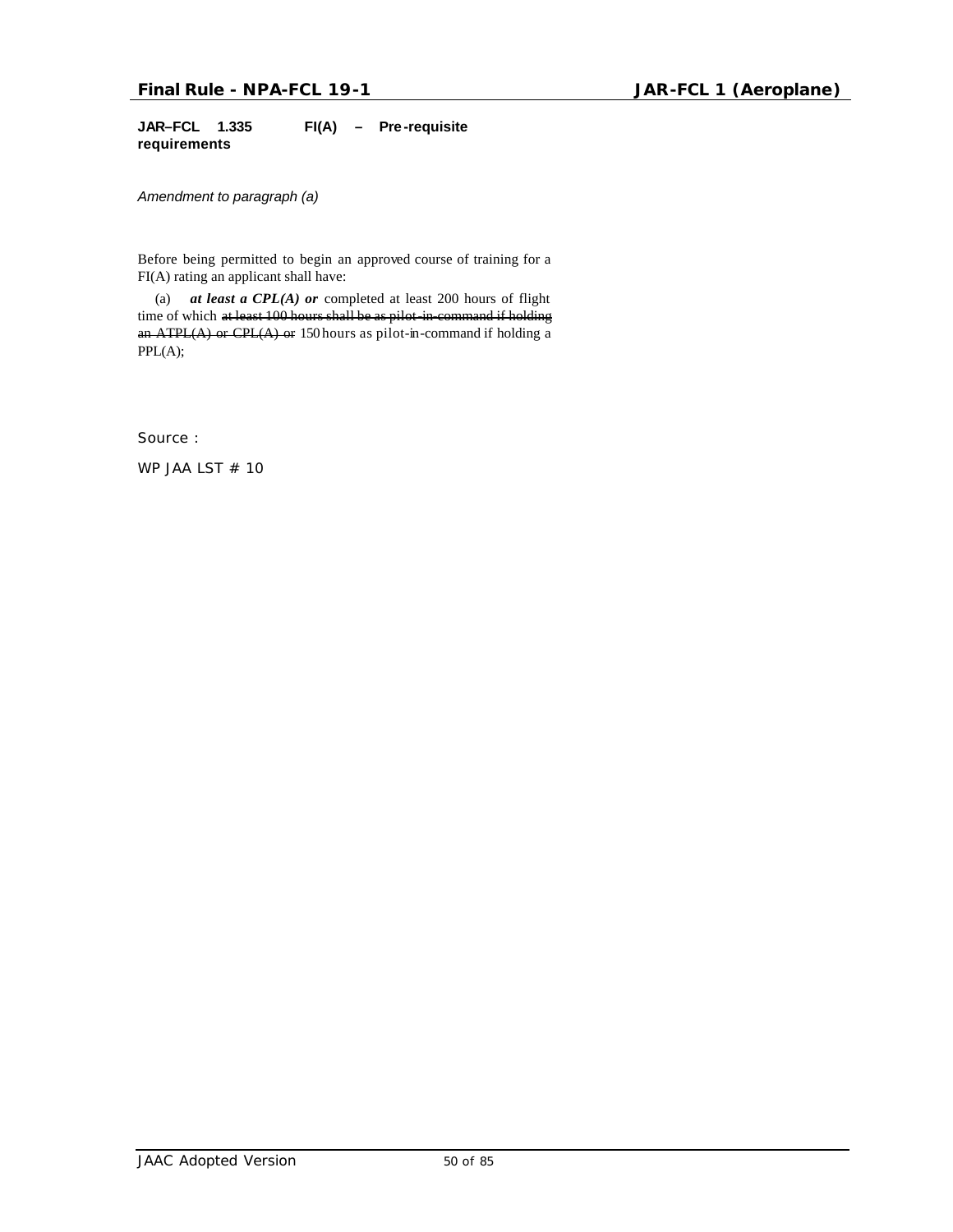**JAR–FCL 1.335 FI(A) – Pre-requisite requirements**

*Amendment to paragraph (a)*

Before being permitted to begin an approved course of training for a FI(A) rating an applicant shall have:

(a) ***at least a CPL(A) or*** completed at least 200 hours of flight time of which ~~at least 100 hours shall be as pilot-in-command if holding an ATPL(A) or CPL(A) or~~ 150 hours as pilot-in-command if holding a PPL(A);

Source :

WP JAA LST # 10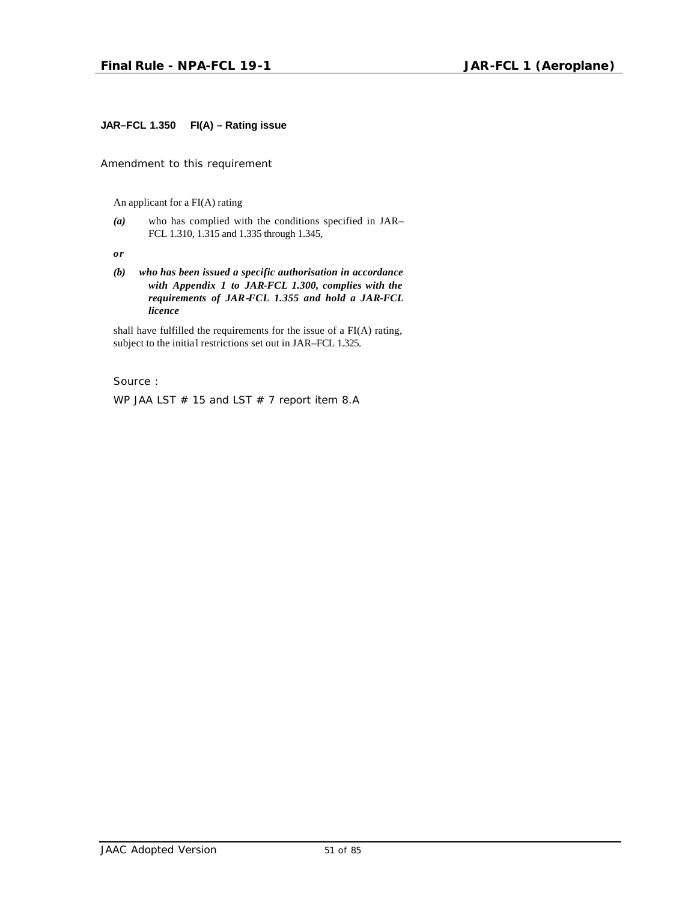**JAR–FCL 1.350 FI(A) – Rating issue**

*Amendment to this requirement*

An applicant for a FI(A) rating

*(a)* who has complied with the conditions specified in JAR–FCL 1.310, 1.315 and 1.335 through 1.345,

***or***

***(b) who has been issued a specific authorisation in accordance with Appendix 1 to JAR-FCL 1.300, complies with the requirements of JAR-FCL 1.355 and hold a JAR-FCL licence***

shall have fulfilled the requirements for the issue of a FI(A) rating, subject to the initial restrictions set out in JAR–FCL 1.325.

Source :

WP JAA LST # 15 and LST # 7 report item 8.A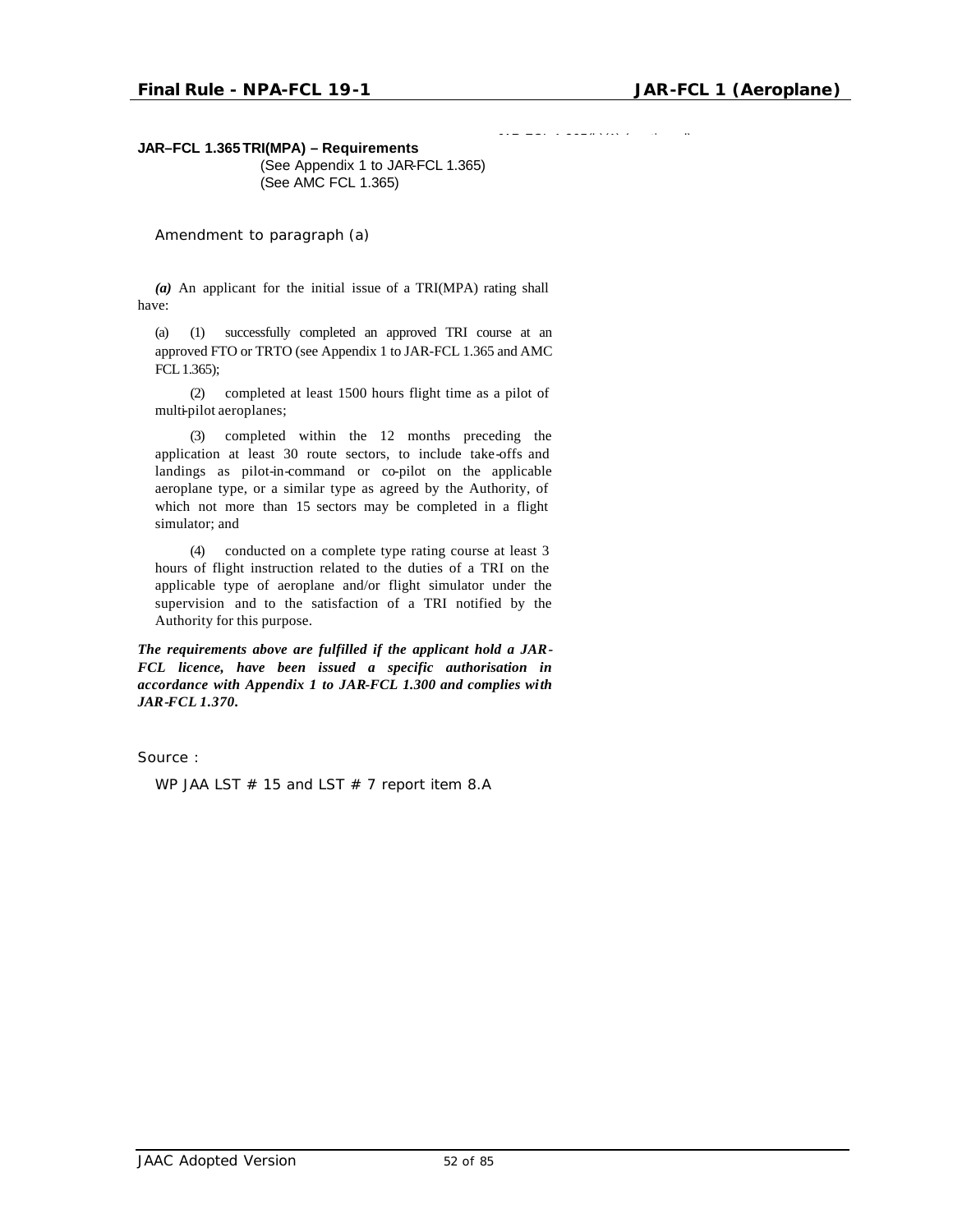**JAR–FCL 1.365 TRI(MPA) – Requirements**
(See Appendix 1 to JAR-FCL 1.365)
(See AMC FCL 1.365)

Amendment to paragraph (a)

***(a)*** An applicant for the initial issue of a TRI(MPA) rating shall have:

(a) (1) successfully completed an approved TRI course at an approved FTO or TRTO (see Appendix 1 to JAR-FCL 1.365 and AMC FCL 1.365);

(2) completed at least 1500 hours flight time as a pilot of multi-pilot aeroplanes;

(3) completed within the 12 months preceding the application at least 30 route sectors, to include take-offs and landings as pilot-in-command or co-pilot on the applicable aeroplane type, or a similar type as agreed by the Authority, of which not more than 15 sectors may be completed in a flight simulator; and

(4) conducted on a complete type rating course at least 3 hours of flight instruction related to the duties of a TRI on the applicable type of aeroplane and/or flight simulator under the supervision and to the satisfaction of a TRI notified by the Authority for this purpose.

***The requirements above are fulfilled if the applicant hold a JAR-FCL licence, have been issued a specific authorisation in accordance with Appendix 1 to JAR-FCL 1.300 and complies with JAR-FCL 1.370.***

Source :

WP JAA LST # 15 and LST # 7 report item 8.A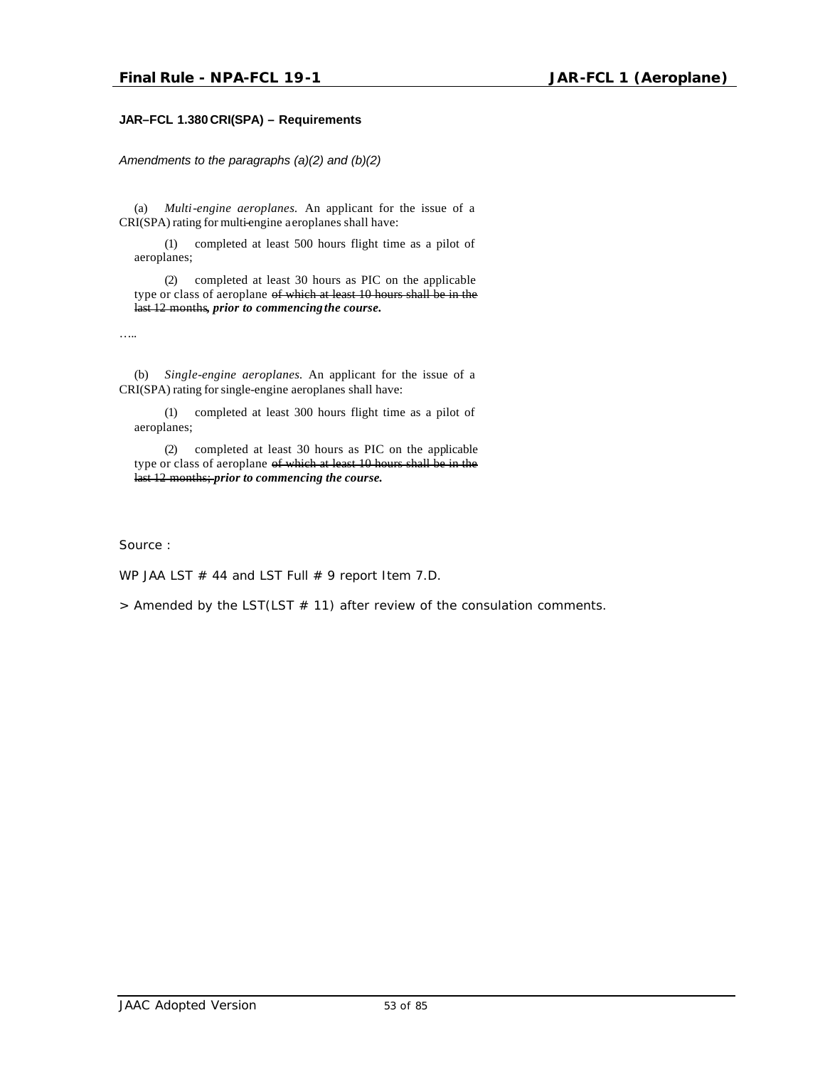**JAR–FCL 1.380 CRI(SPA) – Requirements**

*Amendments to the paragraphs (a)(2) and (b)(2)*

(a) *Multi-engine aeroplanes.* An applicant for the issue of a CRI(SPA) rating for multi-engine aeroplanes shall have:

(1) completed at least 500 hours flight time as a pilot of aeroplanes;

(2) completed at least 30 hours as PIC on the applicable type or class of aeroplane ~~of which at least 10 hours shall be in the last 12 months~~, ***prior to commencing the course.***

…..

(b) *Single-engine aeroplanes.* An applicant for the issue of a CRI(SPA) rating for single-engine aeroplanes shall have:

(1) completed at least 300 hours flight time as a pilot of aeroplanes;

(2) completed at least 30 hours as PIC on the applicable type or class of aeroplane ~~of which at least 10 hours shall be in the last 12 months;~~ ***prior to commencing the course.***

Source :

WP JAA LST # 44 and LST Full # 9 report Item 7.D.

> Amended by the LST(LST # 11) after review of the consulation comments.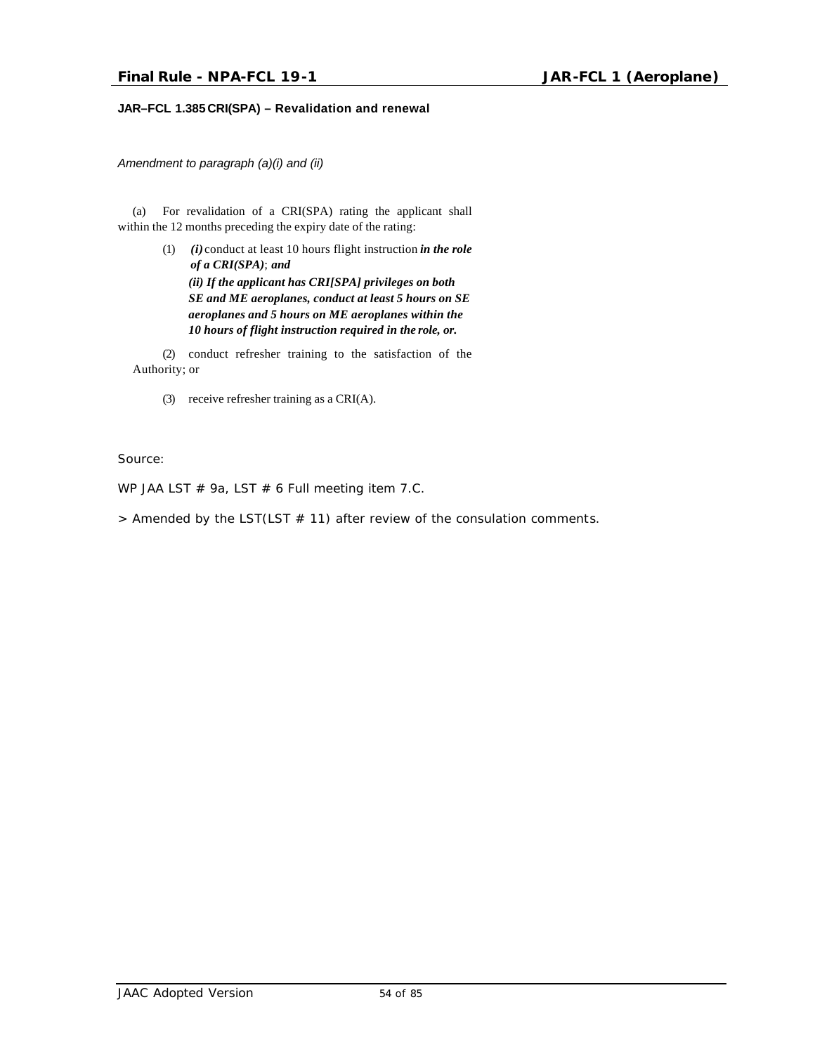**JAR–FCL 1.385 CRI(SPA) – Revalidation and renewal**

*Amendment to paragraph (a)(i) and (ii)*

(a) For revalidation of a CRI(SPA) rating the applicant shall within the 12 months preceding the expiry date of the rating:

(1) ***(i)*** conduct at least 10 hours flight instruction ***in the role of a CRI(SPA)***; ***and***
***(ii) If the applicant has CRI[SPA] privileges on both SE and ME aeroplanes, conduct at least 5 hours on SE aeroplanes and 5 hours on ME aeroplanes within the 10 hours of flight instruction required in the role, or.***

(2) conduct refresher training to the satisfaction of the Authority; or

(3) receive refresher training as a CRI(A).

Source:

WP JAA LST # 9a, LST # 6 Full meeting item 7.C.

> Amended by the LST(LST # 11) after review of the consulation comments.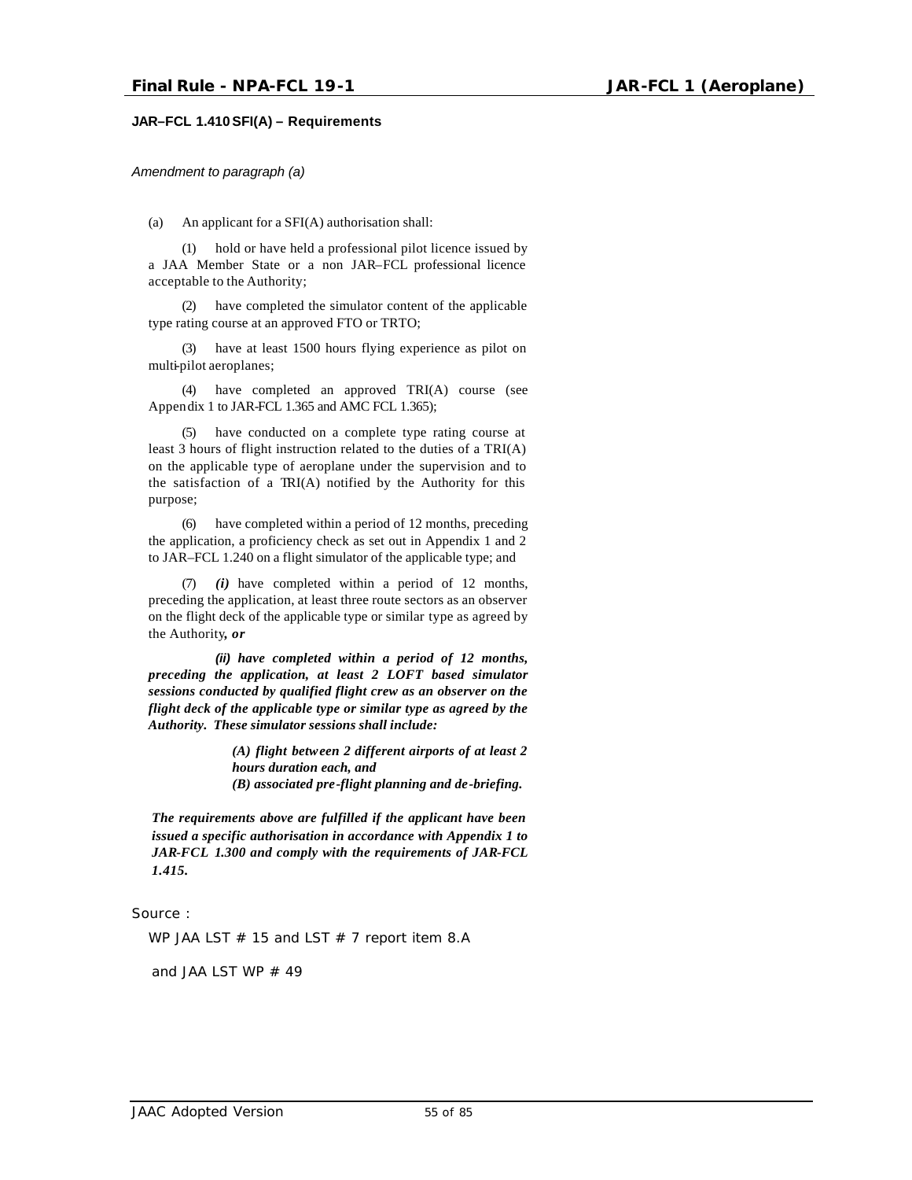**JAR–FCL 1.410 SFI(A) – Requirements**

*Amendment to paragraph (a)*

(a) An applicant for a SFI(A) authorisation shall:

(1) hold or have held a professional pilot licence issued by a JAA Member State or a non JAR–FCL professional licence acceptable to the Authority;

(2) have completed the simulator content of the applicable type rating course at an approved FTO or TRTO;

(3) have at least 1500 hours flying experience as pilot on multi-pilot aeroplanes;

(4) have completed an approved TRI(A) course (see Appendix 1 to JAR-FCL 1.365 and AMC FCL 1.365);

(5) have conducted on a complete type rating course at least 3 hours of flight instruction related to the duties of a TRI(A) on the applicable type of aeroplane under the supervision and to the satisfaction of a TRI(A) notified by the Authority for this purpose;

(6) have completed within a period of 12 months, preceding the application, a proficiency check as set out in Appendix 1 and 2 to JAR–FCL 1.240 on a flight simulator of the applicable type; and

(7) ***(i)*** have completed within a period of 12 months, preceding the application, at least three route sectors as an observer on the flight deck of the applicable type or similar type as agreed by the Authority***, or***

***(ii) have completed within a period of 12 months, preceding the application, at least 2 LOFT based simulator sessions conducted by qualified flight crew as an observer on the flight deck of the applicable type or similar type as agreed by the Authority. These simulator sessions shall include:***

***(A) flight between 2 different airports of at least 2 hours duration each, and***
***(B) associated pre-flight planning and de-briefing.***

***The requirements above are fulfilled if the applicant have been issued a specific authorisation in accordance with Appendix 1 to JAR-FCL 1.300 and comply with the requirements of JAR-FCL 1.415.***

Source :

WP JAA LST # 15 and LST # 7 report item 8.A

and JAA LST WP # 49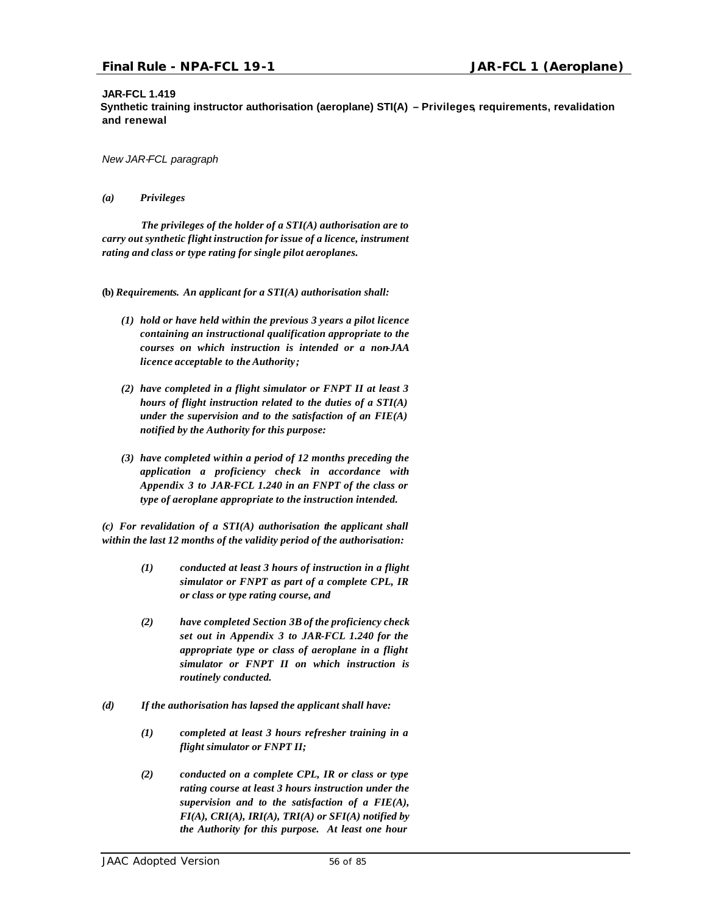**JAR-FCL 1.419**

**Synthetic training instructor authorisation (aeroplane) STI(A) – Privileges, requirements, revalidation and renewal**

*New JAR-FCL paragraph*

***(a) Privileges***

***The privileges of the holder of a STI(A) authorisation are to carry out synthetic flight instruction for issue of a licence, instrument rating and class or type rating for single pilot aeroplanes.***

**(b)** ***Requirements. An applicant for a STI(A) authorisation shall:***

***(1) hold or have held within the previous 3 years a pilot licence containing an instructional qualification appropriate to the courses on which instruction is intended or a non-JAA licence acceptable to the Authority;***

***(2) have completed in a flight simulator or FNPT II at least 3 hours of flight instruction related to the duties of a STI(A) under the supervision and to the satisfaction of an FIE(A) notified by the Authority for this purpose:***

***(3) have completed within a period of 12 months preceding the application a proficiency check in accordance with Appendix 3 to JAR-FCL 1.240 in an FNPT of the class or type of aeroplane appropriate to the instruction intended.***

***(c) For revalidation of a STI(A) authorisation the applicant shall within the last 12 months of the validity period of the authorisation:***

***(1) conducted at least 3 hours of instruction in a flight simulator or FNPT as part of a complete CPL, IR or class or type rating course, and***

***(2) have completed Section 3B of the proficiency check set out in Appendix 3 to JAR-FCL 1.240 for the appropriate type or class of aeroplane in a flight simulator or FNPT II on which instruction is routinely conducted.***

***(d) If the authorisation has lapsed the applicant shall have:***

***(1) completed at least 3 hours refresher training in a flight simulator or FNPT II;***

***(2) conducted on a complete CPL, IR or class or type rating course at least 3 hours instruction under the supervision and to the satisfaction of a FIE(A), FI(A), CRI(A), IRI(A), TRI(A) or SFI(A) notified by the Authority for this purpose. At least one hour***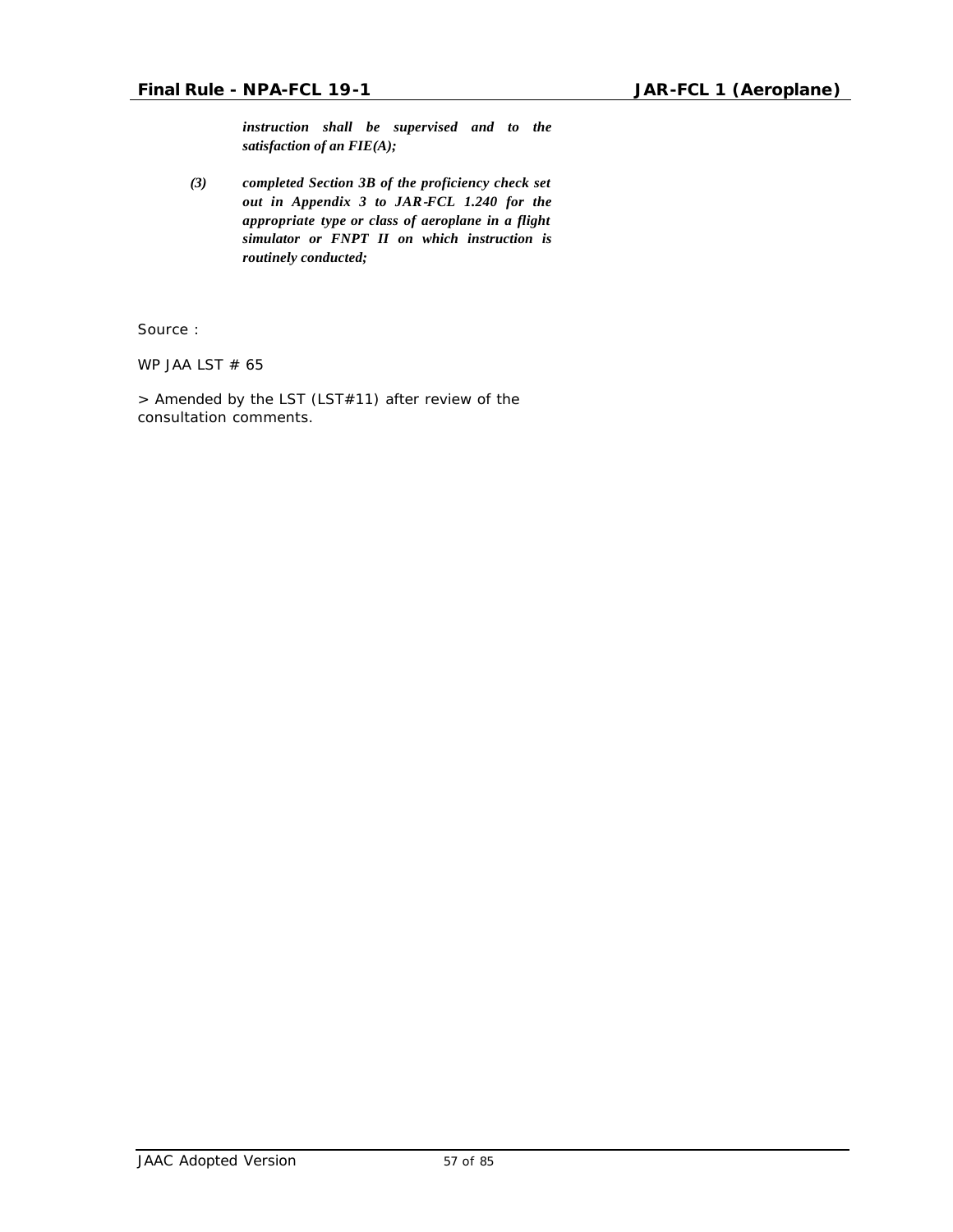*instruction shall be supervised and to the satisfaction of an FIE(A);*

*(3) completed Section 3B of the proficiency check set out in Appendix 3 to JAR-FCL 1.240 for the appropriate type or class of aeroplane in a flight simulator or FNPT II on which instruction is routinely conducted;*

Source :

WP JAA LST # 65

> Amended by the LST (LST#11) after review of the consultation comments.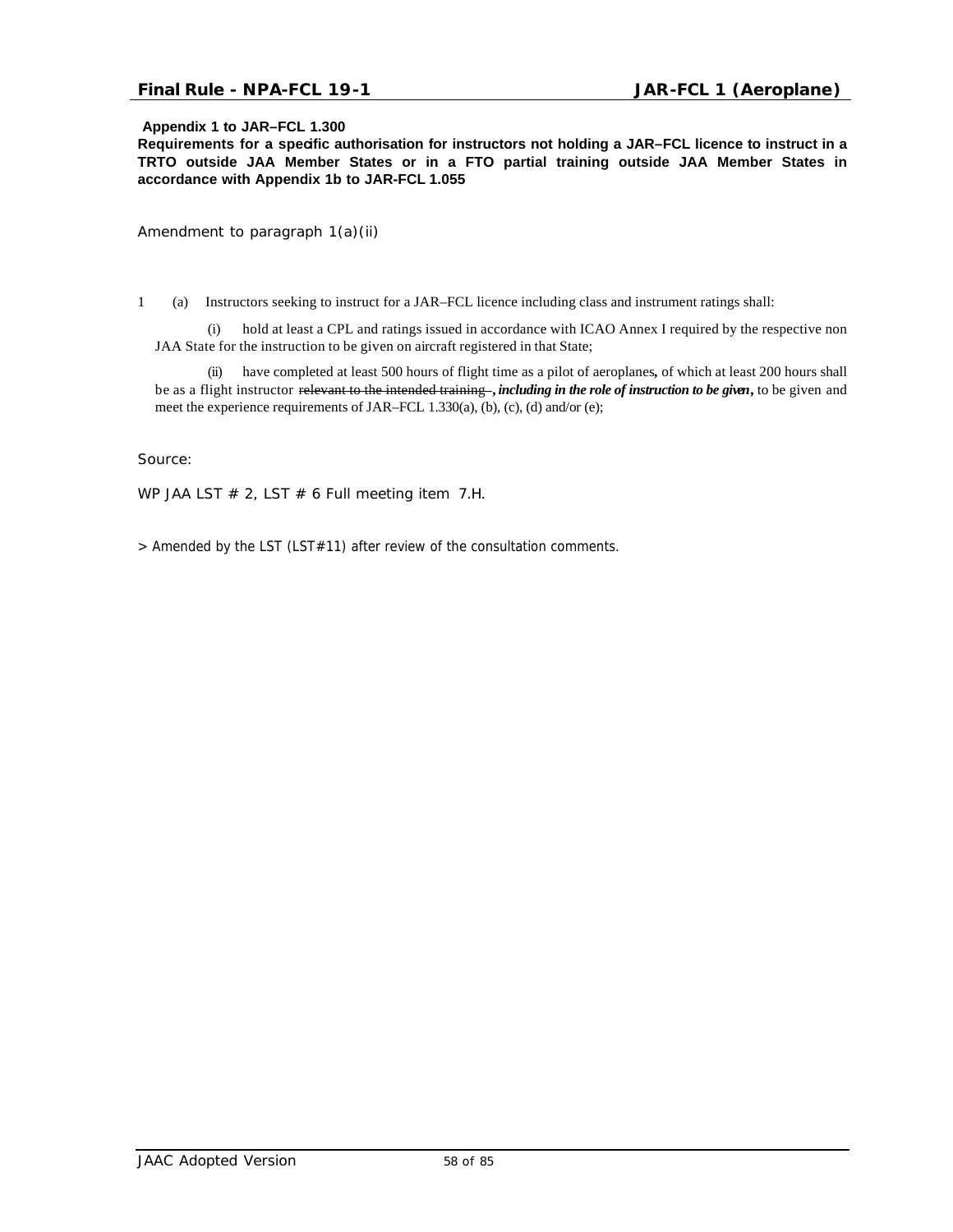**Appendix 1 to JAR–FCL 1.300**

**Requirements for a specific authorisation for instructors not holding a JAR–FCL licence to instruct in a TRTO outside JAA Member States or in a FTO partial training outside JAA Member States in accordance with Appendix 1b to JAR-FCL 1.055**

Amendment to paragraph 1(a)(ii)

1 (a) Instructors seeking to instruct for a JAR–FCL licence including class and instrument ratings shall:

(i) hold at least a CPL and ratings issued in accordance with ICAO Annex I required by the respective non JAA State for the instruction to be given on aircraft registered in that State;

(ii) have completed at least 500 hours of flight time as a pilot of aeroplanes**,** of which at least 200 hours shall be as a flight instructor ~~relevant to the intended training~~ **,** ***including in the role of instruction to be given*****,** to be given and meet the experience requirements of JAR–FCL 1.330(a), (b), (c), (d) and/or (e);

Source:

WP JAA LST # 2, LST # 6 Full meeting item 7.H.

> Amended by the LST (LST#11) after review of the consultation comments.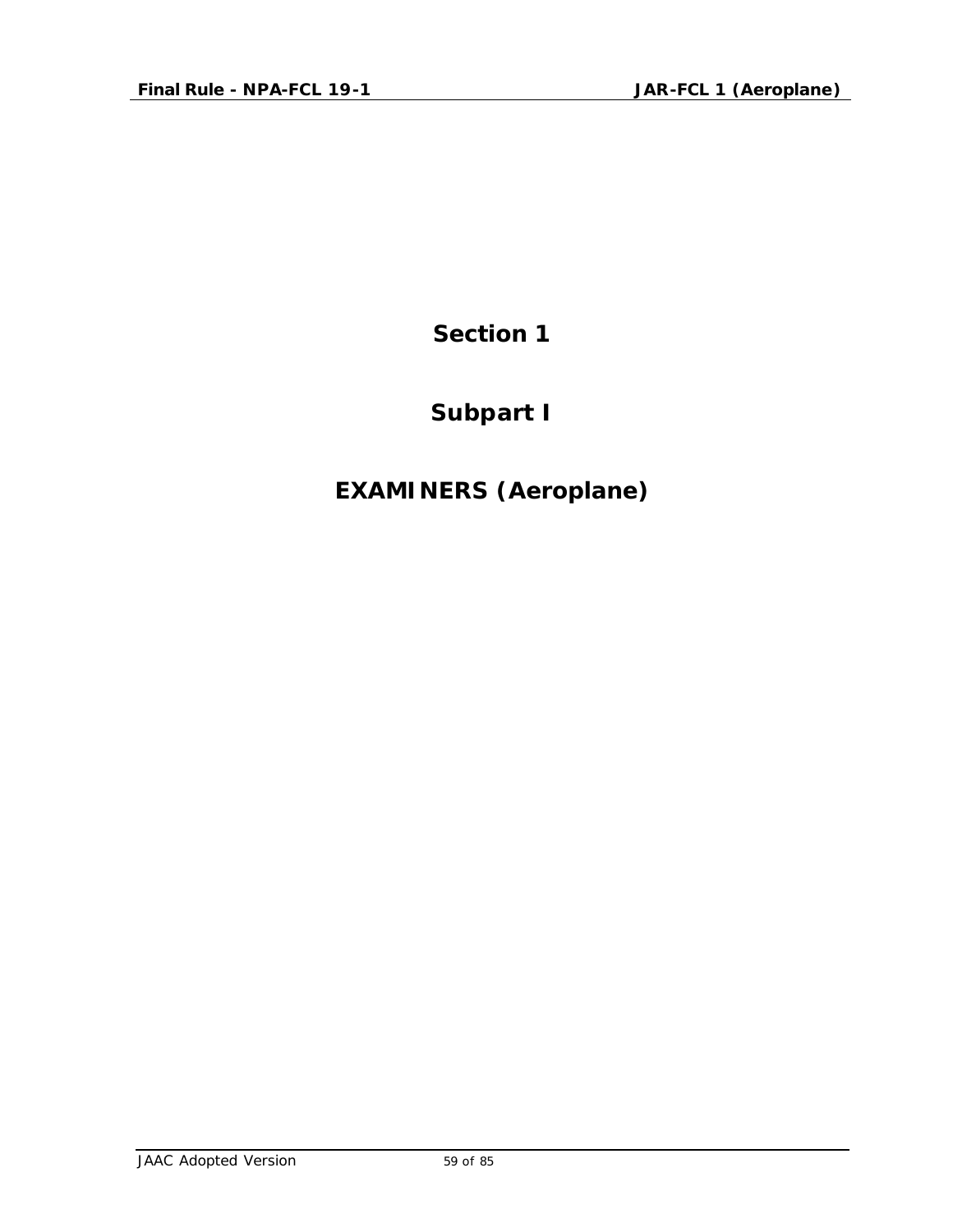# Section 1

# Subpart I

# EXAMINERS (Aeroplane)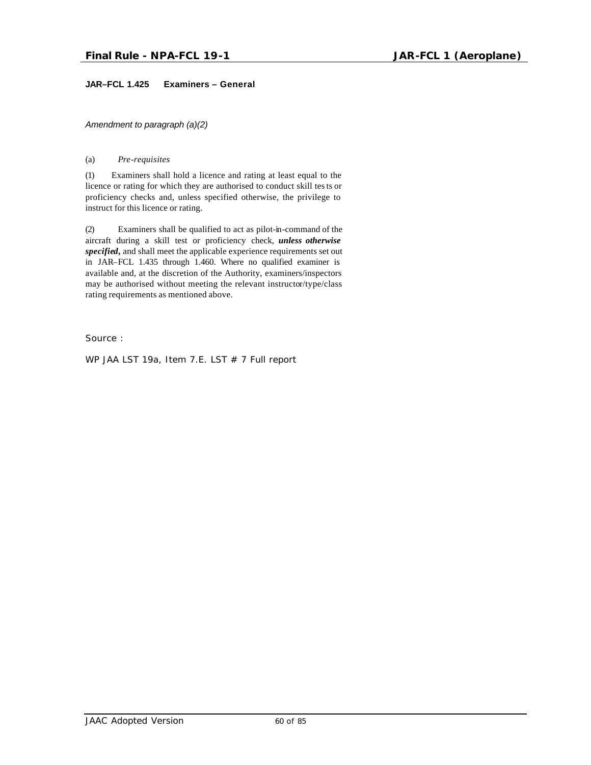**JAR–FCL 1.425 Examiners – General**

*Amendment to paragraph (a)(2)*

(a) *Pre-requisites*

(1) Examiners shall hold a licence and rating at least equal to the licence or rating for which they are authorised to conduct skill tests or proficiency checks and, unless specified otherwise, the privilege to instruct for this licence or rating.

(2) Examiners shall be qualified to act as pilot-in-command of the aircraft during a skill test or proficiency check, ***unless otherwise specified*,** and shall meet the applicable experience requirements set out in JAR–FCL 1.435 through 1.460. Where no qualified examiner is available and, at the discretion of the Authority, examiners/inspectors may be authorised without meeting the relevant instructor/type/class rating requirements as mentioned above.

Source :

WP JAA LST 19a, Item 7.E. LST # 7 Full report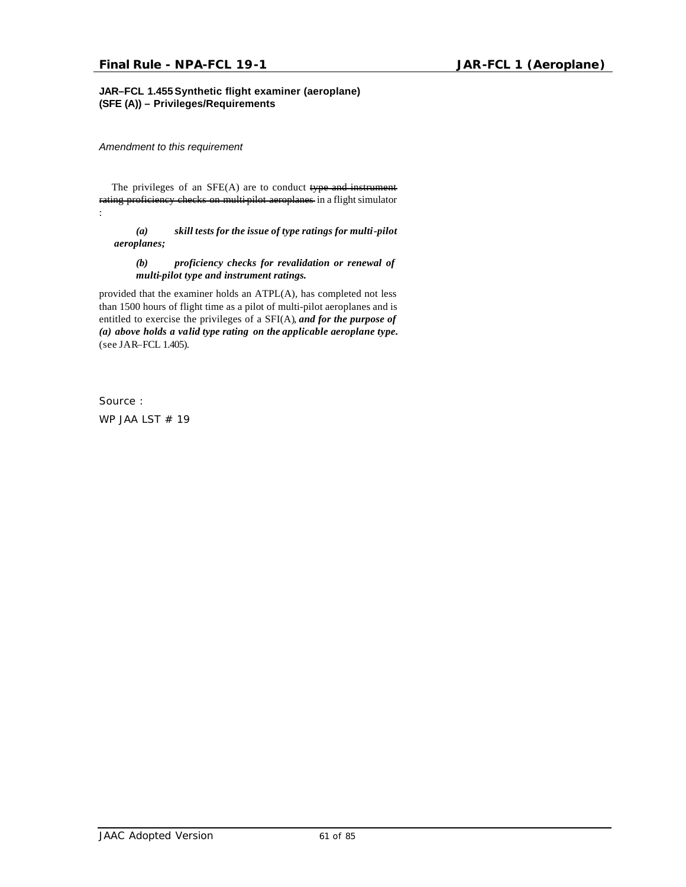**JAR–FCL 1.455 Synthetic flight examiner (aeroplane) (SFE (A)) – Privileges/Requirements**

*Amendment to this requirement*

The privileges of an SFE(A) are to conduct ~~type and instrument rating proficiency checks on multi-pilot aeroplanes~~ in a flight simulator :

***(a) skill tests for the issue of type ratings for multi-pilot aeroplanes;***

***(b) proficiency checks for revalidation or renewal of multi-pilot type and instrument ratings.***

provided that the examiner holds an ATPL(A), has completed not less than 1500 hours of flight time as a pilot of multi-pilot aeroplanes and is entitled to exercise the privileges of a SFI(A), ***and for the purpose of (a) above holds a valid type rating on the applicable aeroplane type.*** (see JAR–FCL 1.405).

Source :

WP JAA LST # 19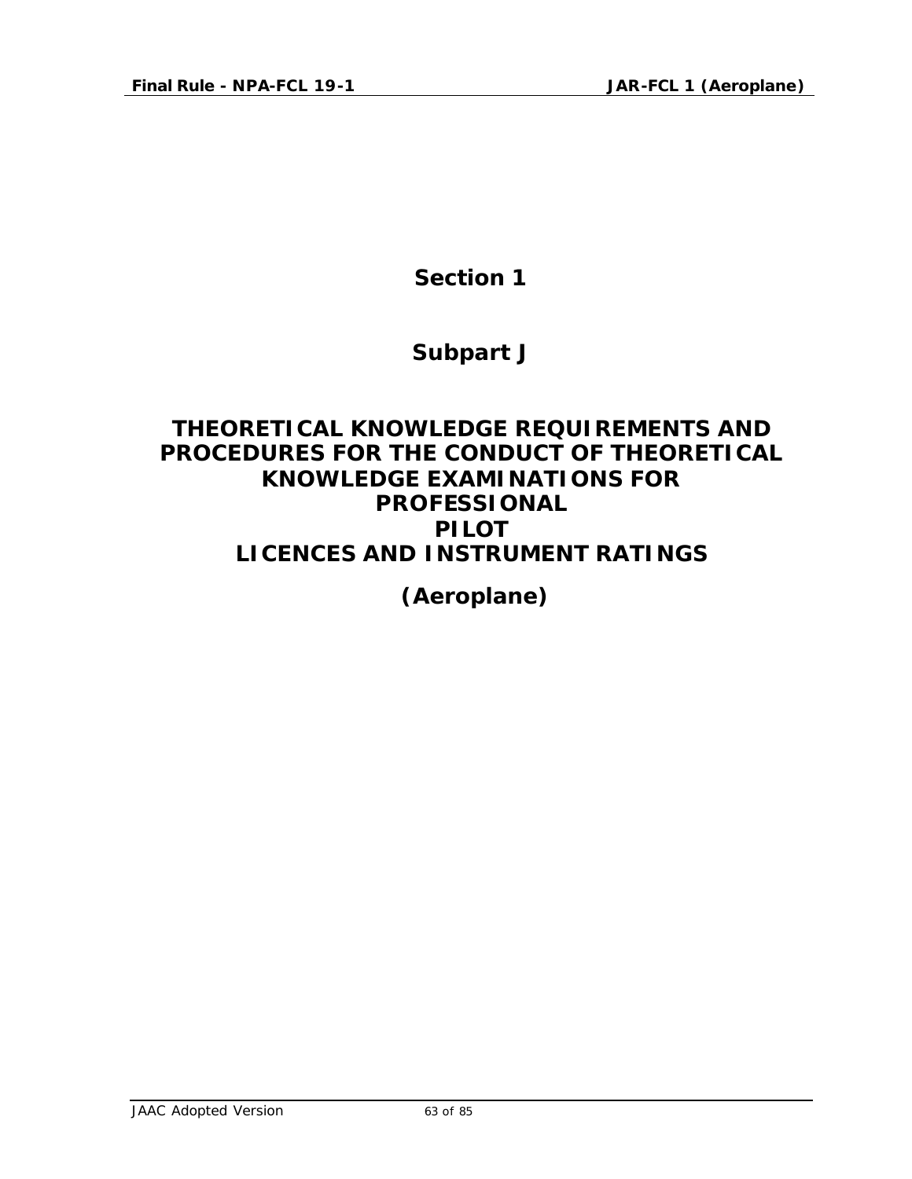# Section 1

# Subpart J

# THEORETICAL KNOWLEDGE REQUIREMENTS AND PROCEDURES FOR THE CONDUCT OF THEORETICAL KNOWLEDGE EXAMINATIONS FOR PROFESSIONAL PILOT LICENCES AND INSTRUMENT RATINGS

# (Aeroplane)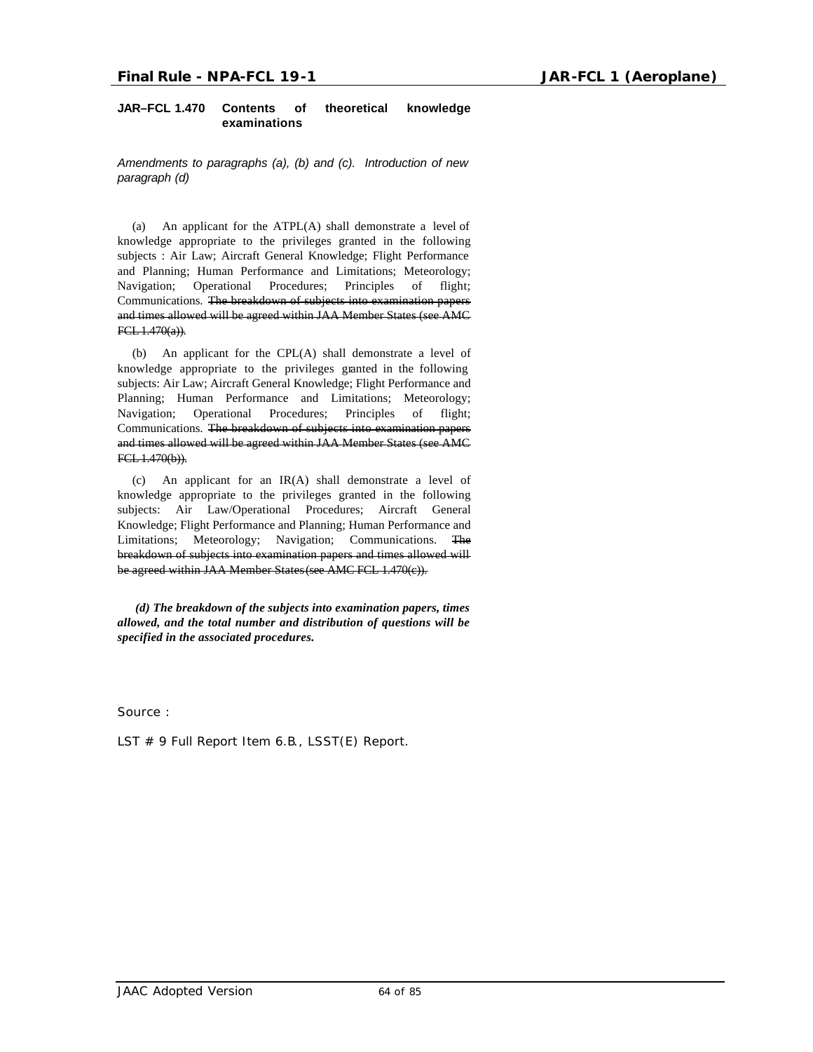**JAR–FCL 1.470 Contents of theoretical knowledge examinations**

*Amendments to paragraphs (a), (b) and (c). Introduction of new paragraph (d)*

(a) An applicant for the ATPL(A) shall demonstrate a level of knowledge appropriate to the privileges granted in the following subjects : Air Law; Aircraft General Knowledge; Flight Performance and Planning; Human Performance and Limitations; Meteorology; Navigation; Operational Procedures; Principles of flight; Communications. ~~The breakdown of subjects into examination papers and times allowed will be agreed within JAA Member States (see AMC FCL 1.470(a)).~~

(b) An applicant for the CPL(A) shall demonstrate a level of knowledge appropriate to the privileges granted in the following subjects: Air Law; Aircraft General Knowledge; Flight Performance and Planning; Human Performance and Limitations; Meteorology; Navigation; Operational Procedures; Principles of flight; Communications. ~~The breakdown of subjects into examination papers and times allowed will be agreed within JAA Member States (see AMC FCL 1.470(b)).~~

(c) An applicant for an IR(A) shall demonstrate a level of knowledge appropriate to the privileges granted in the following subjects: Air Law/Operational Procedures; Aircraft General Knowledge; Flight Performance and Planning; Human Performance and Limitations; Meteorology; Navigation; Communications. ~~The breakdown of subjects into examination papers and times allowed will be agreed within JAA Member States (see AMC FCL 1.470(c)).~~

***(d) The breakdown of the subjects into examination papers, times allowed, and the total number and distribution of questions will be specified in the associated procedures.***

Source :

LST # 9 Full Report Item 6.B., LSST(E) Report.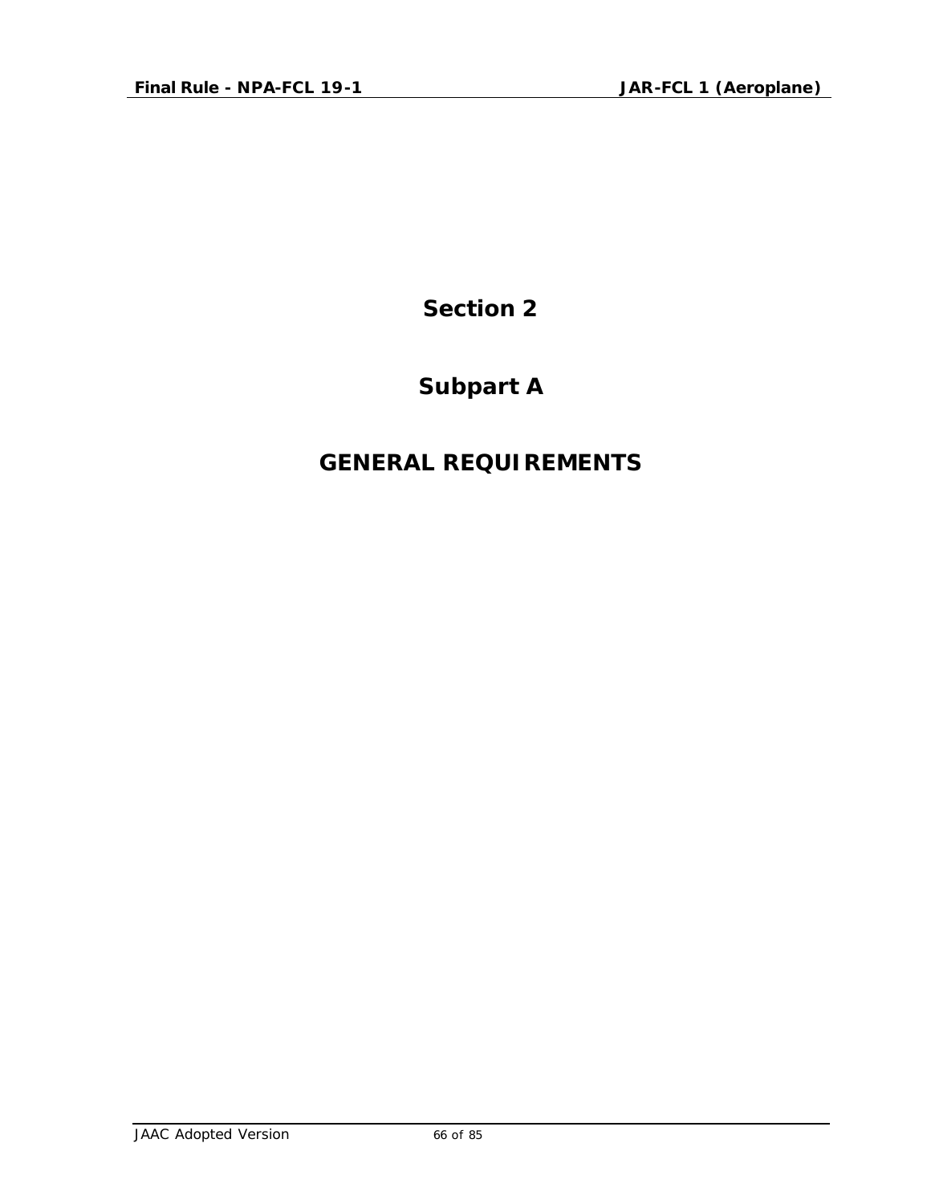# Section 2

# Subpart A

# GENERAL REQUIREMENTS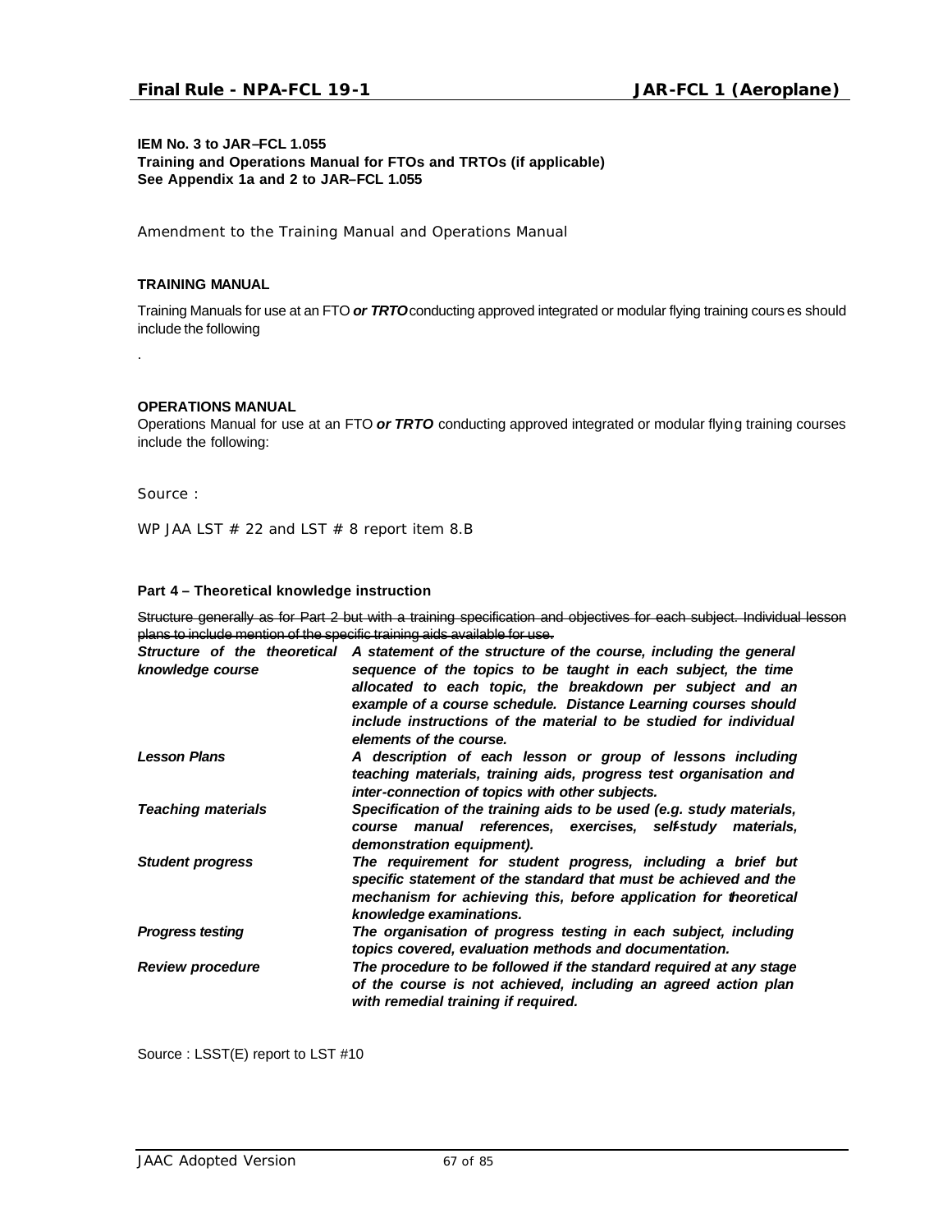**IEM No. 3 to JAR–FCL 1.055**
**Training and Operations Manual for FTOs and TRTOs (if applicable)**
**See Appendix 1a and 2 to JAR–FCL 1.055**

Amendment to the Training Manual and Operations Manual

**TRAINING MANUAL**

Training Manuals for use at an FTO ***or TRTO*** conducting approved integrated or modular flying training courses should include the following

.

**OPERATIONS MANUAL**

Operations Manual for use at an FTO ***or TRTO*** conducting approved integrated or modular flying training courses include the following:

Source :

WP JAA LST # 22 and LST # 8 report item 8.B

**Part 4 – Theoretical knowledge instruction**

~~Structure generally as for Part 2 but with a training specification and objectives for each subject. Individual lesson plans to include mention of the specific training aids available for use.~~

| | |
|---|---|
| ***Structure of the theoretical knowledge course*** | ***A statement of the structure of the course, including the general sequence of the topics to be taught in each subject, the time allocated to each topic, the breakdown per subject and an example of a course schedule. Distance Learning courses should include instructions of the material to be studied for individual elements of the course.*** |
| ***Lesson Plans*** | ***A description of each lesson or group of lessons including teaching materials, training aids, progress test organisation and inter-connection of topics with other subjects.*** |
| ***Teaching materials*** | ***Specification of the training aids to be used (e.g. study materials, course manual references, exercises, self-study materials, demonstration equipment).*** |
| ***Student progress*** | ***The requirement for student progress, including a brief but specific statement of the standard that must be achieved and the mechanism for achieving this, before application for theoretical knowledge examinations.*** |
| ***Progress testing*** | ***The organisation of progress testing in each subject, including topics covered, evaluation methods and documentation.*** |
| ***Review procedure*** | ***The procedure to be followed if the standard required at any stage of the course is not achieved, including an agreed action plan with remedial training if required.*** |

Source : LSST(E) report to LST #10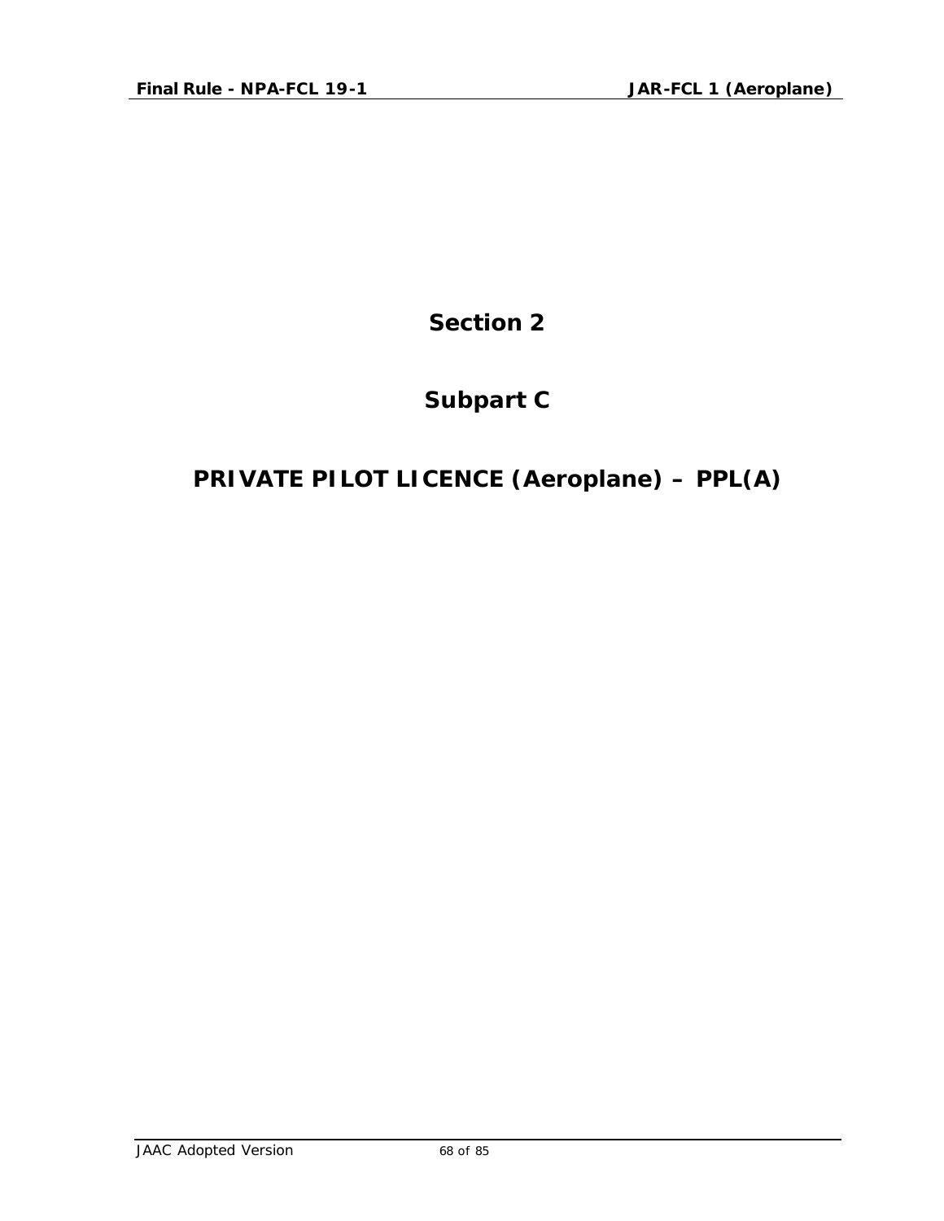# Section 2

# Subpart C

# PRIVATE PILOT LICENCE (Aeroplane) – PPL(A)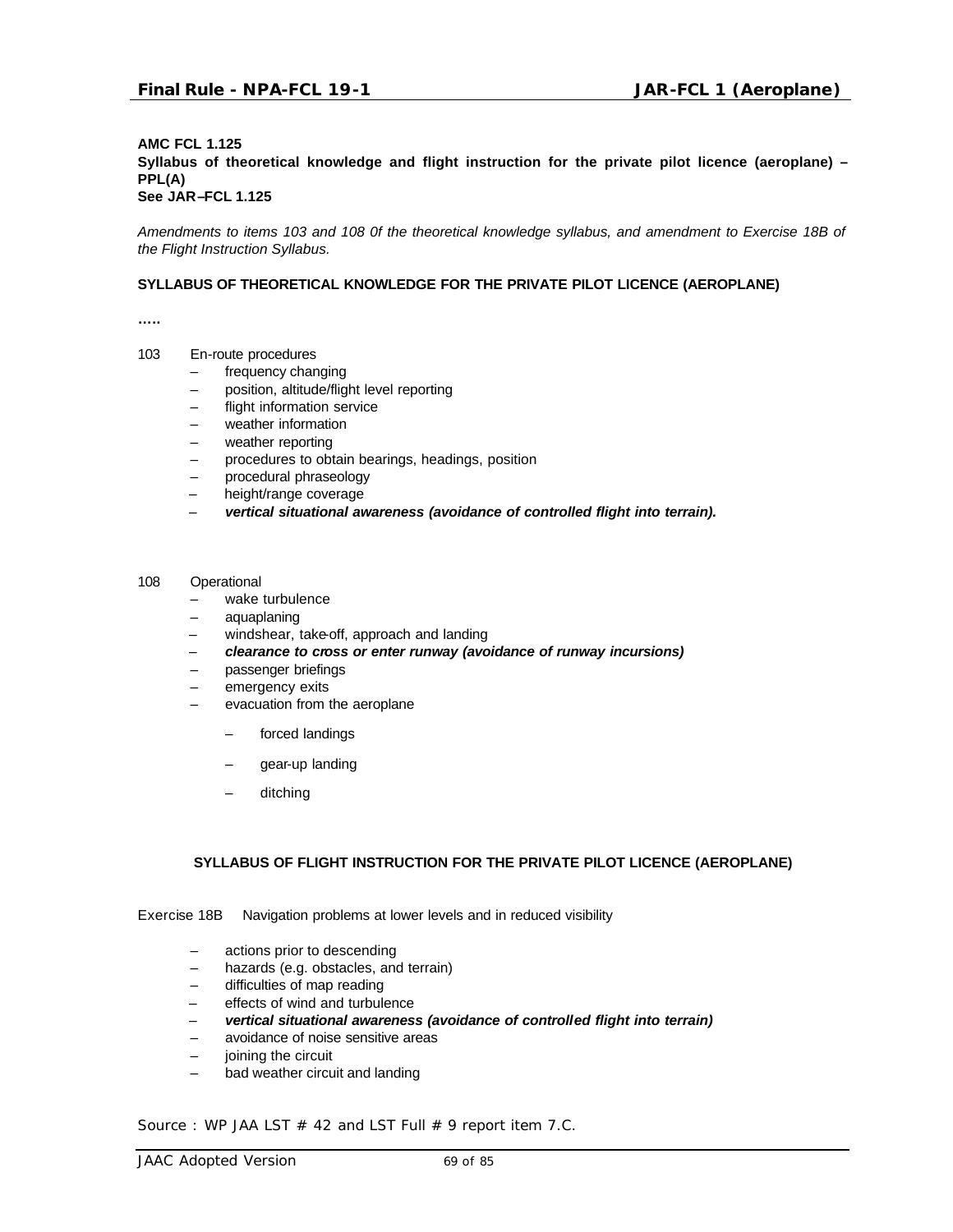**AMC FCL 1.125**
**Syllabus of theoretical knowledge and flight instruction for the private pilot licence (aeroplane) – PPL(A)**
**See JAR–FCL 1.125**

*Amendments to items 103 and 108 0f the theoretical knowledge syllabus, and amendment to Exercise 18B of the Flight Instruction Syllabus.*

**SYLLABUS OF THEORETICAL KNOWLEDGE FOR THE PRIVATE PILOT LICENCE (AEROPLANE)**

**…..**

103 En-route procedures

- frequency changing
- position, altitude/flight level reporting
- flight information service
- weather information
- weather reporting
- procedures to obtain bearings, headings, position
- procedural phraseology
- height/range coverage
- ***vertical situational awareness (avoidance of controlled flight into terrain).***

108 Operational

- wake turbulence
- aquaplaning
- windshear, take-off, approach and landing
- ***clearance to cross or enter runway (avoidance of runway incursions)***
- passenger briefings
- emergency exits
- evacuation from the aeroplane
  - forced landings
  - gear-up landing
  - ditching

**SYLLABUS OF FLIGHT INSTRUCTION FOR THE PRIVATE PILOT LICENCE (AEROPLANE)**

Exercise 18B Navigation problems at lower levels and in reduced visibility

- actions prior to descending
- hazards (e.g. obstacles, and terrain)
- difficulties of map reading
- effects of wind and turbulence
- ***vertical situational awareness (avoidance of controlled flight into terrain)***
- avoidance of noise sensitive areas
- joining the circuit
- bad weather circuit and landing

Source : WP JAA LST # 42 and LST Full # 9 report item 7.C.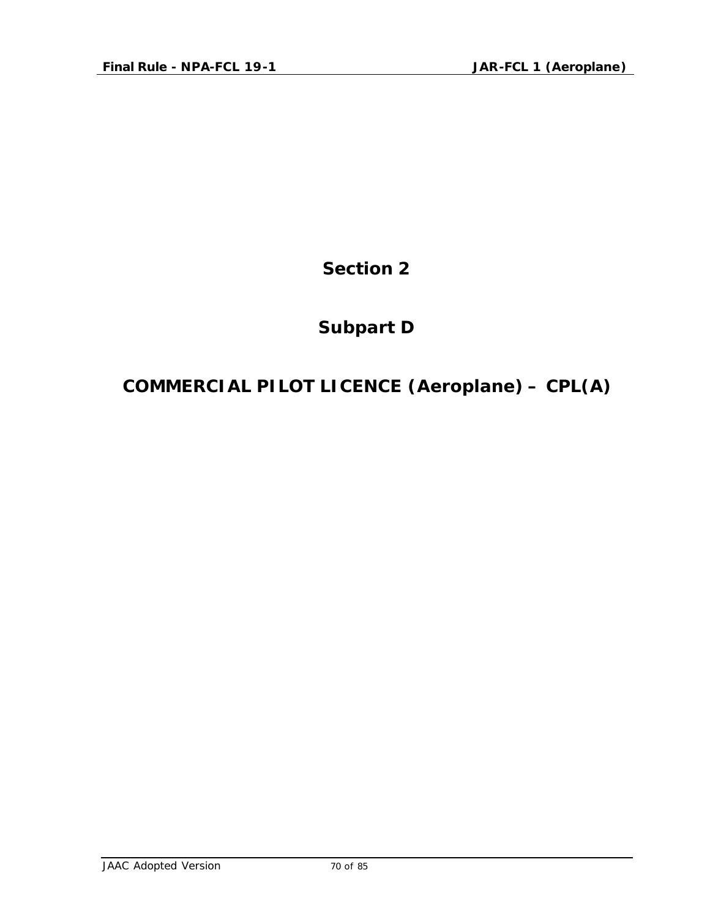# Section 2

# Subpart D

# COMMERCIAL PILOT LICENCE (Aeroplane) – CPL(A)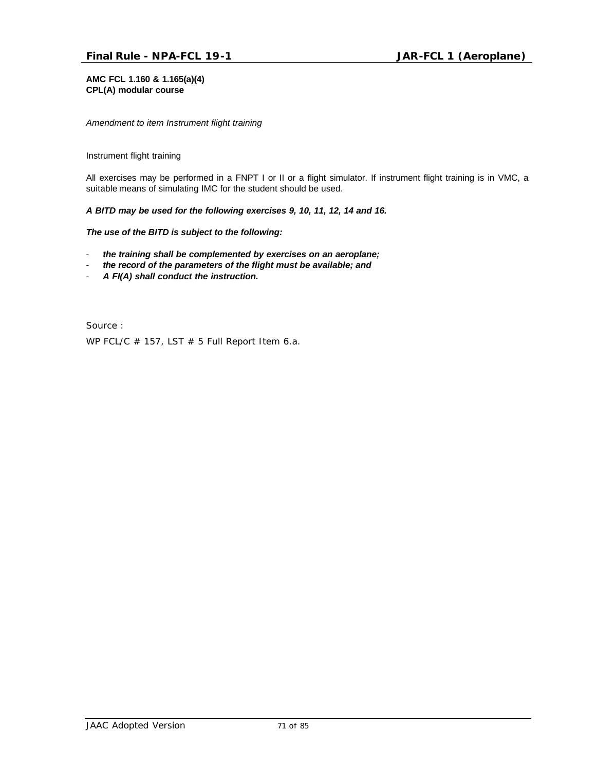**AMC FCL 1.160 & 1.165(a)(4)**
**CPL(A) modular course**

*Amendment to item Instrument flight training*

Instrument flight training

All exercises may be performed in a FNPT I or II or a flight simulator. If instrument flight training is in VMC, a suitable means of simulating IMC for the student should be used.

***A BITD may be used for the following exercises 9, 10, 11, 12, 14 and 16.***

***The use of the BITD is subject to the following:***

- ***the training shall be complemented by exercises on an aeroplane;***
- ***the record of the parameters of the flight must be available; and***
- ***A FI(A) shall conduct the instruction.***

Source :

WP FCL/C # 157, LST # 5 Full Report Item 6.a.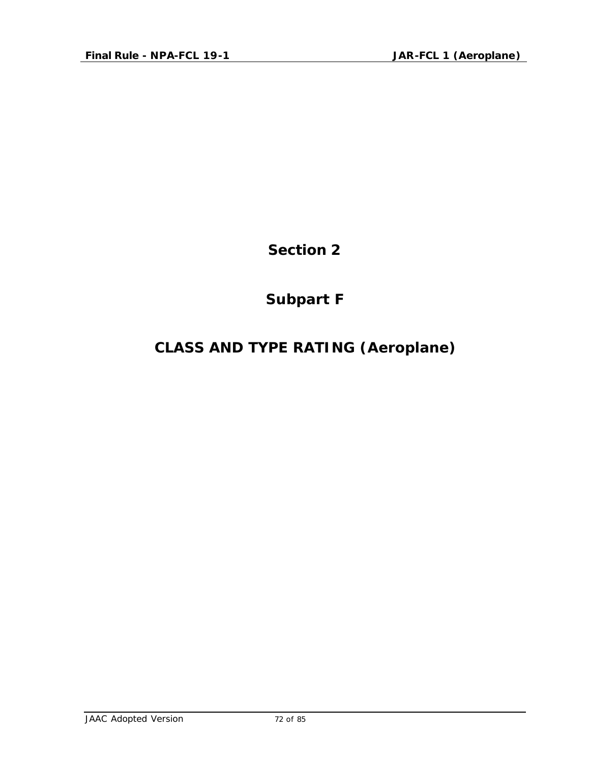# Section 2

# Subpart F

# CLASS AND TYPE RATING (Aeroplane)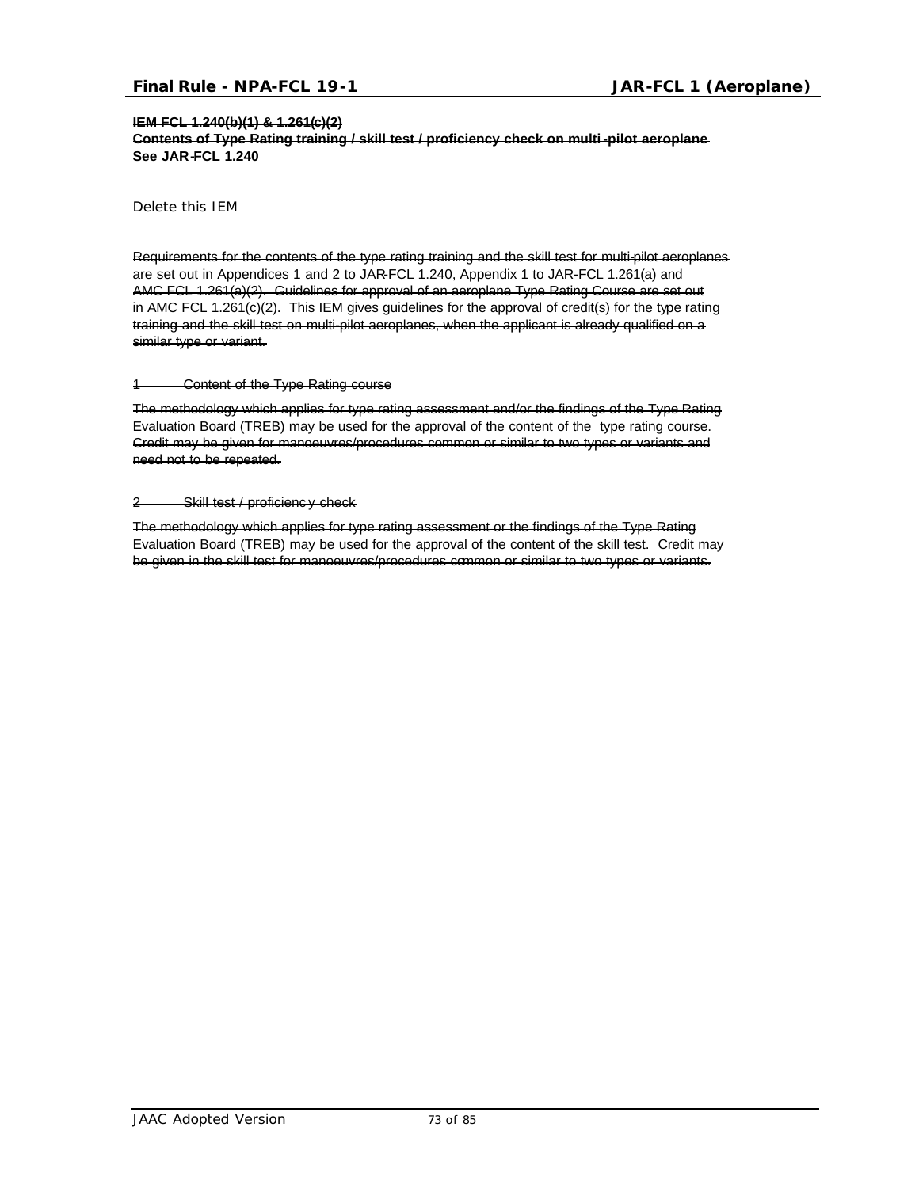~~**IEM FCL 1.240(b)(1) & 1.261(c)(2)**~~
~~**Contents of Type Rating training / skill test / proficiency check on multi-pilot aeroplane**~~
~~**See JAR-FCL 1.240**~~

Delete this IEM

~~Requirements for the contents of the type rating training and the skill test for multi-pilot aeroplanes are set out in Appendices 1 and 2 to JAR-FCL 1.240, Appendix 1 to JAR-FCL 1.261(a) and AMC FCL 1.261(a)(2). Guidelines for approval of an aeroplane Type Rating Course are set out in AMC FCL 1.261(c)(2). This IEM gives guidelines for the approval of credit(s) for the type rating training and the skill test on multi-pilot aeroplanes, when the applicant is already qualified on a similar type or variant.~~

~~1 Content of the Type Rating course~~

~~The methodology which applies for type rating assessment and/or the findings of the Type Rating Evaluation Board (TREB) may be used for the approval of the content of the type rating course. Credit may be given for manoeuvres/procedures common or similar to two types or variants and need not to be repeated.~~

~~2 Skill test / proficiency check~~

~~The methodology which applies for type rating assessment or the findings of the Type Rating Evaluation Board (TREB) may be used for the approval of the content of the skill test. Credit may be given in the skill test for manoeuvres/procedures common or similar to two types or variants.~~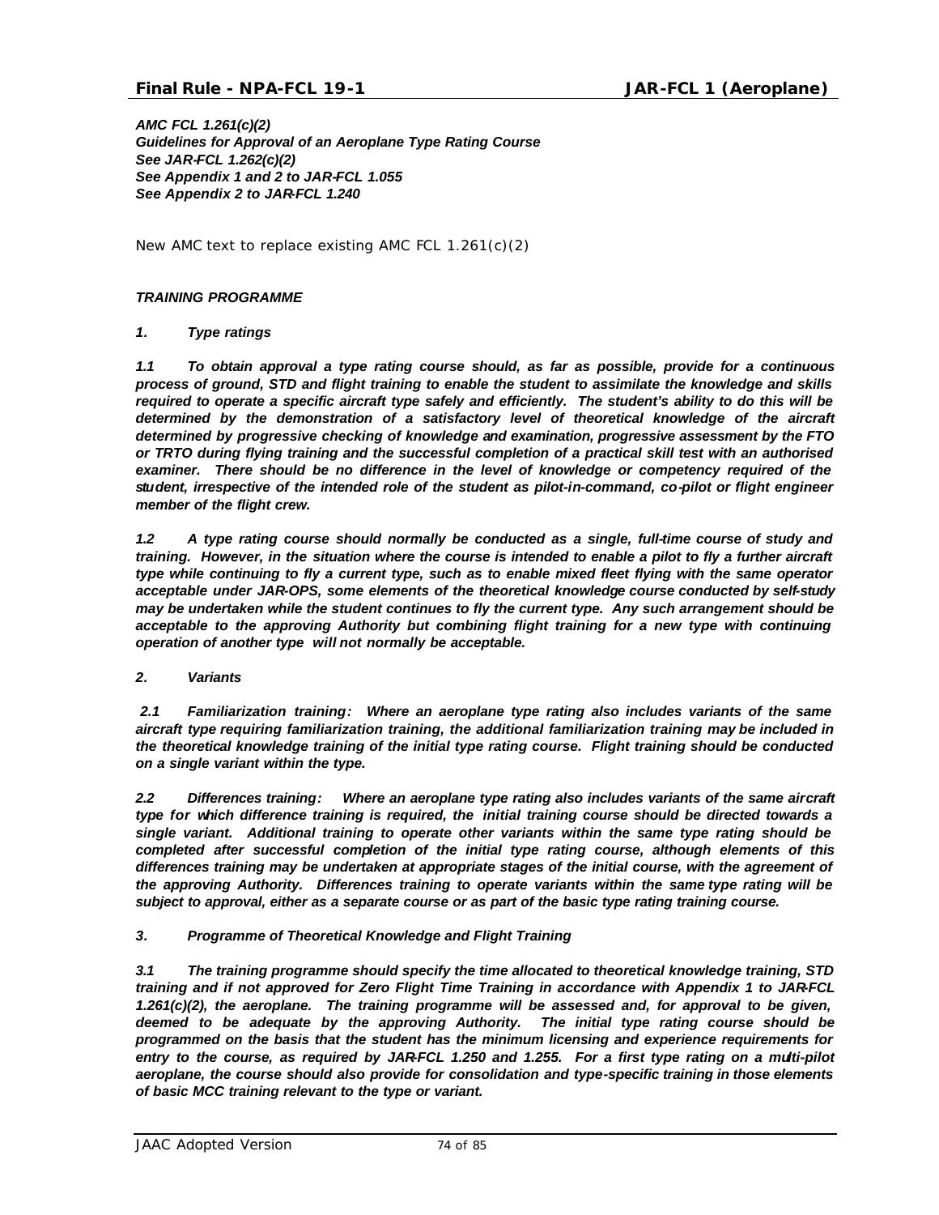***AMC FCL 1.261(c)(2)***
***Guidelines for Approval of an Aeroplane Type Rating Course***
***See JAR-FCL 1.262(c)(2)***
***See Appendix 1 and 2 to JAR-FCL 1.055***
***See Appendix 2 to JAR-FCL 1.240***

New AMC text to replace existing AMC FCL 1.261(c)(2)

***TRAINING PROGRAMME***

***1. Type ratings***

***1.1 To obtain approval a type rating course should, as far as possible, provide for a continuous process of ground, STD and flight training to enable the student to assimilate the knowledge and skills required to operate a specific aircraft type safely and efficiently. The student's ability to do this will be determined by the demonstration of a satisfactory level of theoretical knowledge of the aircraft determined by progressive checking of knowledge and examination, progressive assessment by the FTO or TRTO during flying training and the successful completion of a practical skill test with an authorised examiner. There should be no difference in the level of knowledge or competency required of the student, irrespective of the intended role of the student as pilot-in-command, co-pilot or flight engineer member of the flight crew.***

***1.2 A type rating course should normally be conducted as a single, full-time course of study and training. However, in the situation where the course is intended to enable a pilot to fly a further aircraft type while continuing to fly a current type, such as to enable mixed fleet flying with the same operator acceptable under JAR-OPS, some elements of the theoretical knowledge course conducted by self-study may be undertaken while the student continues to fly the current type. Any such arrangement should be acceptable to the approving Authority but combining flight training for a new type with continuing operation of another type will not normally be acceptable.***

***2. Variants***

***2.1 Familiarization training: Where an aeroplane type rating also includes variants of the same aircraft type requiring familiarization training, the additional familiarization training may be included in the theoretical knowledge training of the initial type rating course. Flight training should be conducted on a single variant within the type.***

***2.2 Differences training: Where an aeroplane type rating also includes variants of the same aircraft type for which difference training is required, the initial training course should be directed towards a single variant. Additional training to operate other variants within the same type rating should be completed after successful completion of the initial type rating course, although elements of this differences training may be undertaken at appropriate stages of the initial course, with the agreement of the approving Authority. Differences training to operate variants within the same type rating will be subject to approval, either as a separate course or as part of the basic type rating training course.***

***3. Programme of Theoretical Knowledge and Flight Training***

***3.1 The training programme should specify the time allocated to theoretical knowledge training, STD training and if not approved for Zero Flight Time Training in accordance with Appendix 1 to JAR-FCL 1.261(c)(2), the aeroplane. The training programme will be assessed and, for approval to be given, deemed to be adequate by the approving Authority. The initial type rating course should be programmed on the basis that the student has the minimum licensing and experience requirements for entry to the course, as required by JAR-FCL 1.250 and 1.255. For a first type rating on a multi-pilot aeroplane, the course should also provide for consolidation and type-specific training in those elements of basic MCC training relevant to the type or variant.***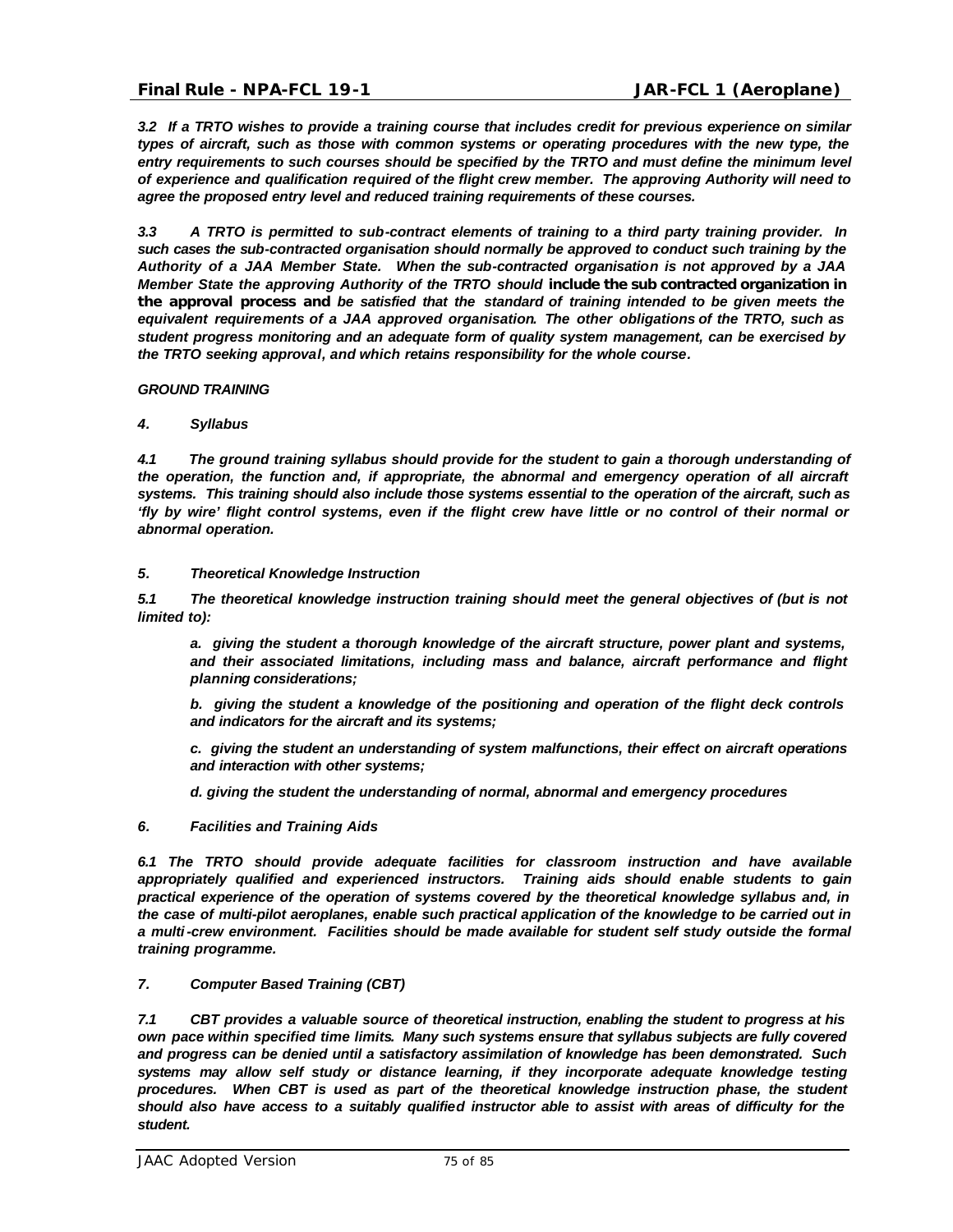*3.2 If a TRTO wishes to provide a training course that includes credit for previous experience on similar types of aircraft, such as those with common systems or operating procedures with the new type, the entry requirements to such courses should be specified by the TRTO and must define the minimum level of experience and qualification required of the flight crew member. The approving Authority will need to agree the proposed entry level and reduced training requirements of these courses.*

*3.3 A TRTO is permitted to sub-contract elements of training to a third party training provider. In such cases the sub-contracted organisation should normally be approved to conduct such training by the Authority of a JAA Member State. When the sub-contracted organisation is not approved by a JAA Member State the approving Authority of the TRTO should* **include the sub contracted organization in the approval process and** *be satisfied that the standard of training intended to be given meets the equivalent requirements of a JAA approved organisation. The other obligations of the TRTO, such as student progress monitoring and an adequate form of quality system management, can be exercised by the TRTO seeking approval, and which retains responsibility for the whole course.*

*GROUND TRAINING*

*4. Syllabus*

*4.1 The ground training syllabus should provide for the student to gain a thorough understanding of the operation, the function and, if appropriate, the abnormal and emergency operation of all aircraft systems. This training should also include those systems essential to the operation of the aircraft, such as 'fly by wire' flight control systems, even if the flight crew have little or no control of their normal or abnormal operation.*

*5. Theoretical Knowledge Instruction*

*5.1 The theoretical knowledge instruction training should meet the general objectives of (but is not limited to):*

> *a. giving the student a thorough knowledge of the aircraft structure, power plant and systems, and their associated limitations, including mass and balance, aircraft performance and flight planning considerations;*
>
> *b. giving the student a knowledge of the positioning and operation of the flight deck controls and indicators for the aircraft and its systems;*
>
> *c. giving the student an understanding of system malfunctions, their effect on aircraft operations and interaction with other systems;*
>
> *d. giving the student the understanding of normal, abnormal and emergency procedures*

*6. Facilities and Training Aids*

*6.1 The TRTO should provide adequate facilities for classroom instruction and have available appropriately qualified and experienced instructors. Training aids should enable students to gain practical experience of the operation of systems covered by the theoretical knowledge syllabus and, in the case of multi-pilot aeroplanes, enable such practical application of the knowledge to be carried out in a multi-crew environment. Facilities should be made available for student self study outside the formal training programme.*

*7. Computer Based Training (CBT)*

*7.1 CBT provides a valuable source of theoretical instruction, enabling the student to progress at his own pace within specified time limits. Many such systems ensure that syllabus subjects are fully covered and progress can be denied until a satisfactory assimilation of knowledge has been demonstrated. Such systems may allow self study or distance learning, if they incorporate adequate knowledge testing procedures. When CBT is used as part of the theoretical knowledge instruction phase, the student should also have access to a suitably qualified instructor able to assist with areas of difficulty for the student.*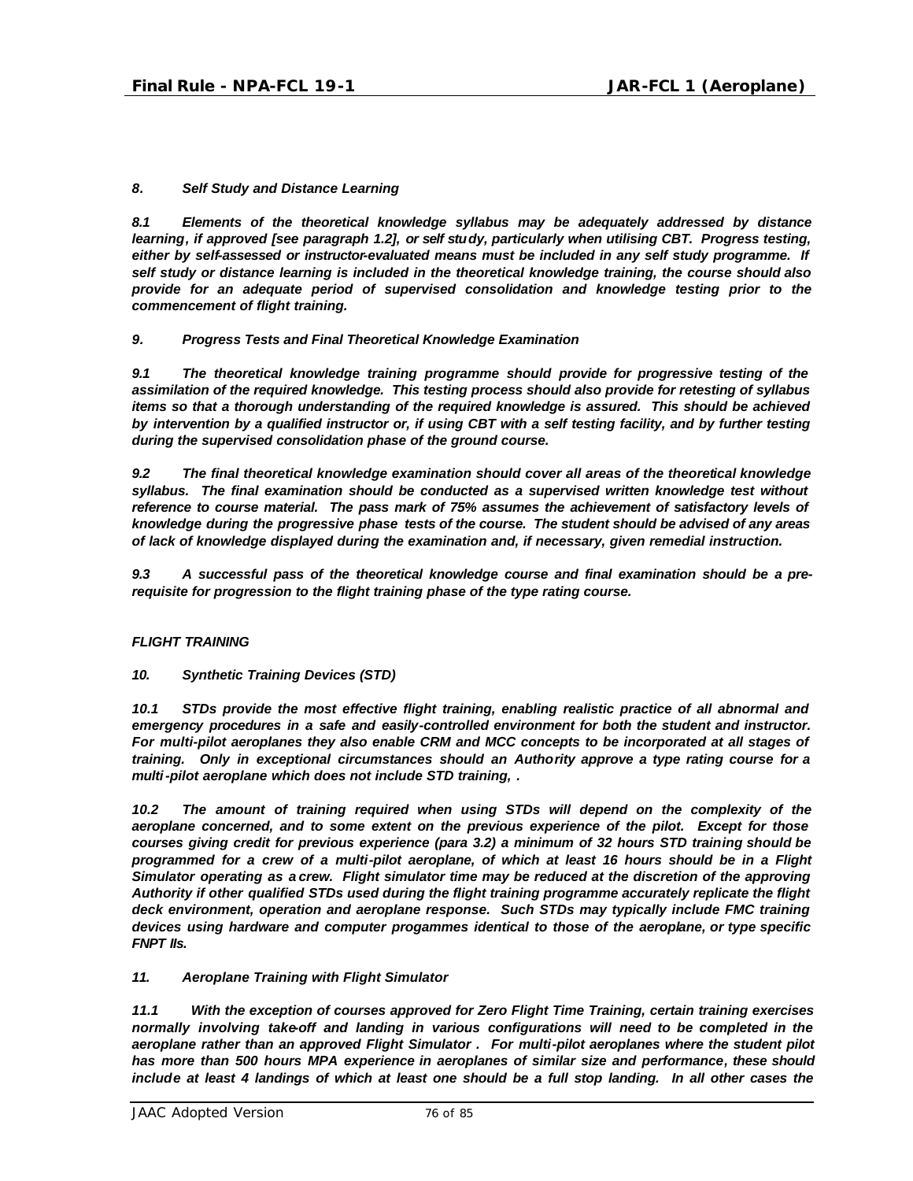*8. Self Study and Distance Learning*

***8.1 Elements of the theoretical knowledge syllabus may be adequately addressed by distance learning, if approved [see paragraph 1.2], or self study, particularly when utilising CBT. Progress testing, either by self-assessed or instructor-evaluated means must be included in any self study programme. If self study or distance learning is included in the theoretical knowledge training, the course should also provide for an adequate period of supervised consolidation and knowledge testing prior to the commencement of flight training.***

*9. Progress Tests and Final Theoretical Knowledge Examination*

***9.1 The theoretical knowledge training programme should provide for progressive testing of the assimilation of the required knowledge. This testing process should also provide for retesting of syllabus items so that a thorough understanding of the required knowledge is assured. This should be achieved by intervention by a qualified instructor or, if using CBT with a self testing facility, and by further testing during the supervised consolidation phase of the ground course.***

***9.2 The final theoretical knowledge examination should cover all areas of the theoretical knowledge syllabus. The final examination should be conducted as a supervised written knowledge test without reference to course material. The pass mark of 75% assumes the achievement of satisfactory levels of knowledge during the progressive phase tests of the course. The student should be advised of any areas of lack of knowledge displayed during the examination and, if necessary, given remedial instruction.***

***9.3 A successful pass of the theoretical knowledge course and final examination should be a pre-requisite for progression to the flight training phase of the type rating course.***

*FLIGHT TRAINING*

*10. Synthetic Training Devices (STD)*

***10.1 STDs provide the most effective flight training, enabling realistic practice of all abnormal and emergency procedures in a safe and easily-controlled environment for both the student and instructor. For multi-pilot aeroplanes they also enable CRM and MCC concepts to be incorporated at all stages of training. Only in exceptional circumstances should an Authority approve a type rating course for a multi-pilot aeroplane which does not include STD training, .***

***10.2 The amount of training required when using STDs will depend on the complexity of the aeroplane concerned, and to some extent on the previous experience of the pilot. Except for those courses giving credit for previous experience (para 3.2) a minimum of 32 hours STD training should be programmed for a crew of a multi-pilot aeroplane, of which at least 16 hours should be in a Flight Simulator operating as a crew. Flight simulator time may be reduced at the discretion of the approving Authority if other qualified STDs used during the flight training programme accurately replicate the flight deck environment, operation and aeroplane response. Such STDs may typically include FMC training devices using hardware and computer progammes identical to those of the aeroplane, or type specific FNPT IIs.***

*11. Aeroplane Training with Flight Simulator*

***11.1 With the exception of courses approved for Zero Flight Time Training, certain training exercises normally involving take-off and landing in various configurations will need to be completed in the aeroplane rather than an approved Flight Simulator . For multi-pilot aeroplanes where the student pilot has more than 500 hours MPA experience in aeroplanes of similar size and performance, these should include at least 4 landings of which at least one should be a full stop landing. In all other cases the***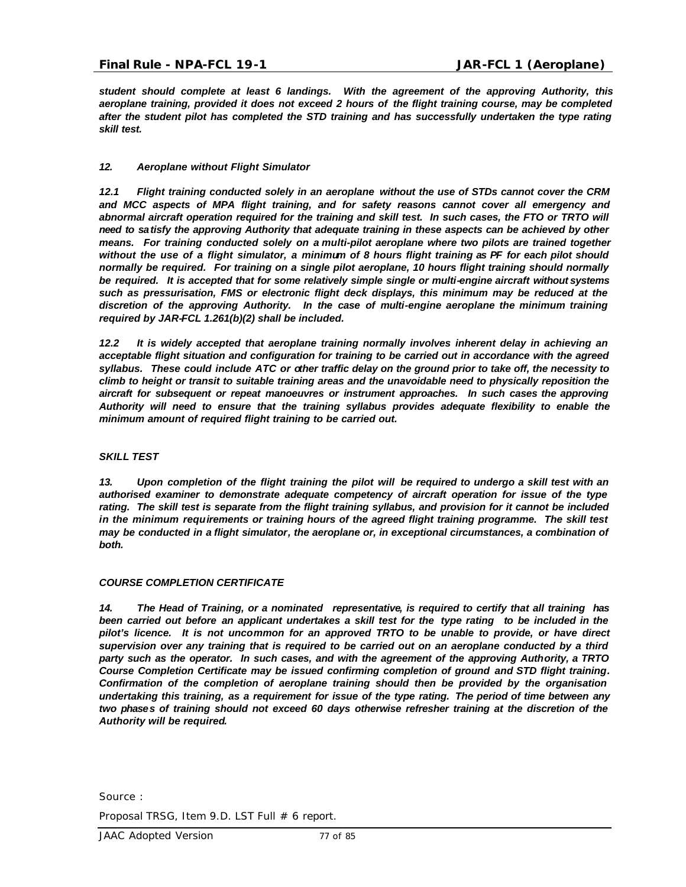***student should complete at least 6 landings. With the agreement of the approving Authority, this aeroplane training, provided it does not exceed 2 hours of the flight training course, may be completed after the student pilot has completed the STD training and has successfully undertaken the type rating skill test.***

***12. Aeroplane without Flight Simulator***

***12.1 Flight training conducted solely in an aeroplane without the use of STDs cannot cover the CRM and MCC aspects of MPA flight training, and for safety reasons cannot cover all emergency and abnormal aircraft operation required for the training and skill test. In such cases, the FTO or TRTO will need to satisfy the approving Authority that adequate training in these aspects can be achieved by other means. For training conducted solely on a multi-pilot aeroplane where two pilots are trained together without the use of a flight simulator, a minimum of 8 hours flight training as PF for each pilot should normally be required. For training on a single pilot aeroplane, 10 hours flight training should normally be required. It is accepted that for some relatively simple single or multi-engine aircraft without systems such as pressurisation, FMS or electronic flight deck displays, this minimum may be reduced at the discretion of the approving Authority. In the case of multi-engine aeroplane the minimum training required by JAR-FCL 1.261(b)(2) shall be included.***

***12.2 It is widely accepted that aeroplane training normally involves inherent delay in achieving an acceptable flight situation and configuration for training to be carried out in accordance with the agreed syllabus. These could include ATC or other traffic delay on the ground prior to take off, the necessity to climb to height or transit to suitable training areas and the unavoidable need to physically reposition the aircraft for subsequent or repeat manoeuvres or instrument approaches. In such cases the approving Authority will need to ensure that the training syllabus provides adequate flexibility to enable the minimum amount of required flight training to be carried out.***

***SKILL TEST***

***13. Upon completion of the flight training the pilot will be required to undergo a skill test with an authorised examiner to demonstrate adequate competency of aircraft operation for issue of the type rating. The skill test is separate from the flight training syllabus, and provision for it cannot be included in the minimum requirements or training hours of the agreed flight training programme. The skill test may be conducted in a flight simulator, the aeroplane or, in exceptional circumstances, a combination of both.***

***COURSE COMPLETION CERTIFICATE***

***14. The Head of Training, or a nominated representative, is required to certify that all training has been carried out before an applicant undertakes a skill test for the type rating to be included in the pilot's licence. It is not uncommon for an approved TRTO to be unable to provide, or have direct supervision over any training that is required to be carried out on an aeroplane conducted by a third party such as the operator. In such cases, and with the agreement of the approving Authority, a TRTO Course Completion Certificate may be issued confirming completion of ground and STD flight training. Confirmation of the completion of aeroplane training should then be provided by the organisation undertaking this training, as a requirement for issue of the type rating. The period of time between any two phases of training should not exceed 60 days otherwise refresher training at the discretion of the Authority will be required.***

Source :

Proposal TRSG, Item 9.D. LST Full # 6 report.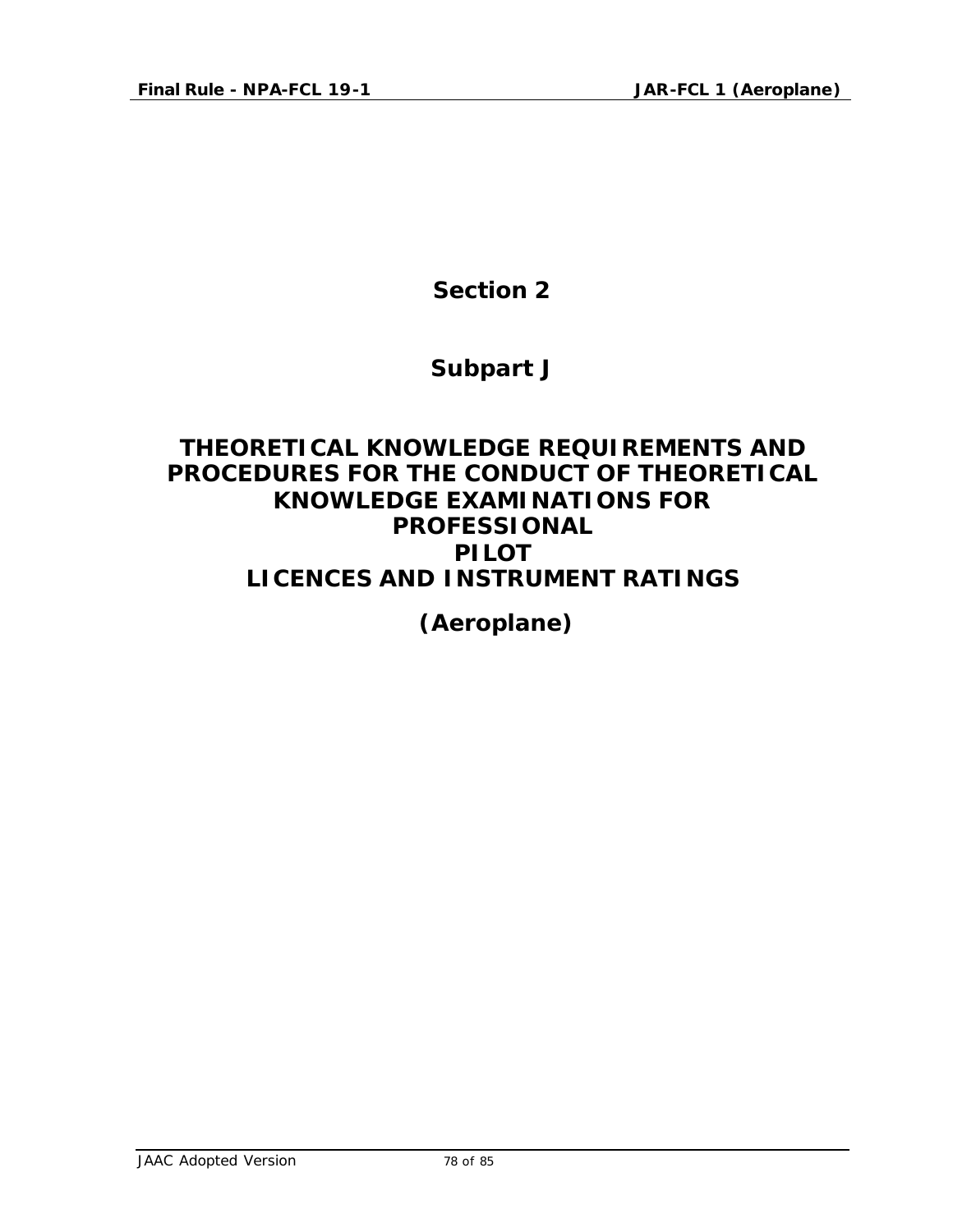# Section 2

# Subpart J

# THEORETICAL KNOWLEDGE REQUIREMENTS AND PROCEDURES FOR THE CONDUCT OF THEORETICAL KNOWLEDGE EXAMINATIONS FOR PROFESSIONAL PILOT LICENCES AND INSTRUMENT RATINGS

# (Aeroplane)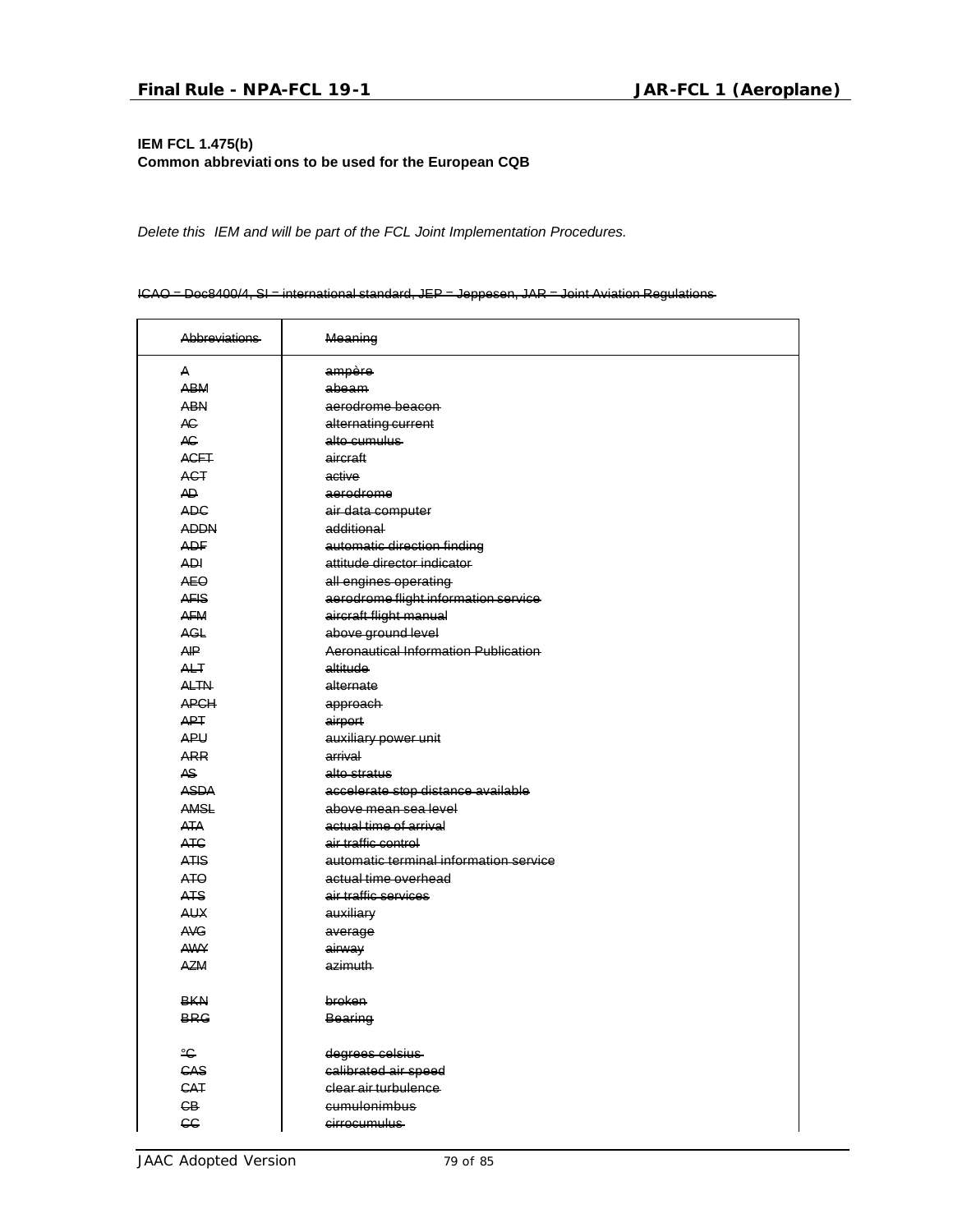**IEM FCL 1.475(b)**
**Common abbreviations to be used for the European CQB**

*Delete this IEM and will be part of the FCL Joint Implementation Procedures.*

~~ICAO = Doc8400/4, SI = international standard, JEP = Jeppesen, JAR = Joint Aviation Regulations~~

| ~~Abbreviations~~ | ~~Meaning~~ |
|---|---|
| ~~A~~ | ~~ampère~~ |
| ~~ABM~~ | ~~abeam~~ |
| ~~ABN~~ | ~~aerodrome beacon~~ |
| ~~AC~~ | ~~alternating current~~ |
| ~~AC~~ | ~~alto cumulus~~ |
| ~~ACFT~~ | ~~aircraft~~ |
| ~~ACT~~ | ~~active~~ |
| ~~AD~~ | ~~aerodrome~~ |
| ~~ADC~~ | ~~air data computer~~ |
| ~~ADDN~~ | ~~additional~~ |
| ~~ADF~~ | ~~automatic direction finding~~ |
| ~~ADI~~ | ~~attitude director indicator~~ |
| ~~AEO~~ | ~~all engines operating~~ |
| ~~AFIS~~ | ~~aerodrome flight information service~~ |
| ~~AFM~~ | ~~aircraft flight manual~~ |
| ~~AGL~~ | ~~above ground level~~ |
| ~~AIP~~ | ~~Aeronautical Information Publication~~ |
| ~~ALT~~ | ~~altitude~~ |
| ~~ALTN~~ | ~~alternate~~ |
| ~~APCH~~ | ~~approach~~ |
| ~~APT~~ | ~~airport~~ |
| ~~APU~~ | ~~auxiliary power unit~~ |
| ~~ARR~~ | ~~arrival~~ |
| ~~AS~~ | ~~alto stratus~~ |
| ~~ASDA~~ | ~~accelerate stop distance available~~ |
| ~~AMSL~~ | ~~above mean sea level~~ |
| ~~ATA~~ | ~~actual time of arrival~~ |
| ~~ATC~~ | ~~air traffic control~~ |
| ~~ATIS~~ | ~~automatic terminal information service~~ |
| ~~ATO~~ | ~~actual time overhead~~ |
| ~~ATS~~ | ~~air traffic services~~ |
| ~~AUX~~ | ~~auxiliary~~ |
| ~~AVG~~ | ~~average~~ |
| ~~AWY~~ | ~~airway~~ |
| ~~AZM~~ | ~~azimuth~~ |
| | |
| ~~BKN~~ | ~~broken~~ |
| ~~BRG~~ | ~~Bearing~~ |
| | |
| ~~°C~~ | ~~degrees celsius~~ |
| ~~CAS~~ | ~~calibrated air speed~~ |
| ~~CAT~~ | ~~clear air turbulence~~ |
| ~~CB~~ | ~~cumulonimbus~~ |
| ~~CC~~ | ~~cirrocumulus~~ |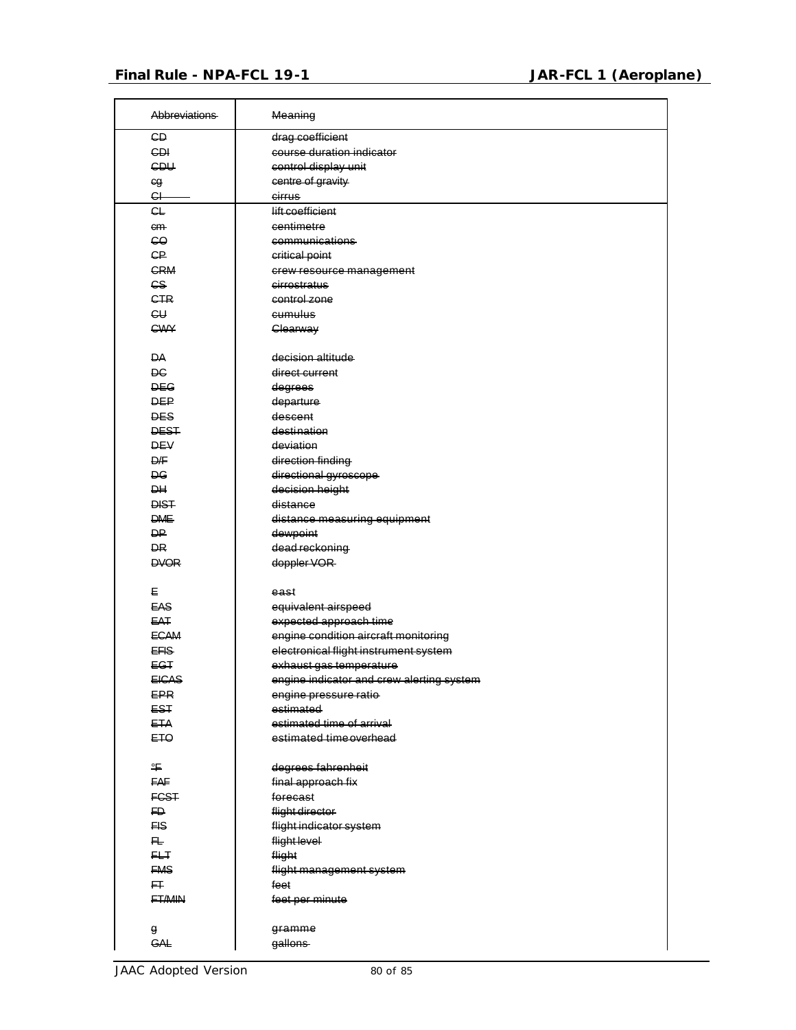| ~~Abbreviations~~ | ~~Meaning~~ |
| --- | --- |
| ~~CD~~ | ~~drag coefficient~~ |
| ~~CDI~~ | ~~course duration indicator~~ |
| ~~CDU~~ | ~~control display unit~~ |
| ~~cg~~ | ~~centre of gravity~~ |
| ~~CI~~ | ~~cirrus~~ |
| ~~CL~~ | ~~lift coefficient~~ |
| ~~cm~~ | ~~centimetre~~ |
| ~~CO~~ | ~~communications~~ |
| ~~CP~~ | ~~critical point~~ |
| ~~CRM~~ | ~~crew resource management~~ |
| ~~CS~~ | ~~cirrostratus~~ |
| ~~CTR~~ | ~~control zone~~ |
| ~~CU~~ | ~~cumulus~~ |
| ~~CWY~~ | ~~Clearway~~ |
| | |
| ~~DA~~ | ~~decision altitude~~ |
| ~~DC~~ | ~~direct current~~ |
| ~~DEG~~ | ~~degrees~~ |
| ~~DEP~~ | ~~departure~~ |
| ~~DES~~ | ~~descent~~ |
| ~~DEST~~ | ~~destination~~ |
| ~~DEV~~ | ~~deviation~~ |
| ~~D/F~~ | ~~direction finding~~ |
| ~~DG~~ | ~~directional gyroscope~~ |
| ~~DH~~ | ~~decision height~~ |
| ~~DIST~~ | ~~distance~~ |
| ~~DME~~ | ~~distance measuring equipment~~ |
| ~~DP~~ | ~~dewpoint~~ |
| ~~DR~~ | ~~dead reckoning~~ |
| ~~DVOR~~ | ~~doppler VOR~~ |
| | |
| ~~E~~ | ~~east~~ |
| ~~EAS~~ | ~~equivalent airspeed~~ |
| ~~EAT~~ | ~~expected approach time~~ |
| ~~ECAM~~ | ~~engine condition aircraft monitoring~~ |
| ~~EFIS~~ | ~~electronical flight instrument system~~ |
| ~~EGT~~ | ~~exhaust gas temperature~~ |
| ~~EICAS~~ | ~~engine indicator and crew alerting system~~ |
| ~~EPR~~ | ~~engine pressure ratio~~ |
| ~~EST~~ | ~~estimated~~ |
| ~~ETA~~ | ~~estimated time of arrival~~ |
| ~~ETO~~ | ~~estimated time overhead~~ |
| | |
| ~~°F~~ | ~~degrees fahrenheit~~ |
| ~~FAF~~ | ~~final approach fix~~ |
| ~~FCST~~ | ~~forecast~~ |
| ~~FD~~ | ~~flight director~~ |
| ~~FIS~~ | ~~flight indicator system~~ |
| ~~FL~~ | ~~flight level~~ |
| ~~FLT~~ | ~~flight~~ |
| ~~FMS~~ | ~~flight management system~~ |
| ~~FT~~ | ~~feet~~ |
| ~~FT/MIN~~ | ~~feet per minute~~ |
| | |
| ~~g~~ | ~~gramme~~ |
| ~~GAL~~ | ~~gallons~~ |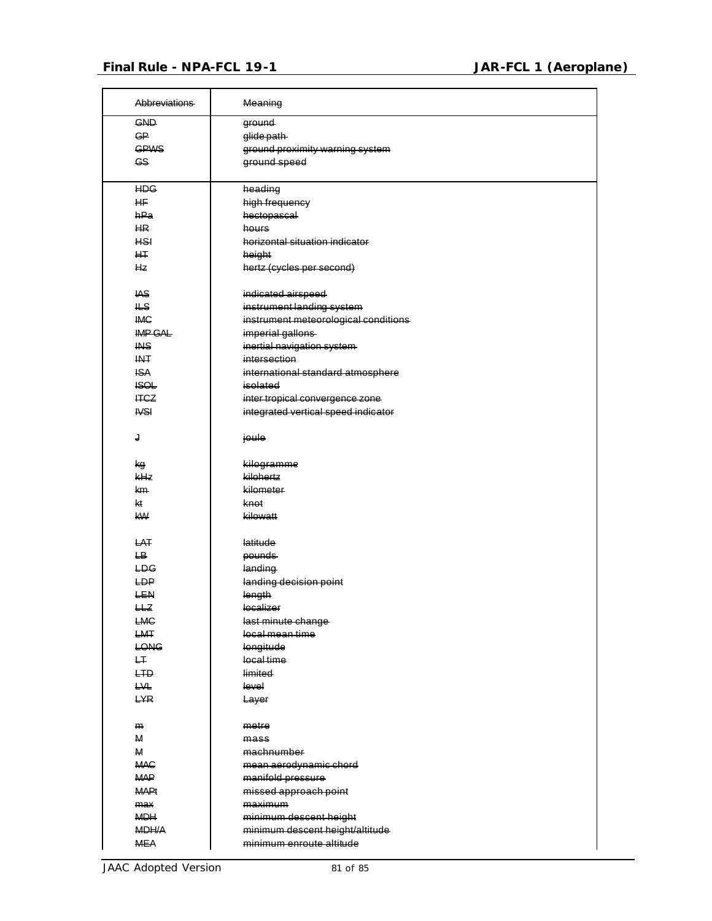| ~~Abbreviations~~ | ~~Meaning~~ |
|---|---|
| ~~GND~~ | ~~ground~~ |
| ~~GP~~ | ~~glide path~~ |
| ~~GPWS~~ | ~~ground proximity warning system~~ |
| ~~GS~~ | ~~ground speed~~ |
| ~~HDG~~ | ~~heading~~ |
| ~~HF~~ | ~~high frequency~~ |
| ~~hPa~~ | ~~hectopascal~~ |
| ~~HR~~ | ~~hours~~ |
| ~~HSI~~ | ~~horizontal situation indicator~~ |
| ~~HT~~ | ~~height~~ |
| ~~Hz~~ | ~~hertz (cycles per second)~~ |
| | |
| ~~IAS~~ | ~~indicated airspeed~~ |
| ~~ILS~~ | ~~instrument landing system~~ |
| ~~IMC~~ | ~~instrument meteorological conditions~~ |
| ~~IMP GAL~~ | ~~imperial gallons~~ |
| ~~INS~~ | ~~inertial navigation system~~ |
| ~~INT~~ | ~~intersection~~ |
| ~~ISA~~ | ~~international standard atmosphere~~ |
| ~~ISOL~~ | ~~isolated~~ |
| ~~ITCZ~~ | ~~inter tropical convergence zone~~ |
| ~~IVSI~~ | ~~integrated vertical speed indicator~~ |
| | |
| ~~J~~ | ~~joule~~ |
| | |
| ~~kg~~ | ~~kilogramme~~ |
| ~~kHz~~ | ~~kilohertz~~ |
| ~~km~~ | ~~kilometer~~ |
| ~~kt~~ | ~~knot~~ |
| ~~kW~~ | ~~kilowatt~~ |
| | |
| ~~LAT~~ | ~~latitude~~ |
| ~~LB~~ | ~~pounds~~ |
| ~~LDG~~ | ~~landing~~ |
| ~~LDP~~ | ~~landing decision point~~ |
| ~~LEN~~ | ~~length~~ |
| ~~LLZ~~ | ~~localizer~~ |
| ~~LMC~~ | ~~last minute change~~ |
| ~~LMT~~ | ~~local mean time~~ |
| ~~LONG~~ | ~~longitude~~ |
| ~~LT~~ | ~~local time~~ |
| ~~LTD~~ | ~~limited~~ |
| ~~LVL~~ | ~~level~~ |
| ~~LYR~~ | ~~Layer~~ |
| | |
| ~~m~~ | ~~metre~~ |
| ~~M~~ | ~~mass~~ |
| ~~M~~ | ~~machnumber~~ |
| ~~MAC~~ | ~~mean aerodynamic chord~~ |
| ~~MAP~~ | ~~manifold pressure~~ |
| ~~MAPt~~ | ~~missed approach point~~ |
| ~~max~~ | ~~maximum~~ |
| ~~MDH~~ | ~~minimum descent height~~ |
| ~~MDH/A~~ | ~~minimum descent height/altitude~~ |
| ~~MEA~~ | ~~minimum enroute altitude~~ |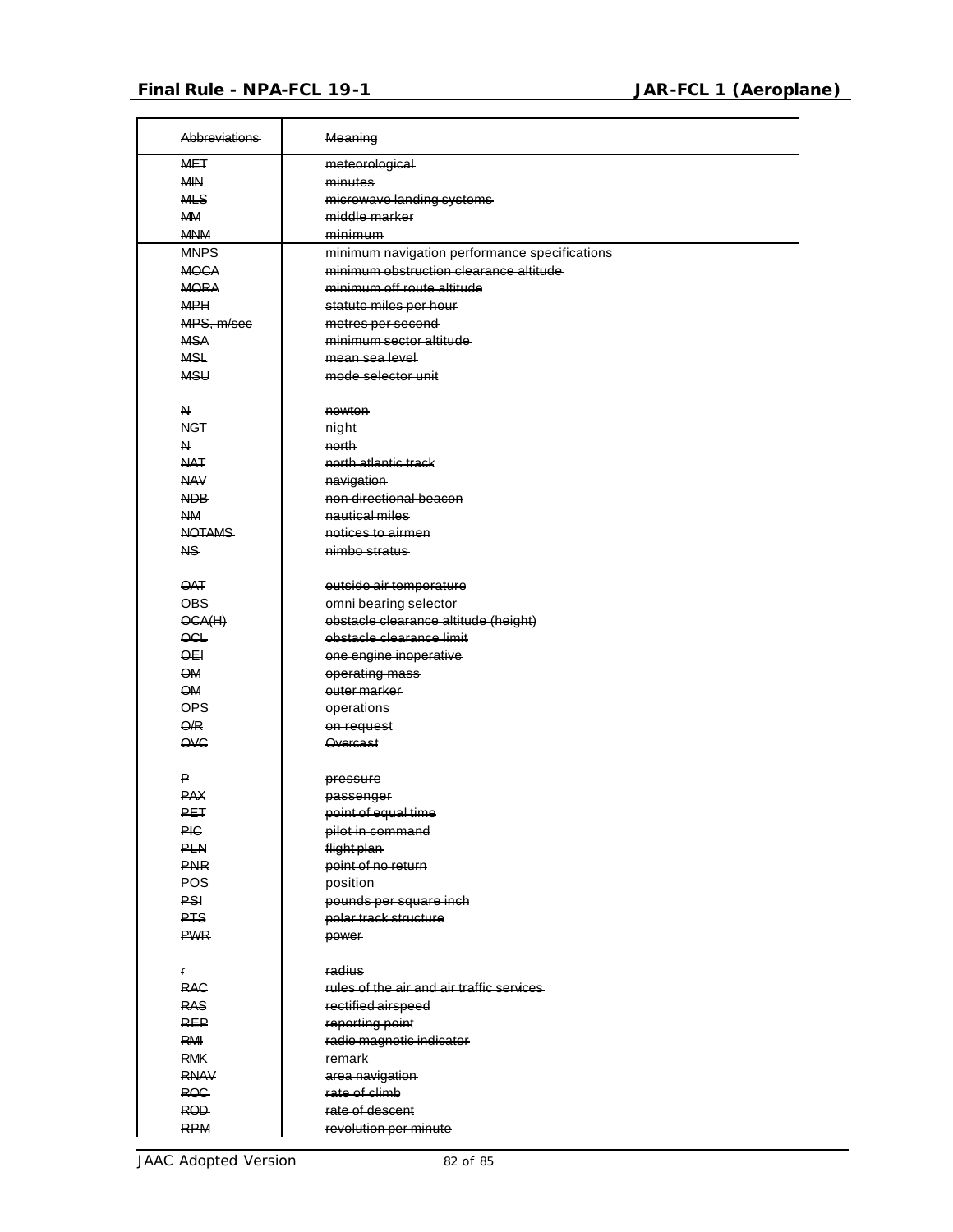| ~~Abbreviations~~ | ~~Meaning~~ |
|---|---|
| ~~MET~~ | ~~meteorological~~ |
| ~~MIN~~ | ~~minutes~~ |
| ~~MLS~~ | ~~microwave landing systems~~ |
| ~~MM~~ | ~~middle marker~~ |
| ~~MNM~~ | ~~minimum~~ |
| ~~MNPS~~ | ~~minimum navigation performance specifications~~ |
| ~~MOCA~~ | ~~minimum obstruction clearance altitude~~ |
| ~~MORA~~ | ~~minimum off route altitude~~ |
| ~~MPH~~ | ~~statute miles per hour~~ |
| ~~MPS, m/sec~~ | ~~metres per second~~ |
| ~~MSA~~ | ~~minimum sector altitude~~ |
| ~~MSL~~ | ~~mean sea level~~ |
| ~~MSU~~ | ~~mode selector unit~~ |
| | |
| ~~N~~ | ~~newton~~ |
| ~~NGT~~ | ~~night~~ |
| ~~N~~ | ~~north~~ |
| ~~NAT~~ | ~~north atlantic track~~ |
| ~~NAV~~ | ~~navigation~~ |
| ~~NDB~~ | ~~non directional beacon~~ |
| ~~NM~~ | ~~nautical miles~~ |
| ~~NOTAMS~~ | ~~notices to airmen~~ |
| ~~NS~~ | ~~nimbo stratus~~ |
| | |
| ~~OAT~~ | ~~outside air temperature~~ |
| ~~OBS~~ | ~~omni bearing selector~~ |
| ~~OCA(H)~~ | ~~obstacle clearance altitude (height)~~ |
| ~~OCL~~ | ~~obstacle clearance limit~~ |
| ~~OEI~~ | ~~one engine inoperative~~ |
| ~~OM~~ | ~~operating mass~~ |
| ~~OM~~ | ~~outer marker~~ |
| ~~OPS~~ | ~~operations~~ |
| ~~O/R~~ | ~~on request~~ |
| ~~OVC~~ | ~~Overcast~~ |
| | |
| ~~P~~ | ~~pressure~~ |
| ~~PAX~~ | ~~passenger~~ |
| ~~PET~~ | ~~point of equal time~~ |
| ~~PIC~~ | ~~pilot in command~~ |
| ~~PLN~~ | ~~flight plan~~ |
| ~~PNR~~ | ~~point of no return~~ |
| ~~POS~~ | ~~position~~ |
| ~~PSI~~ | ~~pounds per square inch~~ |
| ~~PTS~~ | ~~polar track structure~~ |
| ~~PWR~~ | ~~power~~ |
| | |
| ~~r~~ | ~~radius~~ |
| ~~RAC~~ | ~~rules of the air and air traffic services~~ |
| ~~RAS~~ | ~~rectified airspeed~~ |
| ~~REP~~ | ~~reporting point~~ |
| ~~RMI~~ | ~~radio magnetic indicator~~ |
| ~~RMK~~ | ~~remark~~ |
| ~~RNAV~~ | ~~area navigation~~ |
| ~~ROC~~ | ~~rate of climb~~ |
| ~~ROD~~ | ~~rate of descent~~ |
| ~~RPM~~ | ~~revolution per minute~~ |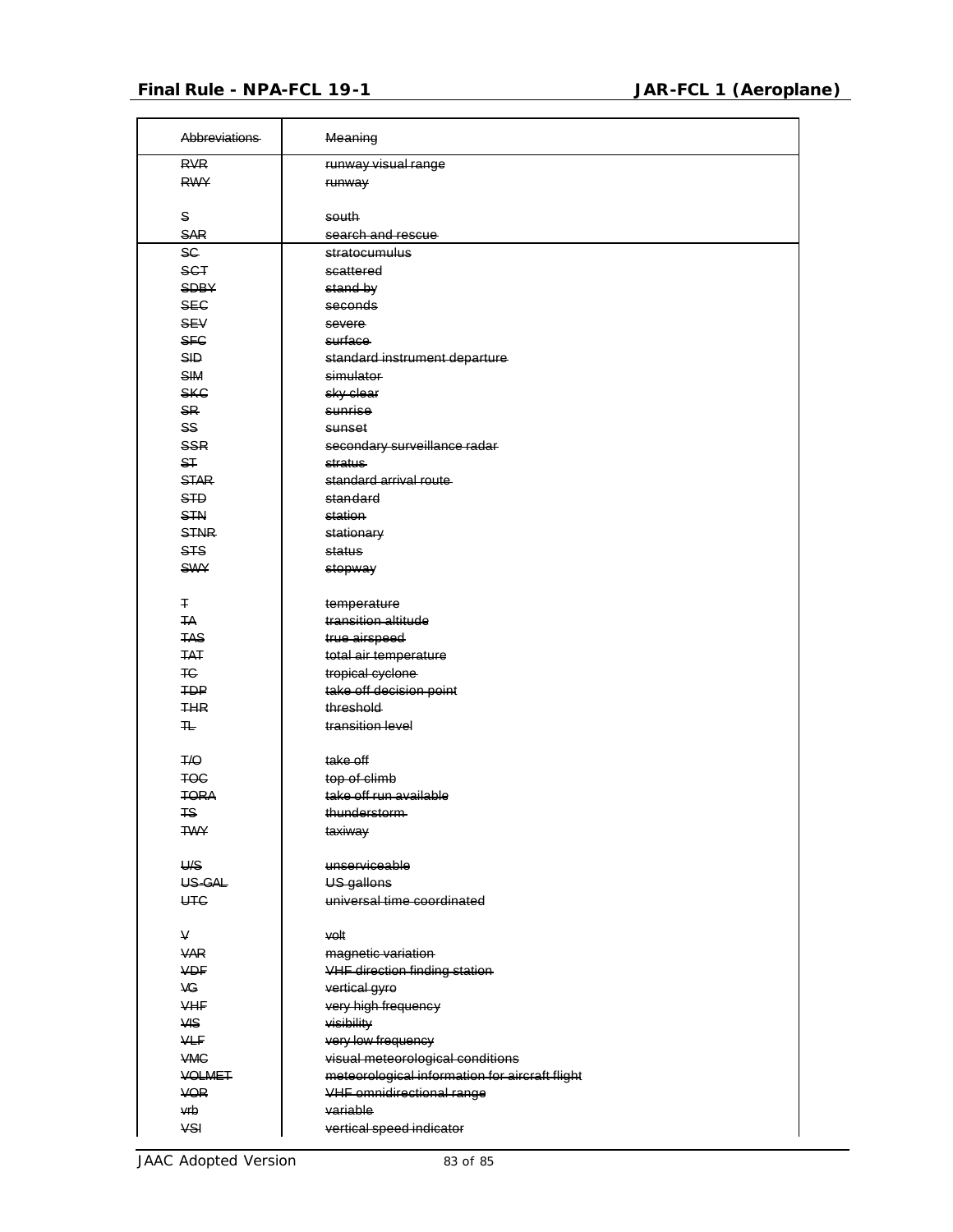| Abbreviations | Meaning |
|---|---|
| ~~RVR~~ | ~~runway visual range~~ |
| ~~RWY~~ | ~~runway~~ |
| | |
| ~~S~~ | ~~south~~ |
| ~~SAR~~ | ~~search and rescue~~ |
| ~~SC~~ | ~~stratocumulus~~ |
| ~~SCT~~ | ~~scattered~~ |
| ~~SDBY~~ | ~~stand by~~ |
| ~~SEC~~ | ~~seconds~~ |
| ~~SEV~~ | ~~severe~~ |
| ~~SFC~~ | ~~surface~~ |
| ~~SID~~ | ~~standard instrument departure~~ |
| ~~SIM~~ | ~~simulator~~ |
| ~~SKC~~ | ~~sky clear~~ |
| ~~SR~~ | ~~sunrise~~ |
| ~~SS~~ | ~~sunset~~ |
| ~~SSR~~ | ~~secondary surveillance radar~~ |
| ~~ST~~ | ~~stratus~~ |
| ~~STAR~~ | ~~standard arrival route~~ |
| ~~STD~~ | ~~standard~~ |
| ~~STN~~ | ~~station~~ |
| ~~STNR~~ | ~~stationary~~ |
| ~~STS~~ | ~~status~~ |
| ~~SWY~~ | ~~stopway~~ |
| | |
| ~~T~~ | ~~temperature~~ |
| ~~TA~~ | ~~transition altitude~~ |
| ~~TAS~~ | ~~true airspeed~~ |
| ~~TAT~~ | ~~total air temperature~~ |
| ~~TC~~ | ~~tropical cyclone~~ |
| ~~TDP~~ | ~~take off decision point~~ |
| ~~THR~~ | ~~threshold~~ |
| ~~TL~~ | ~~transition level~~ |
| | |
| ~~T/O~~ | ~~take off~~ |
| ~~TOC~~ | ~~top of climb~~ |
| ~~TORA~~ | ~~take off run available~~ |
| ~~TS~~ | ~~thunderstorm~~ |
| ~~TWY~~ | ~~taxiway~~ |
| | |
| ~~U/S~~ | ~~unserviceable~~ |
| ~~US-GAL~~ | ~~US gallons~~ |
| ~~UTC~~ | ~~universal time coordinated~~ |
| | |
| ~~V~~ | ~~volt~~ |
| ~~VAR~~ | ~~magnetic variation~~ |
| ~~VDF~~ | ~~VHF direction finding station~~ |
| ~~VG~~ | ~~vertical gyro~~ |
| ~~VHF~~ | ~~very high frequency~~ |
| ~~VIS~~ | ~~visibility~~ |
| ~~VLF~~ | ~~very low frequency~~ |
| ~~VMC~~ | ~~visual meteorological conditions~~ |
| ~~VOLMET~~ | ~~meteorological information for aircraft flight~~ |
| ~~VOR~~ | ~~VHF omnidirectional range~~ |
| ~~vrb~~ | ~~variable~~ |
| ~~VSI~~ | ~~vertical speed indicator~~ |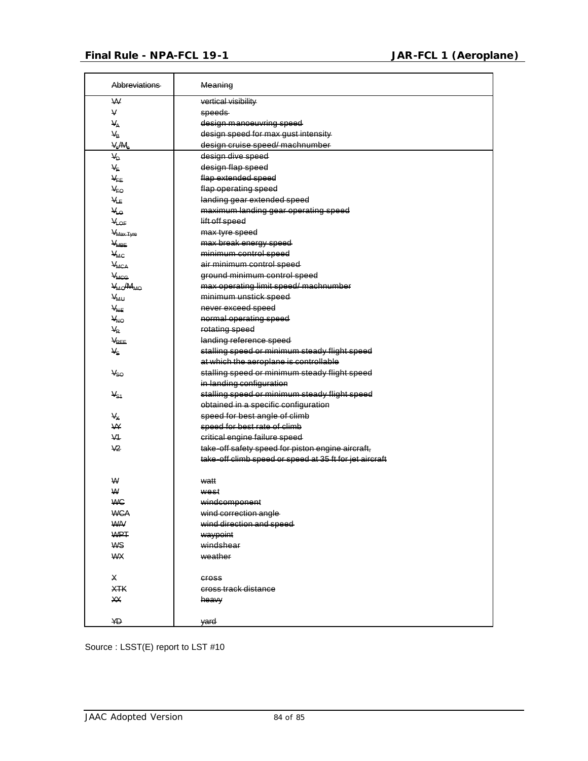| ~~Abbreviations~~ | ~~Meaning~~ |
| --- | --- |
| ~~VV~~ | ~~vertical visibility~~ |
| ~~V~~ | ~~speeds~~ |
| ~~$V_A$~~ | ~~design manoeuvring speed~~ |
| ~~$V_B$~~ | ~~design speed for max gust intensity~~ |
| ~~$V_c/M_c$~~ | ~~design cruise speed/ machnumber~~ |
| ~~$V_D$~~ | ~~design dive speed~~ |
| ~~$V_F$~~ | ~~design flap speed~~ |
| ~~$V_{FE}$~~ | ~~flap extended speed~~ |
| ~~$V_{FO}$~~ | ~~flap operating speed~~ |
| ~~$V_{LE}$~~ | ~~landing gear extended speed~~ |
| ~~$V_{LO}$~~ | ~~maximum landing gear operating speed~~ |
| ~~$V_{LOF}$~~ | ~~lift off speed~~ |
| ~~$V_{Max\ Tyre}$~~ | ~~max tyre speed~~ |
| ~~$V_{MBE}$~~ | ~~max break energy speed~~ |
| ~~$V_{MC}$~~ | ~~minimum control speed~~ |
| ~~$V_{MCA}$~~ | ~~air minimum control speed~~ |
| ~~$V_{MCG}$~~ | ~~ground minimum control speed~~ |
| ~~$V_{MO}/M_{MO}$~~ | ~~max operating limit speed/ machnumber~~ |
| ~~$V_{MU}$~~ | ~~minimum unstick speed~~ |
| ~~$V_{NE}$~~ | ~~never exceed speed~~ |
| ~~$V_{NO}$~~ | ~~normal operating speed~~ |
| ~~$V_R$~~ | ~~rotating speed~~ |
| ~~$V_{REF}$~~ | ~~landing reference speed~~ |
| ~~$V_S$~~ | ~~stalling speed or minimum steady flight speed at which the aeroplane is controllable~~ |
| ~~$V_{SO}$~~ | ~~stalling speed or minimum steady flight speed in landing configuration~~ |
| ~~$V_{S1}$~~ | ~~stalling speed or minimum steady flight speed obtained in a specific configuration~~ |
| ~~$V_X$~~ | ~~speed for best angle of climb~~ |
| ~~VY~~ | ~~speed for best rate of climb~~ |
| ~~V1~~ | ~~critical engine failure speed~~ |
| ~~V2~~ | ~~take-off safety speed for piston engine aircraft, take-off climb speed or speed at 35 ft for jet aircraft~~ |
| | |
| ~~W~~ | ~~watt~~ |
| ~~W~~ | ~~west~~ |
| ~~WC~~ | ~~windcomponent~~ |
| ~~WCA~~ | ~~wind correction angle~~ |
| ~~W/V~~ | ~~wind direction and speed~~ |
| ~~WPT~~ | ~~waypoint~~ |
| ~~WS~~ | ~~windshear~~ |
| ~~WX~~ | ~~weather~~ |
| | |
| ~~X~~ | ~~cross~~ |
| ~~XTK~~ | ~~cross track distance~~ |
| ~~XX~~ | ~~heavy~~ |
| | |
| ~~YD~~ | ~~yard~~ |

Source : LSST(E) report to LST #10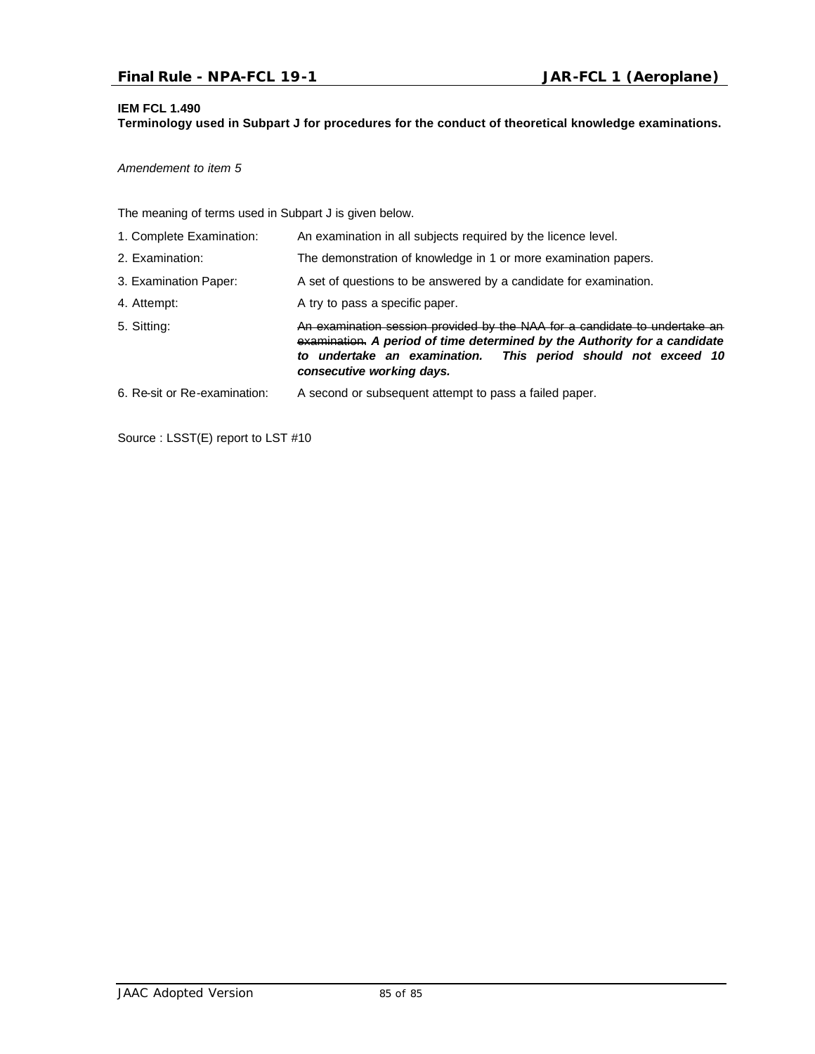**IEM FCL 1.490**
**Terminology used in Subpart J for procedures for the conduct of theoretical knowledge examinations.**

*Amendement to item 5*

The meaning of terms used in Subpart J is given below.

| | |
|---|---|
| 1. Complete Examination: | An examination in all subjects required by the licence level. |
| 2. Examination: | The demonstration of knowledge in 1 or more examination papers. |
| 3. Examination Paper: | A set of questions to be answered by a candidate for examination. |
| 4. Attempt: | A try to pass a specific paper. |
| 5. Sitting: | ~~An examination session provided by the NAA for a candidate to undertake an examination.~~ ***A period of time determined by the Authority for a candidate to undertake an examination. This period should not exceed 10 consecutive working days.*** |
| 6. Re-sit or Re-examination: | A second or subsequent attempt to pass a failed paper. |

Source : LSST(E) report to LST #10